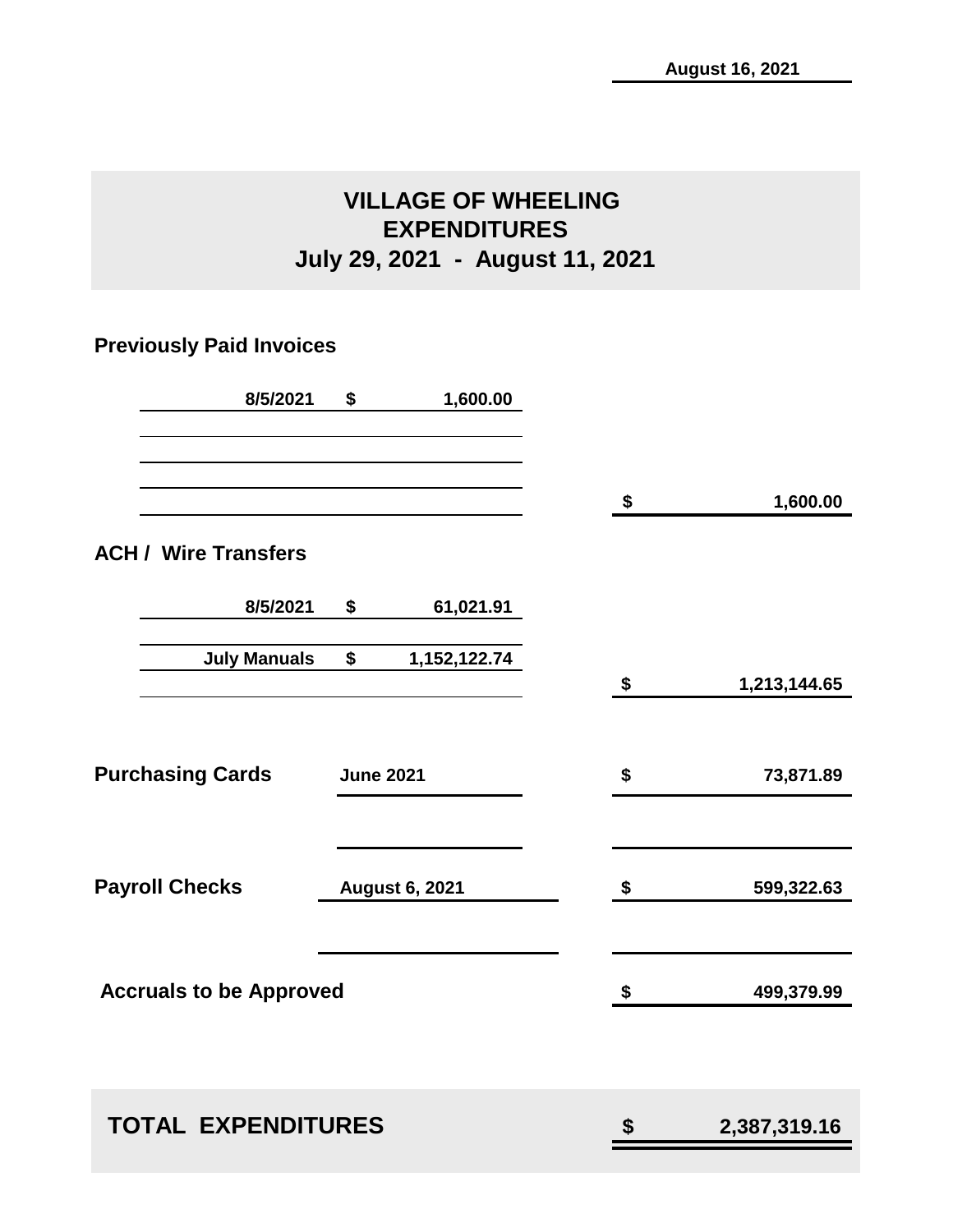August 16, 2021

# VILLAGE OF WHEELING
## EXPENDITURES
## July 29, 2021 - August 11, 2021

### Previously Paid Invoices

| | | |
|---|---|---|
| 8/5/2021 | $ 1,600.00 | |
| | | $ 1,600.00 |

### ACH / Wire Transfers

| | | |
|---|---|---|
| 8/5/2021 | $ 61,021.91 | |
| July Manuals | $ 1,152,122.74 | |
| | | $ 1,213,144.65 |

| | | |
|---|---|---|
| **Purchasing Cards** | June 2021 | $ 73,871.89 |
| **Payroll Checks** | August 6, 2021 | $ 599,322.63 |
| **Accruals to be Approved** | | $ 499,379.99 |

| | |
|---|---|
| **TOTAL EXPENDITURES** | **$ 2,387,319.16** |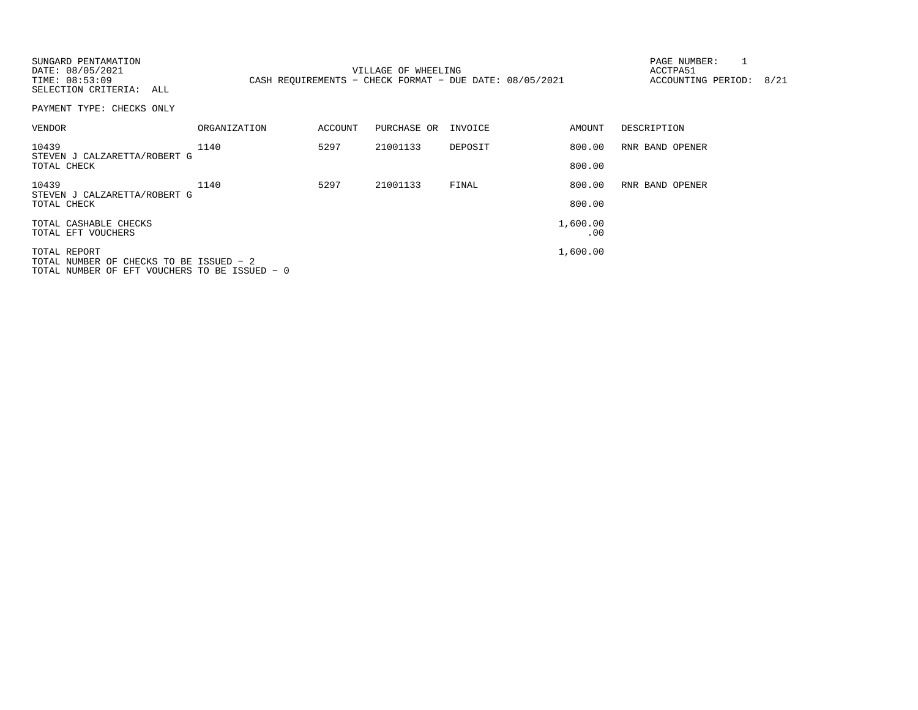SUNGARD PENTAMATION
DATE: 08/05/2021
TIME: 08:53:09
SELECTION CRITERIA: ALL

VILLAGE OF WHEELING
CASH REQUIREMENTS - CHECK FORMAT - DUE DATE: 08/05/2021

PAGE NUMBER: 1
ACCTPA51
ACCOUNTING PERIOD: 8/21

PAYMENT TYPE: CHECKS ONLY

| VENDOR | ORGANIZATION | ACCOUNT | PURCHASE OR | INVOICE | AMOUNT | DESCRIPTION |
|---|---|---|---|---|---|---|
| 10439<br>STEVEN J CALZARETTA/ROBERT G | 1140 | 5297 | 21001133 | DEPOSIT | 800.00 | RNR BAND OPENER |
| TOTAL CHECK | | | | | 800.00 | |
| 10439<br>STEVEN J CALZARETTA/ROBERT G | 1140 | 5297 | 21001133 | FINAL | 800.00 | RNR BAND OPENER |
| TOTAL CHECK | | | | | 800.00 | |
| TOTAL CASHABLE CHECKS | | | | | 1,600.00 | |
| TOTAL EFT VOUCHERS | | | | | .00 | |
| TOTAL REPORT | | | | | 1,600.00 | |

TOTAL NUMBER OF CHECKS TO BE ISSUED - 2
TOTAL NUMBER OF EFT VOUCHERS TO BE ISSUED - 0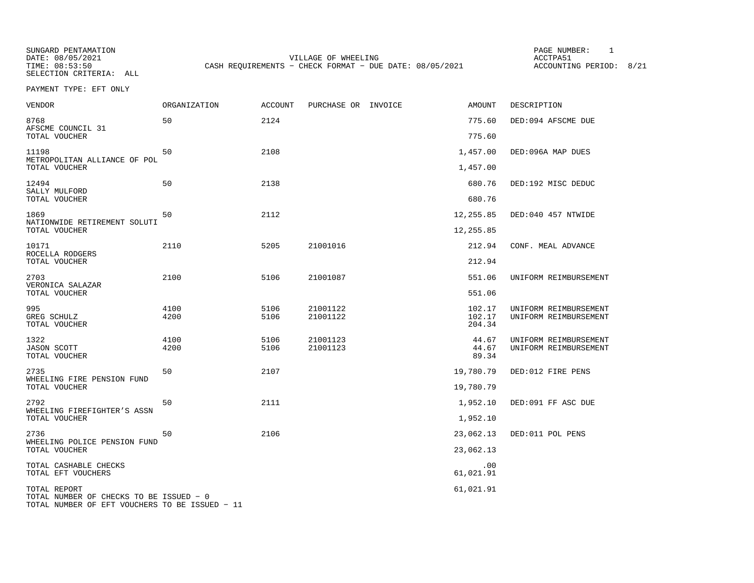SUNGARD PENTAMATION
DATE: 08/05/2021
TIME: 08:53:50
SELECTION CRITERIA: ALL

VILLAGE OF WHEELING
CASH REQUIREMENTS - CHECK FORMAT - DUE DATE: 08/05/2021

PAGE NUMBER: 1
ACCTPA51
ACCOUNTING PERIOD: 8/21

PAYMENT TYPE: EFT ONLY

| VENDOR | ORGANIZATION | ACCOUNT | PURCHASE OR | INVOICE | AMOUNT | DESCRIPTION |
|---|---|---|---|---|---|---|
| 8768 | 50 | 2124 | | | 775.60 | DED:094 AFSCME DUE |
| AFSCME COUNCIL 31 | | | | | | |
| TOTAL VOUCHER | | | | | 775.60 | |
| 11198 | 50 | 2108 | | | 1,457.00 | DED:096A MAP DUES |
| METROPOLITAN ALLIANCE OF POL | | | | | | |
| TOTAL VOUCHER | | | | | 1,457.00 | |
| 12494 | 50 | 2138 | | | 680.76 | DED:192 MISC DEDUC |
| SALLY MULFORD | | | | | | |
| TOTAL VOUCHER | | | | | 680.76 | |
| 1869 | 50 | 2112 | | | 12,255.85 | DED:040 457 NTWIDE |
| NATIONWIDE RETIREMENT SOLUTI | | | | | | |
| TOTAL VOUCHER | | | | | 12,255.85 | |
| 10171 | 2110 | 5205 | 21001016 | | 212.94 | CONF. MEAL ADVANCE |
| ROCELLA RODGERS | | | | | | |
| TOTAL VOUCHER | | | | | 212.94 | |
| 2703 | 2100 | 5106 | 21001087 | | 551.06 | UNIFORM REIMBURSEMENT |
| VERONICA SALAZAR | | | | | | |
| TOTAL VOUCHER | | | | | 551.06 | |
| 995 | 4100 | 5106 | 21001122 | | 102.17 | UNIFORM REIMBURSEMENT |
| GREG SCHULZ | 4200 | 5106 | 21001122 | | 102.17 | UNIFORM REIMBURSEMENT |
| TOTAL VOUCHER | | | | | 204.34 | |
| 1322 | 4100 | 5106 | 21001123 | | 44.67 | UNIFORM REIMBURSEMENT |
| JASON SCOTT | 4200 | 5106 | 21001123 | | 44.67 | UNIFORM REIMBURSEMENT |
| TOTAL VOUCHER | | | | | 89.34 | |
| 2735 | 50 | 2107 | | | 19,780.79 | DED:012 FIRE PENS |
| WHEELING FIRE PENSION FUND | | | | | | |
| TOTAL VOUCHER | | | | | 19,780.79 | |
| 2792 | 50 | 2111 | | | 1,952.10 | DED:091 FF ASC DUE |
| WHEELING FIREFIGHTER'S ASSN | | | | | | |
| TOTAL VOUCHER | | | | | 1,952.10 | |
| 2736 | 50 | 2106 | | | 23,062.13 | DED:011 POL PENS |
| WHEELING POLICE PENSION FUND | | | | | | |
| TOTAL VOUCHER | | | | | 23,062.13 | |
| TOTAL CASHABLE CHECKS | | | | | .00 | |
| TOTAL EFT VOUCHERS | | | | | 61,021.91 | |
| TOTAL REPORT | | | | | 61,021.91 | |

TOTAL NUMBER OF CHECKS TO BE ISSUED - 0
TOTAL NUMBER OF EFT VOUCHERS TO BE ISSUED - 11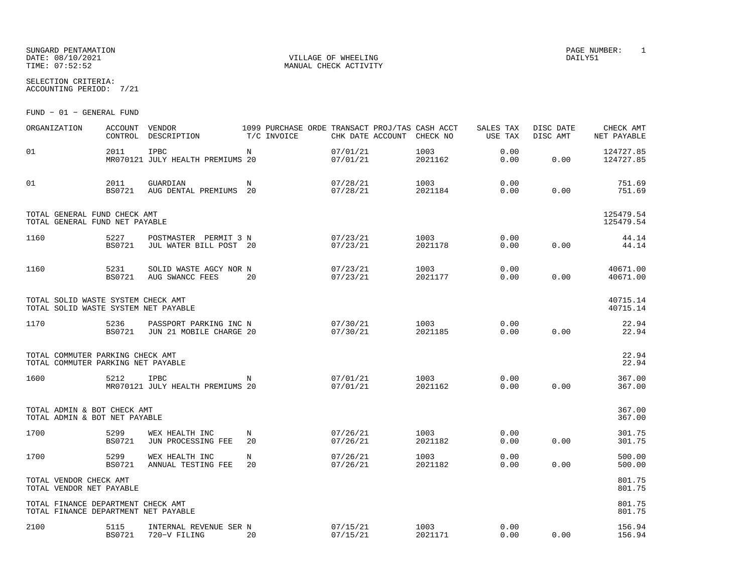SUNGARD PENTAMATION
DATE: 08/10/2021
TIME: 07:52:52

VILLAGE OF WHEELING
MANUAL CHECK ACTIVITY

PAGE NUMBER: 1
DAILY51

SELECTION CRITERIA:
ACCOUNTING PERIOD: 7/21

FUND - 01 - GENERAL FUND

| ORGANIZATION | ACCOUNT CONTROL | VENDOR DESCRIPTION | 1099 T/C | PURCHASE ORDE INVOICE | TRANSACT CHK DATE | PROJ/TAS ACCOUNT | CASH ACCT CHECK NO | SALES TAX USE TAX | DISC DATE DISC AMT | CHECK AMT NET PAYABLE |
|---|---|---|---|---|---|---|---|---|---|---|
| 01 | 2011 | IPBC | N | | 07/01/21 | | 1003 | 0.00 | | 124727.85 |
| | MR070121 | JULY HEALTH PREMIUMS | 20 | | 07/01/21 | | 2021162 | 0.00 | 0.00 | 124727.85 |
| 01 | 2011 | GUARDIAN | N | | 07/28/21 | | 1003 | 0.00 | | 751.69 |
| | BS0721 | AUG DENTAL PREMIUMS | 20 | | 07/28/21 | | 2021184 | 0.00 | 0.00 | 751.69 |
| TOTAL GENERAL FUND CHECK AMT | | | | | | | | | | 125479.54 |
| TOTAL GENERAL FUND NET PAYABLE | | | | | | | | | | 125479.54 |
| 1160 | 5227 | POSTMASTER PERMIT 3 | N | | 07/23/21 | | 1003 | 0.00 | | 44.14 |
| | BS0721 | JUL WATER BILL POST | 20 | | 07/23/21 | | 2021178 | 0.00 | 0.00 | 44.14 |
| 1160 | 5231 | SOLID WASTE AGCY NOR | N | | 07/23/21 | | 1003 | 0.00 | | 40671.00 |
| | BS0721 | AUG SWANCC FEES | 20 | | 07/23/21 | | 2021177 | 0.00 | 0.00 | 40671.00 |
| TOTAL SOLID WASTE SYSTEM CHECK AMT | | | | | | | | | | 40715.14 |
| TOTAL SOLID WASTE SYSTEM NET PAYABLE | | | | | | | | | | 40715.14 |
| 1170 | 5236 | PASSPORT PARKING INC | N | | 07/30/21 | | 1003 | 0.00 | | 22.94 |
| | BS0721 | JUN 21 MOBILE CHARGE | 20 | | 07/30/21 | | 2021185 | 0.00 | 0.00 | 22.94 |
| TOTAL COMMUTER PARKING CHECK AMT | | | | | | | | | | 22.94 |
| TOTAL COMMUTER PARKING NET PAYABLE | | | | | | | | | | 22.94 |
| 1600 | 5212 | IPBC | N | | 07/01/21 | | 1003 | 0.00 | | 367.00 |
| | MR070121 | JULY HEALTH PREMIUMS | 20 | | 07/01/21 | | 2021162 | 0.00 | 0.00 | 367.00 |
| TOTAL ADMIN & BOT CHECK AMT | | | | | | | | | | 367.00 |
| TOTAL ADMIN & BOT NET PAYABLE | | | | | | | | | | 367.00 |
| 1700 | 5299 | WEX HEALTH INC | N | | 07/26/21 | | 1003 | 0.00 | | 301.75 |
| | BS0721 | JUN PROCESSING FEE | 20 | | 07/26/21 | | 2021182 | 0.00 | 0.00 | 301.75 |
| 1700 | 5299 | WEX HEALTH INC | N | | 07/26/21 | | 1003 | 0.00 | | 500.00 |
| | BS0721 | ANNUAL TESTING FEE | 20 | | 07/26/21 | | 2021182 | 0.00 | 0.00 | 500.00 |
| TOTAL VENDOR CHECK AMT | | | | | | | | | | 801.75 |
| TOTAL VENDOR NET PAYABLE | | | | | | | | | | 801.75 |
| TOTAL FINANCE DEPARTMENT CHECK AMT | | | | | | | | | | 801.75 |
| TOTAL FINANCE DEPARTMENT NET PAYABLE | | | | | | | | | | 801.75 |
| 2100 | 5115 | INTERNAL REVENUE SER | N | | 07/15/21 | | 1003 | 0.00 | | 156.94 |
| | BS0721 | 720-V FILING | 20 | | 07/15/21 | | 2021171 | 0.00 | 0.00 | 156.94 |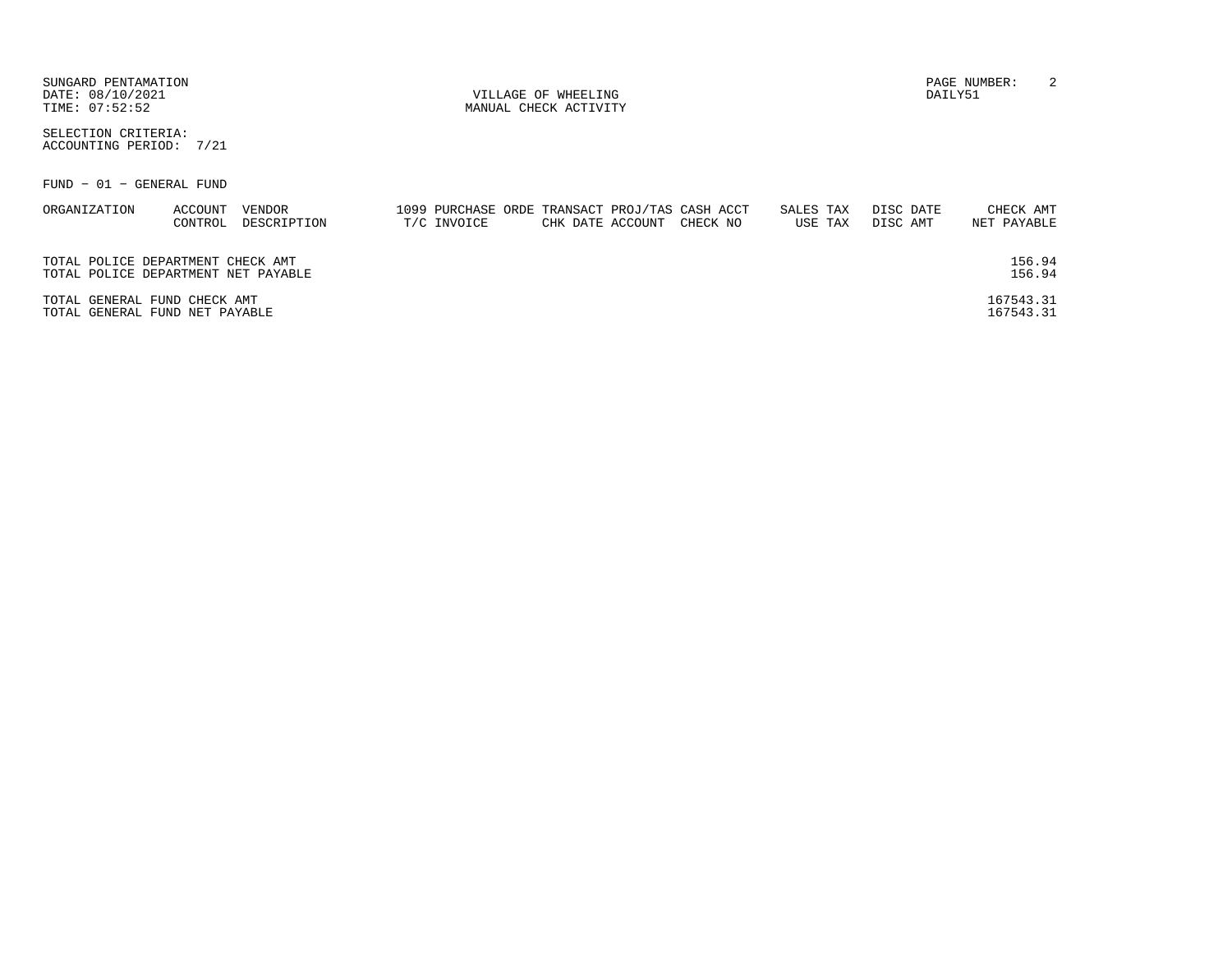SUNGARD PENTAMATION
DATE: 08/10/2021
TIME: 07:52:52

VILLAGE OF WHEELING
MANUAL CHECK ACTIVITY

PAGE NUMBER: 2
DAILY51

SELECTION CRITERIA:
ACCOUNTING PERIOD: 7/21

FUND - 01 - GENERAL FUND

| ORGANIZATION | ACCOUNT CONTROL | VENDOR DESCRIPTION | 1099 T/C | PURCHASE ORDE INVOICE | TRANSACT CHK DATE | PROJ/TAS ACCOUNT | CASH ACCT CHECK NO | SALES TAX USE TAX | DISC DATE DISC AMT | CHECK AMT NET PAYABLE |
|---|---|---|---|---|---|---|---|---|---|---|
| TOTAL POLICE DEPARTMENT CHECK AMT | | | | | | | | | | 156.94 |
| TOTAL POLICE DEPARTMENT NET PAYABLE | | | | | | | | | | 156.94 |
| TOTAL GENERAL FUND CHECK AMT | | | | | | | | | | 167543.31 |
| TOTAL GENERAL FUND NET PAYABLE | | | | | | | | | | 167543.31 |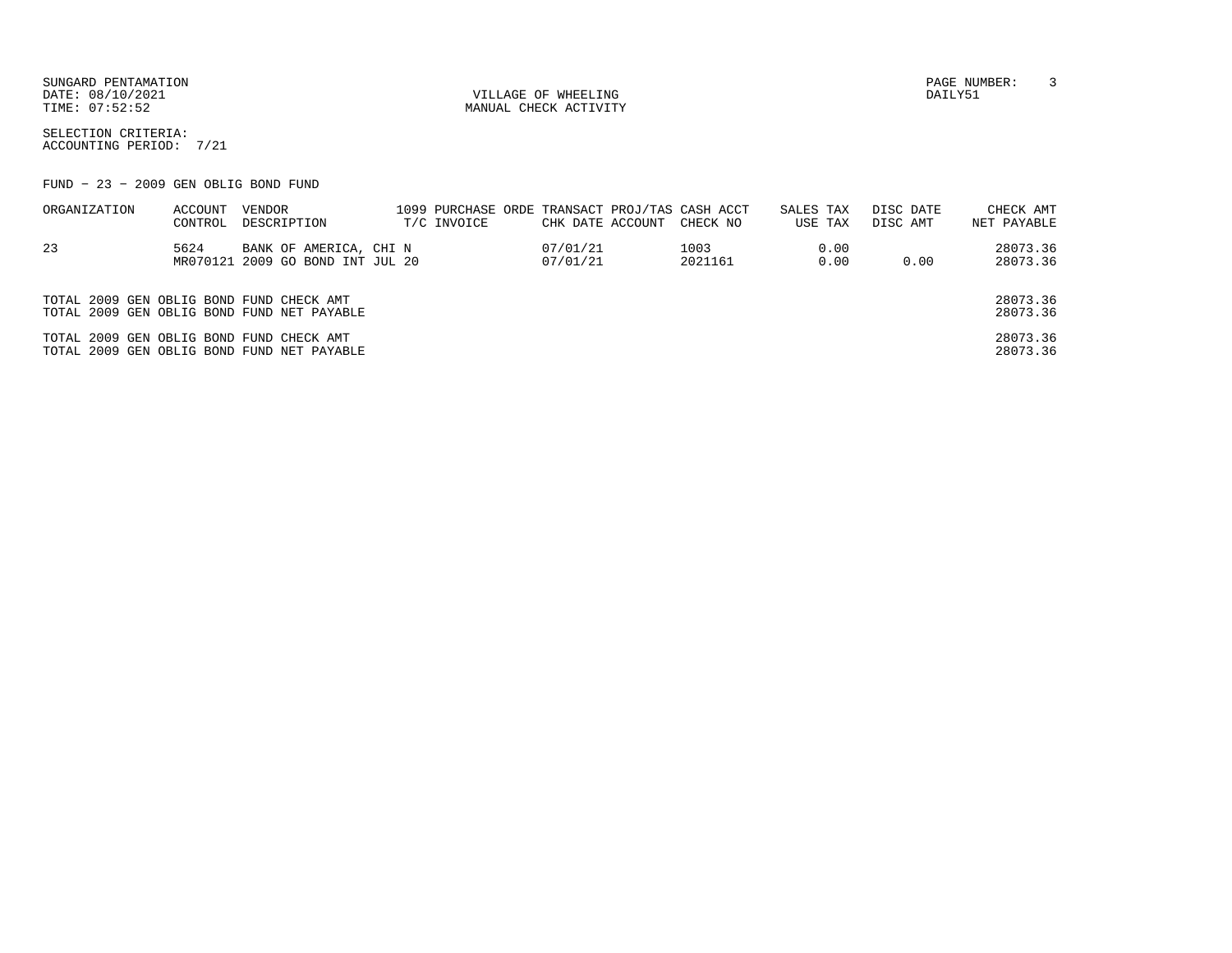SUNGARD PENTAMATION
DATE: 08/10/2021
TIME: 07:52:52

VILLAGE OF WHEELING
MANUAL CHECK ACTIVITY

DAILY51

SELECTION CRITERIA:
ACCOUNTING PERIOD: 7/21

FUND - 23 - 2009 GEN OBLIG BOND FUND

| ORGANIZATION | ACCOUNT CONTROL | VENDOR DESCRIPTION | 1099 T/C | PURCHASE ORDE INVOICE | TRANSACT CHK DATE | PROJ/TAS ACCOUNT | CASH ACCT CHECK NO | SALES TAX USE TAX | DISC DATE DISC AMT | CHECK AMT NET PAYABLE |
|---|---|---|---|---|---|---|---|---|---|---|
| 23 | 5624 | BANK OF AMERICA, CHI N | | | 07/01/21 | | 1003 | 0.00 | | 28073.36 |
| | MR070121 | 2009 GO BOND INT JUL 20 | | | 07/01/21 | | 2021161 | 0.00 | 0.00 | 28073.36 |

| | |
|---|---|
| TOTAL 2009 GEN OBLIG BOND FUND CHECK AMT | 28073.36 |
| TOTAL 2009 GEN OBLIG BOND FUND NET PAYABLE | 28073.36 |
| TOTAL 2009 GEN OBLIG BOND FUND CHECK AMT | 28073.36 |
| TOTAL 2009 GEN OBLIG BOND FUND NET PAYABLE | 28073.36 |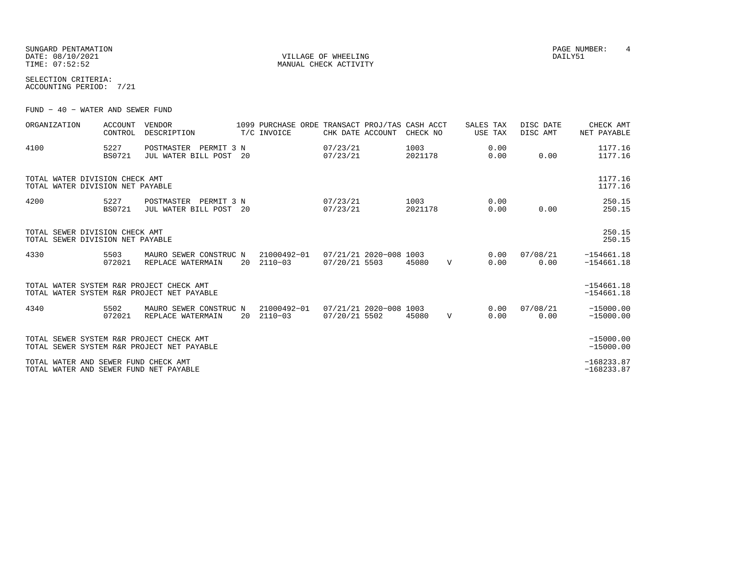SUNGARD PENTAMATION
DATE: 08/10/2021
TIME: 07:52:52

VILLAGE OF WHEELING
MANUAL CHECK ACTIVITY

PAGE NUMBER: 4
DAILY51

SELECTION CRITERIA:
ACCOUNTING PERIOD: 7/21

FUND - 40 - WATER AND SEWER FUND

| ORGANIZATION | ACCOUNT CONTROL | VENDOR DESCRIPTION | 1099 T/C | PURCHASE ORDE INVOICE | TRANSACT CHK DATE | PROJ/TAS ACCOUNT | CASH ACCT CHECK NO | | SALES TAX USE TAX | DISC DATE DISC AMT | CHECK AMT NET PAYABLE |
|---|---|---|---|---|---|---|---|---|---|---|---|
| 4100 | 5227<br>BS0721 | POSTMASTER PERMIT 3<br>JUL WATER BILL POST | N<br>20 | | 07/23/21<br>07/23/21 | | 1003<br>2021178 | | 0.00<br>0.00 | <br>0.00 | 1177.16<br>1177.16 |
| TOTAL WATER DIVISION CHECK AMT<br>TOTAL WATER DIVISION NET PAYABLE | | | | | | | | | | | 1177.16<br>1177.16 |
| 4200 | 5227<br>BS0721 | POSTMASTER PERMIT 3<br>JUL WATER BILL POST | N<br>20 | | 07/23/21<br>07/23/21 | | 1003<br>2021178 | | 0.00<br>0.00 | <br>0.00 | 250.15<br>250.15 |
| TOTAL SEWER DIVISION CHECK AMT<br>TOTAL SEWER DIVISION NET PAYABLE | | | | | | | | | | | 250.15<br>250.15 |
| 4330 | 5503<br>072021 | MAURO SEWER CONSTRUC<br>REPLACE WATERMAIN | N<br>20 | 21000492-01<br>2110-03 | 07/21/21<br>07/20/21 | 2020-008<br>5503 | 1003<br>45080 | V | 0.00<br>0.00 | 07/08/21<br>0.00 | -154661.18<br>-154661.18 |
| TOTAL WATER SYSTEM R&R PROJECT CHECK AMT<br>TOTAL WATER SYSTEM R&R PROJECT NET PAYABLE | | | | | | | | | | | -154661.18<br>-154661.18 |
| 4340 | 5502<br>072021 | MAURO SEWER CONSTRUC<br>REPLACE WATERMAIN | N<br>20 | 21000492-01<br>2110-03 | 07/21/21<br>07/20/21 | 2020-008<br>5502 | 1003<br>45080 | V | 0.00<br>0.00 | 07/08/21<br>0.00 | -15000.00<br>-15000.00 |
| TOTAL SEWER SYSTEM R&R PROJECT CHECK AMT<br>TOTAL SEWER SYSTEM R&R PROJECT NET PAYABLE | | | | | | | | | | | -15000.00<br>-15000.00 |
| TOTAL WATER AND SEWER FUND CHECK AMT<br>TOTAL WATER AND SEWER FUND NET PAYABLE | | | | | | | | | | | -168233.87<br>-168233.87 |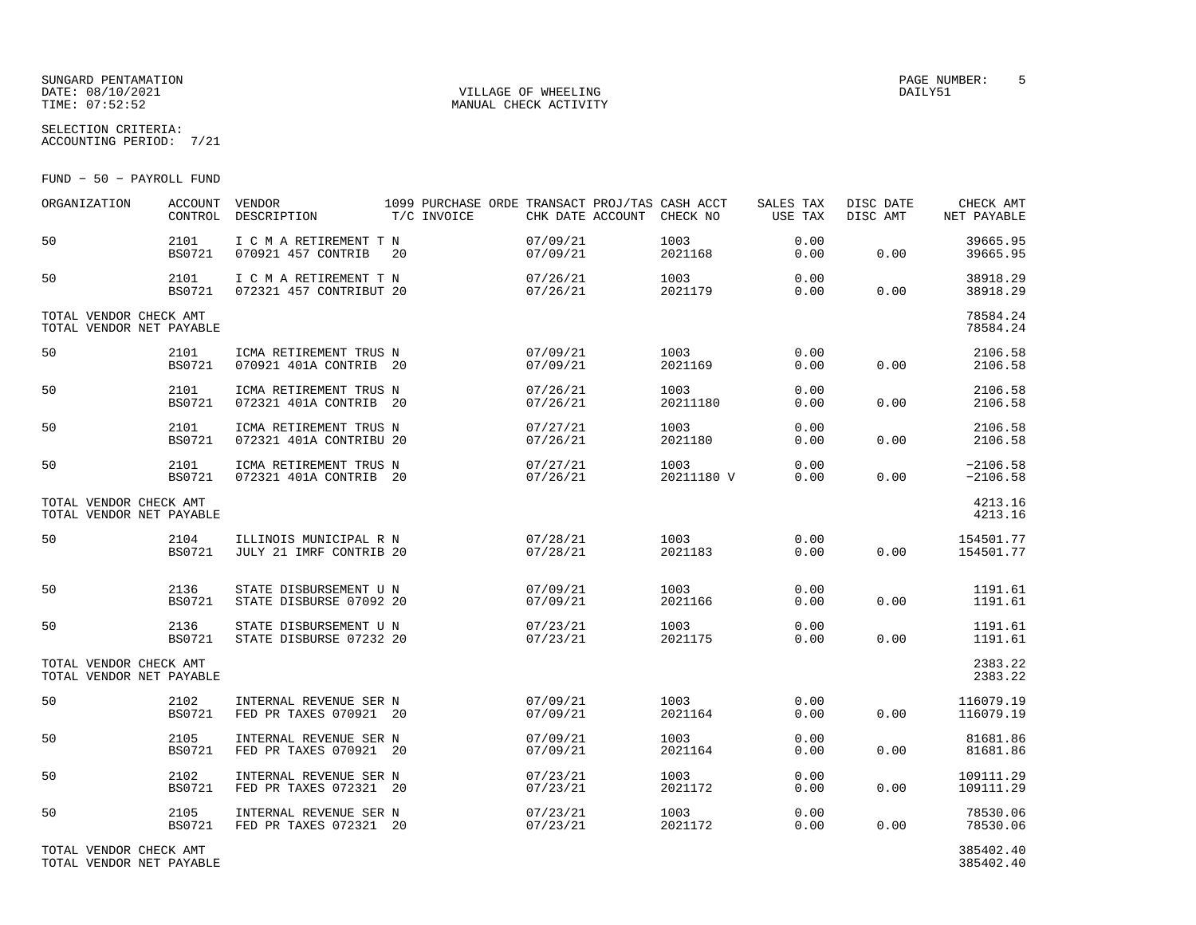SUNGARD PENTAMATION
DATE: 08/10/2021
TIME: 07:52:52

VILLAGE OF WHEELING
MANUAL CHECK ACTIVITY

PAGE NUMBER: 5
DAILY51

SELECTION CRITERIA:
ACCOUNTING PERIOD: 7/21

FUND - 50 - PAYROLL FUND

| ORGANIZATION | ACCOUNT CONTROL | VENDOR DESCRIPTION | 1099 T/C | PURCHASE ORDE INVOICE | TRANSACT CHK DATE | PROJ/TAS ACCOUNT | CASH ACCT CHECK NO | SALES TAX USE TAX | DISC DATE DISC AMT | CHECK AMT NET PAYABLE |
|---|---|---|---|---|---|---|---|---|---|---|
| 50 | 2101 BS0721 | I C M A RETIREMENT T 070921 457 CONTRIB | N 20 | | 07/09/21 07/09/21 | | 1003 2021168 | 0.00 0.00 | 0.00 | 39665.95 39665.95 |
| 50 | 2101 BS0721 | I C M A RETIREMENT T 072321 457 CONTRIBUT | N 20 | | 07/26/21 07/26/21 | | 1003 2021179 | 0.00 0.00 | 0.00 | 38918.29 38918.29 |
| TOTAL VENDOR CHECK AMT TOTAL VENDOR NET PAYABLE | | | | | | | | | | 78584.24 78584.24 |
| 50 | 2101 BS0721 | ICMA RETIREMENT TRUS 070921 401A CONTRIB | N 20 | | 07/09/21 07/09/21 | | 1003 2021169 | 0.00 0.00 | 0.00 | 2106.58 2106.58 |
| 50 | 2101 BS0721 | ICMA RETIREMENT TRUS 072321 401A CONTRIB | N 20 | | 07/26/21 07/26/21 | | 1003 20211180 | 0.00 0.00 | 0.00 | 2106.58 2106.58 |
| 50 | 2101 BS0721 | ICMA RETIREMENT TRUS 072321 401A CONTRIBU | N 20 | | 07/27/21 07/26/21 | | 1003 2021180 | 0.00 0.00 | 0.00 | 2106.58 2106.58 |
| 50 | 2101 BS0721 | ICMA RETIREMENT TRUS 072321 401A CONTRIB | N 20 | | 07/27/21 07/26/21 | | 1003 20211180 V | 0.00 0.00 | 0.00 | -2106.58 -2106.58 |
| TOTAL VENDOR CHECK AMT TOTAL VENDOR NET PAYABLE | | | | | | | | | | 4213.16 4213.16 |
| 50 | 2104 BS0721 | ILLINOIS MUNICIPAL R JULY 21 IMRF CONTRIB | N 20 | | 07/28/21 07/28/21 | | 1003 2021183 | 0.00 0.00 | 0.00 | 154501.77 154501.77 |
| 50 | 2136 BS0721 | STATE DISBURSEMENT U STATE DISBURSE 07092 | N 20 | | 07/09/21 07/09/21 | | 1003 2021166 | 0.00 0.00 | 0.00 | 1191.61 1191.61 |
| 50 | 2136 BS0721 | STATE DISBURSEMENT U STATE DISBURSE 07232 | N 20 | | 07/23/21 07/23/21 | | 1003 2021175 | 0.00 0.00 | 0.00 | 1191.61 1191.61 |
| TOTAL VENDOR CHECK AMT TOTAL VENDOR NET PAYABLE | | | | | | | | | | 2383.22 2383.22 |
| 50 | 2102 BS0721 | INTERNAL REVENUE SER FED PR TAXES 070921 | N 20 | | 07/09/21 07/09/21 | | 1003 2021164 | 0.00 0.00 | 0.00 | 116079.19 116079.19 |
| 50 | 2105 BS0721 | INTERNAL REVENUE SER FED PR TAXES 070921 | N 20 | | 07/09/21 07/09/21 | | 1003 2021164 | 0.00 0.00 | 0.00 | 81681.86 81681.86 |
| 50 | 2102 BS0721 | INTERNAL REVENUE SER FED PR TAXES 072321 | N 20 | | 07/23/21 07/23/21 | | 1003 2021172 | 0.00 0.00 | 0.00 | 109111.29 109111.29 |
| 50 | 2105 BS0721 | INTERNAL REVENUE SER FED PR TAXES 072321 | N 20 | | 07/23/21 07/23/21 | | 1003 2021172 | 0.00 0.00 | 0.00 | 78530.06 78530.06 |
| TOTAL VENDOR CHECK AMT TOTAL VENDOR NET PAYABLE | | | | | | | | | | 385402.40 385402.40 |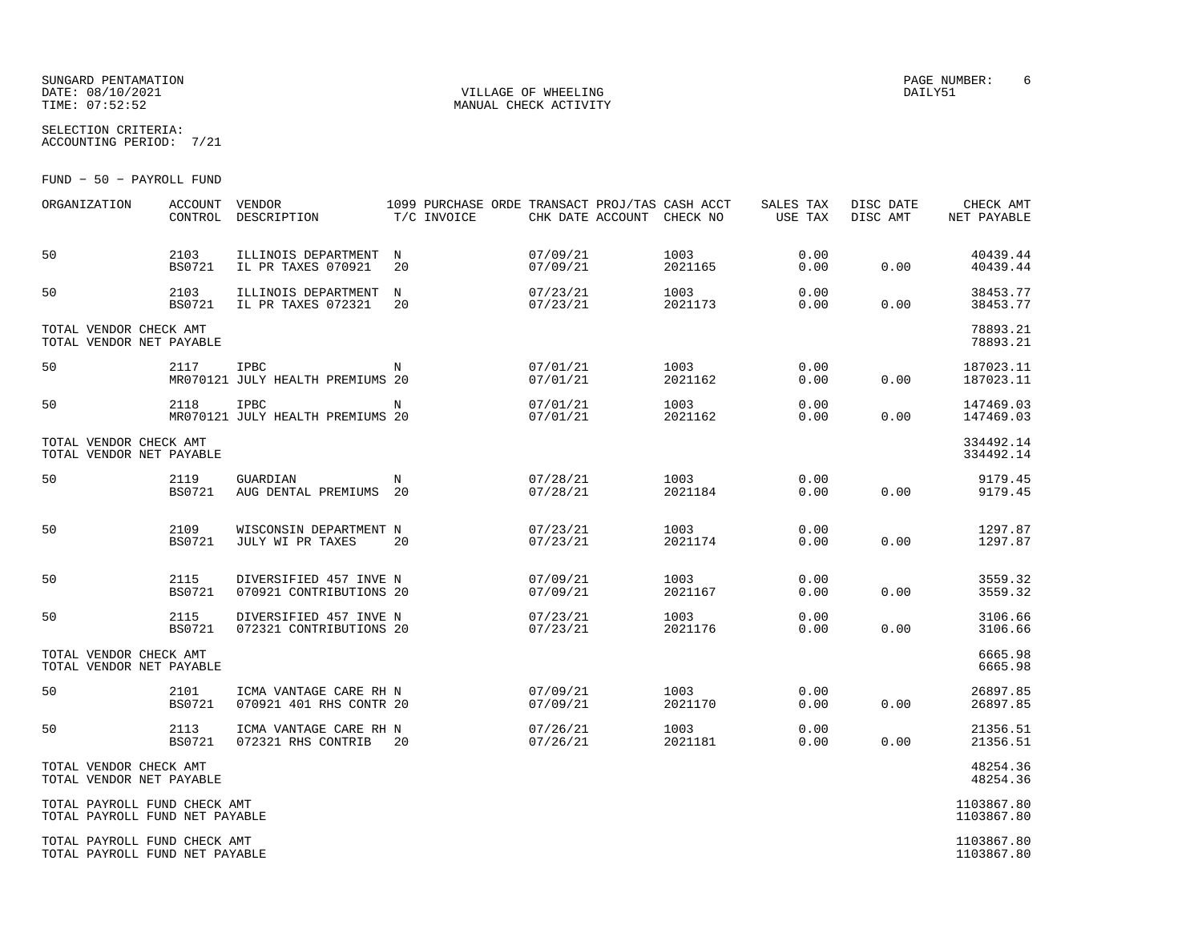SUNGARD PENTAMATION
DATE: 08/10/2021
TIME: 07:52:52

VILLAGE OF WHEELING
MANUAL CHECK ACTIVITY

PAGE NUMBER: 6
DAILY51

SELECTION CRITERIA:
ACCOUNTING PERIOD: 7/21

FUND - 50 - PAYROLL FUND

| ORGANIZATION | ACCOUNT CONTROL | VENDOR DESCRIPTION | 1099 T/C | PURCHASE ORDE INVOICE | TRANSACT CHK DATE | PROJ/TAS ACCOUNT | CASH ACCT CHECK NO | SALES TAX USE TAX | DISC DATE DISC AMT | CHECK AMT NET PAYABLE |
|---|---|---|---|---|---|---|---|---|---|---|
| 50 | 2103 BS0721 | ILLINOIS DEPARTMENT IL PR TAXES 070921 | N 20 | | 07/09/21 07/09/21 | | 1003 2021165 | 0.00 0.00 | 0.00 | 40439.44 40439.44 |
| 50 | 2103 BS0721 | ILLINOIS DEPARTMENT IL PR TAXES 072321 | N 20 | | 07/23/21 07/23/21 | | 1003 2021173 | 0.00 0.00 | 0.00 | 38453.77 38453.77 |
| TOTAL VENDOR CHECK AMT TOTAL VENDOR NET PAYABLE | | | | | | | | | | 78893.21 78893.21 |
| 50 | 2117 MR070121 | IPBC JULY HEALTH PREMIUMS | N 20 | | 07/01/21 07/01/21 | | 1003 2021162 | 0.00 0.00 | 0.00 | 187023.11 187023.11 |
| 50 | 2118 MR070121 | IPBC JULY HEALTH PREMIUMS | N 20 | | 07/01/21 07/01/21 | | 1003 2021162 | 0.00 0.00 | 0.00 | 147469.03 147469.03 |
| TOTAL VENDOR CHECK AMT TOTAL VENDOR NET PAYABLE | | | | | | | | | | 334492.14 334492.14 |
| 50 | 2119 BS0721 | GUARDIAN AUG DENTAL PREMIUMS | N 20 | | 07/28/21 07/28/21 | | 1003 2021184 | 0.00 0.00 | 0.00 | 9179.45 9179.45 |
| 50 | 2109 BS0721 | WISCONSIN DEPARTMENT JULY WI PR TAXES | N 20 | | 07/23/21 07/23/21 | | 1003 2021174 | 0.00 0.00 | 0.00 | 1297.87 1297.87 |
| 50 | 2115 BS0721 | DIVERSIFIED 457 INVE 070921 CONTRIBUTIONS | N 20 | | 07/09/21 07/09/21 | | 1003 2021167 | 0.00 0.00 | 0.00 | 3559.32 3559.32 |
| 50 | 2115 BS0721 | DIVERSIFIED 457 INVE 072321 CONTRIBUTIONS | N 20 | | 07/23/21 07/23/21 | | 1003 2021176 | 0.00 0.00 | 0.00 | 3106.66 3106.66 |
| TOTAL VENDOR CHECK AMT TOTAL VENDOR NET PAYABLE | | | | | | | | | | 6665.98 6665.98 |
| 50 | 2101 BS0721 | ICMA VANTAGE CARE RH 070921 401 RHS CONTR | N 20 | | 07/09/21 07/09/21 | | 1003 2021170 | 0.00 0.00 | 0.00 | 26897.85 26897.85 |
| 50 | 2113 BS0721 | ICMA VANTAGE CARE RH 072321 RHS CONTRIB | N 20 | | 07/26/21 07/26/21 | | 1003 2021181 | 0.00 0.00 | 0.00 | 21356.51 21356.51 |
| TOTAL VENDOR CHECK AMT TOTAL VENDOR NET PAYABLE | | | | | | | | | | 48254.36 48254.36 |
| TOTAL PAYROLL FUND CHECK AMT TOTAL PAYROLL FUND NET PAYABLE | | | | | | | | | | 1103867.80 1103867.80 |
| TOTAL PAYROLL FUND CHECK AMT TOTAL PAYROLL FUND NET PAYABLE | | | | | | | | | | 1103867.80 1103867.80 |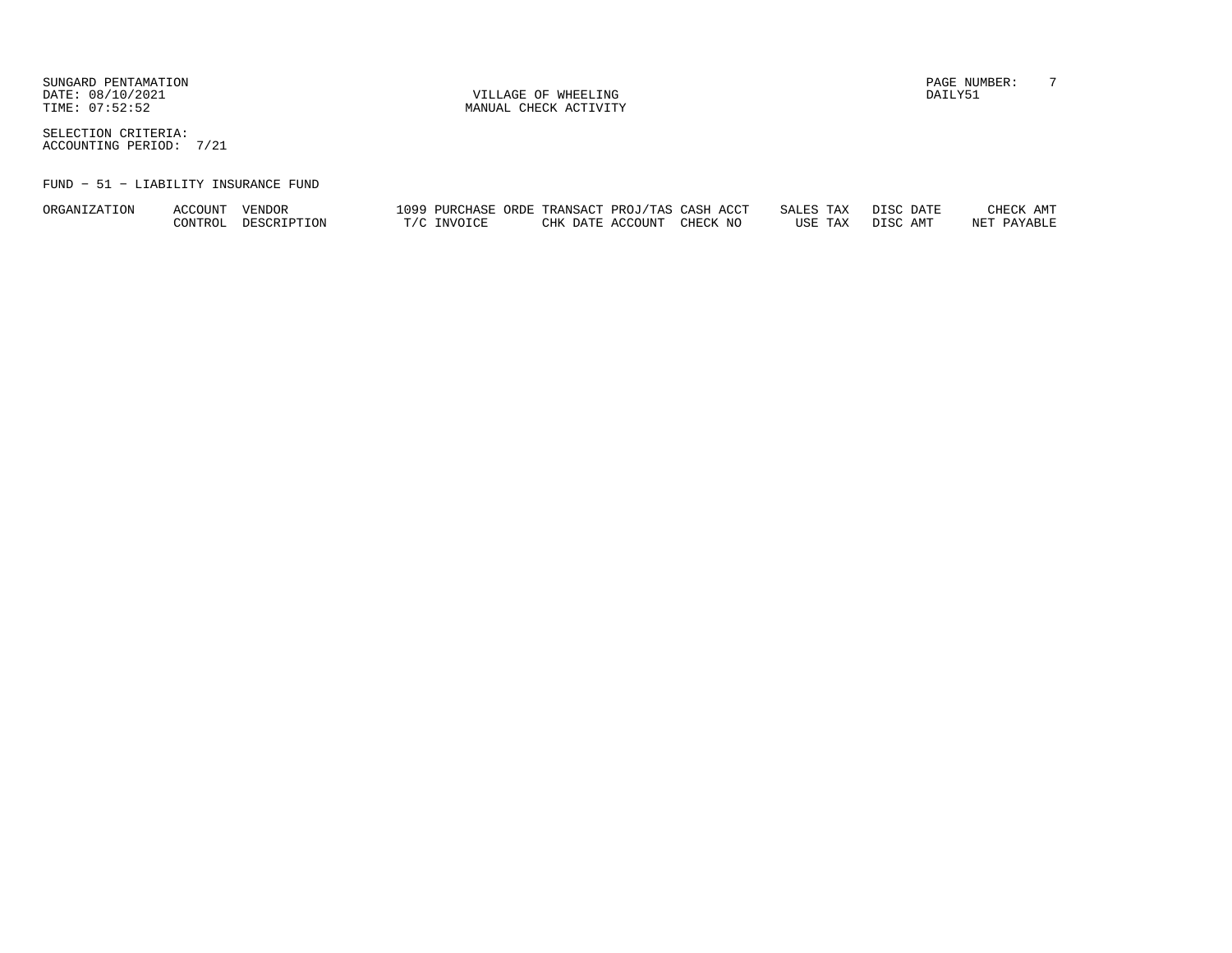VILLAGE OF WHEELING
MANUAL CHECK ACTIVITY

SELECTION CRITERIA:
ACCOUNTING PERIOD: 7/21

FUND − 51 − LIABILITY INSURANCE FUND

| ORGANIZATION | ACCOUNT | VENDOR | 1099 | PURCHASE ORDE | TRANSACT | PROJ/TAS | CASH ACCT | SALES TAX | DISC DATE | CHECK AMT |
|---|---|---|---|---|---|---|---|---|---|---|
| | CONTROL | DESCRIPTION | T/C | INVOICE | CHK DATE | ACCOUNT | CHECK NO | USE TAX | DISC AMT | NET PAYABLE |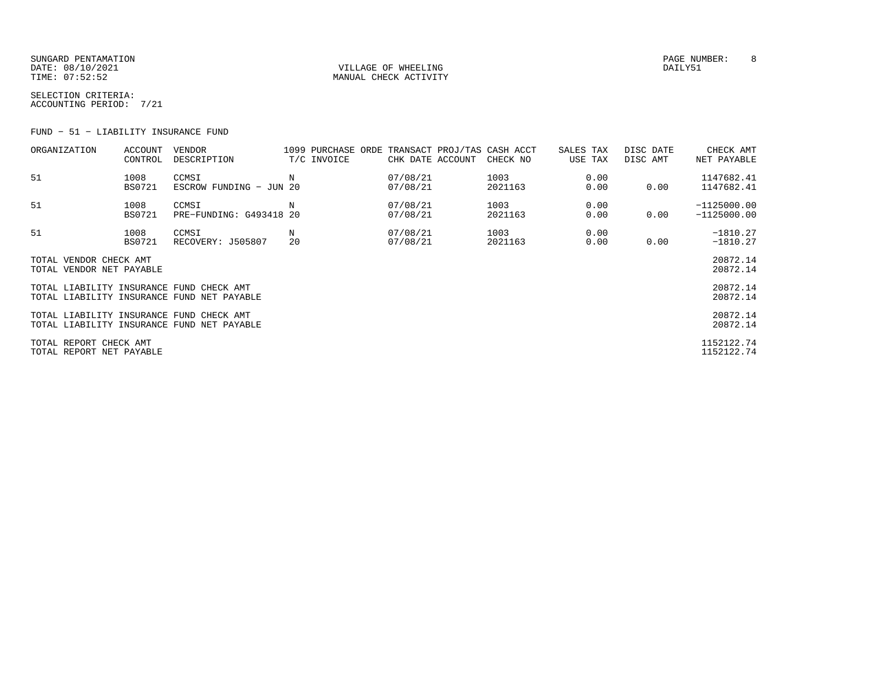SUNGARD PENTAMATION
DATE: 08/10/2021
TIME: 07:52:52

VILLAGE OF WHEELING
MANUAL CHECK ACTIVITY

PAGE NUMBER: 8
DAILY51

SELECTION CRITERIA:
ACCOUNTING PERIOD: 7/21

FUND - 51 - LIABILITY INSURANCE FUND

| ORGANIZATION | ACCOUNT CONTROL | VENDOR DESCRIPTION | 1099 T/C | PURCHASE ORDE INVOICE | TRANSACT CHK DATE | PROJ/TAS ACCOUNT | CASH ACCT CHECK NO | SALES TAX USE TAX | DISC DATE DISC AMT | CHECK AMT NET PAYABLE |
|---|---|---|---|---|---|---|---|---|---|---|
| 51 | 1008<br>BS0721 | CCMSI<br>ESCROW FUNDING - JUN 20 | N | | 07/08/21<br>07/08/21 | | 1003<br>2021163 | 0.00<br>0.00 | <br>0.00 | 1147682.41<br>1147682.41 |
| 51 | 1008<br>BS0721 | CCMSI<br>PRE-FUNDING: G493418 20 | N | | 07/08/21<br>07/08/21 | | 1003<br>2021163 | 0.00<br>0.00 | <br>0.00 | -1125000.00<br>-1125000.00 |
| 51 | 1008<br>BS0721 | CCMSI<br>RECOVERY: J505807 | N<br>20 | | 07/08/21<br>07/08/21 | | 1003<br>2021163 | 0.00<br>0.00 | <br>0.00 | -1810.27<br>-1810.27 |

| | |
|---|---|
| TOTAL VENDOR CHECK AMT | 20872.14 |
| TOTAL VENDOR NET PAYABLE | 20872.14 |
| TOTAL LIABILITY INSURANCE FUND CHECK AMT | 20872.14 |
| TOTAL LIABILITY INSURANCE FUND NET PAYABLE | 20872.14 |
| TOTAL LIABILITY INSURANCE FUND CHECK AMT | 20872.14 |
| TOTAL LIABILITY INSURANCE FUND NET PAYABLE | 20872.14 |
| TOTAL REPORT CHECK AMT | 1152122.74 |
| TOTAL REPORT NET PAYABLE | 1152122.74 |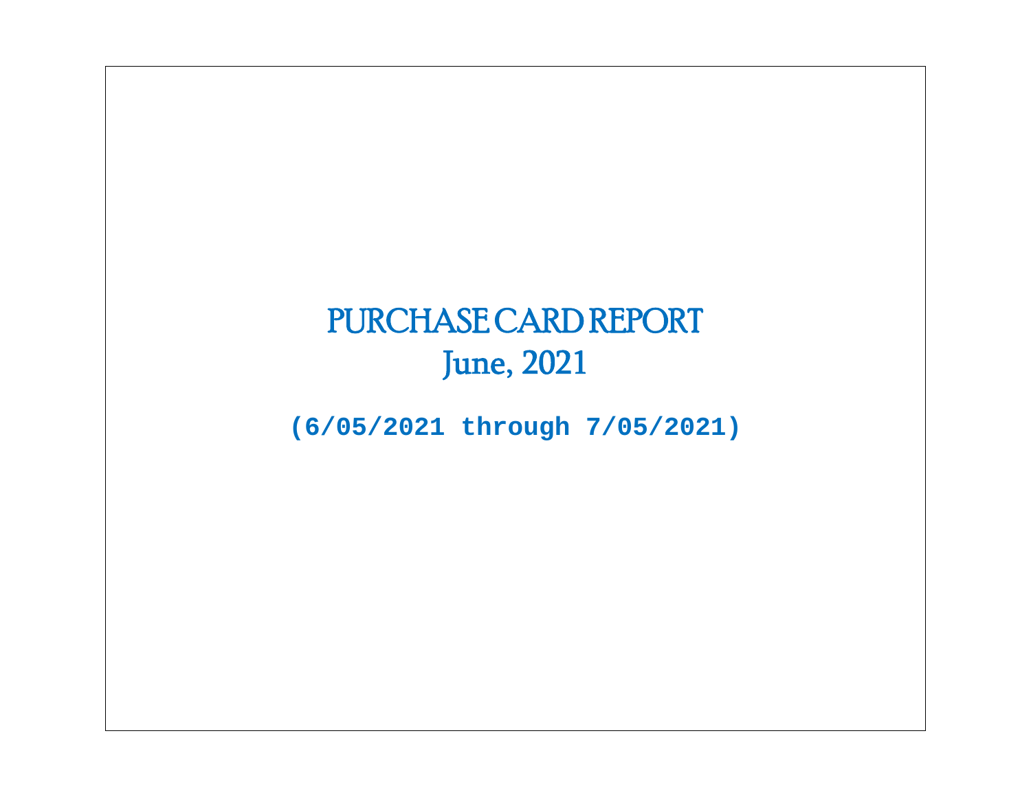# PURCHASE CARD REPORT

## June, 2021

**(6/05/2021 through 7/05/2021)**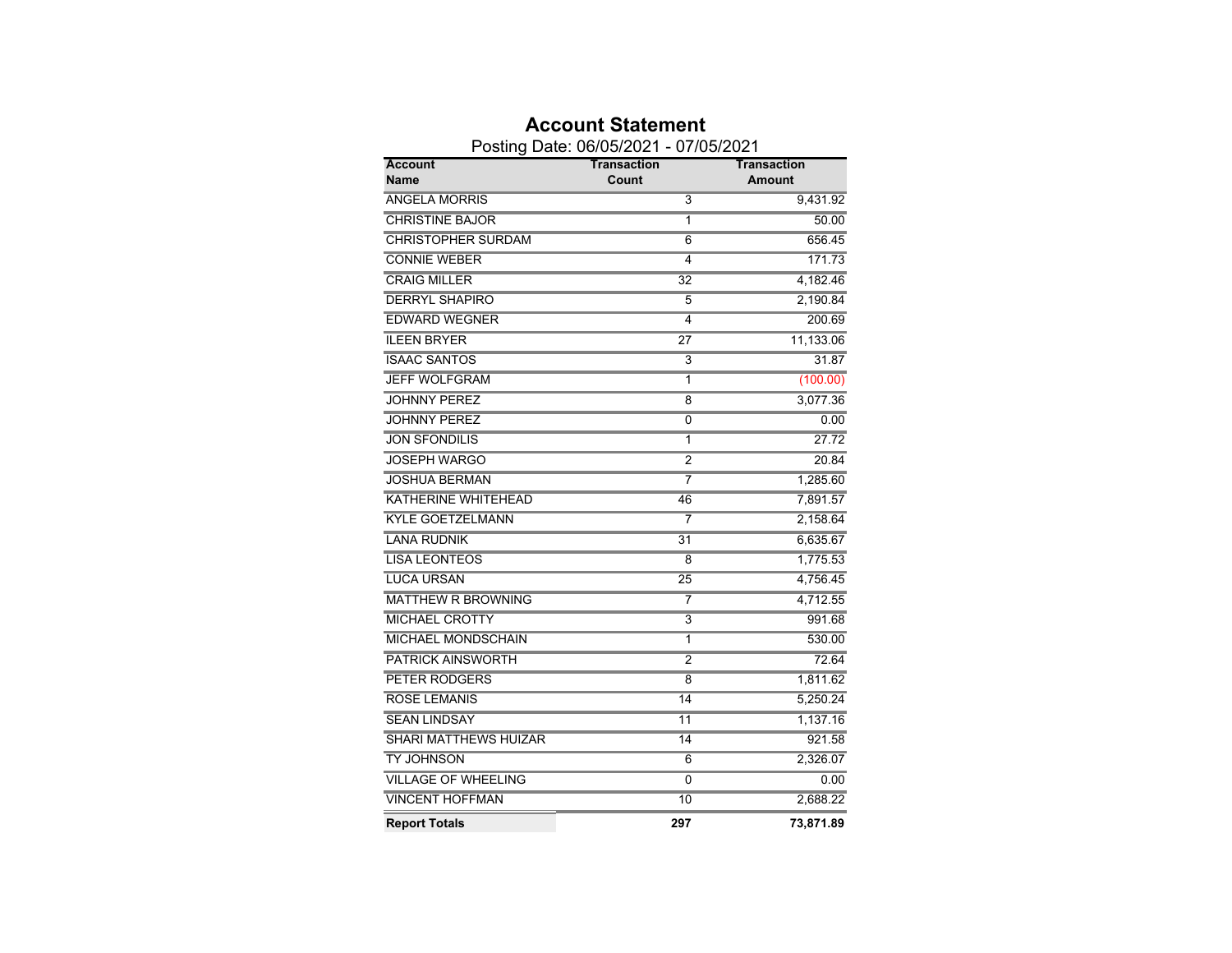# Account Statement

Posting Date: 06/05/2021 - 07/05/2021

| Account Name | Transaction Count | Transaction Amount |
|---|---|---|
| ANGELA MORRIS | 3 | 9,431.92 |
| CHRISTINE BAJOR | 1 | 50.00 |
| CHRISTOPHER SURDAM | 6 | 656.45 |
| CONNIE WEBER | 4 | 171.73 |
| CRAIG MILLER | 32 | 4,182.46 |
| DERRYL SHAPIRO | 5 | 2,190.84 |
| EDWARD WEGNER | 4 | 200.69 |
| ILEEN BRYER | 27 | 11,133.06 |
| ISAAC SANTOS | 3 | 31.87 |
| JEFF WOLFGRAM | 1 | (100.00) |
| JOHNNY PEREZ | 8 | 3,077.36 |
| JOHNNY PEREZ | 0 | 0.00 |
| JON SFONDILIS | 1 | 27.72 |
| JOSEPH WARGO | 2 | 20.84 |
| JOSHUA BERMAN | 7 | 1,285.60 |
| KATHERINE WHITEHEAD | 46 | 7,891.57 |
| KYLE GOETZELMANN | 7 | 2,158.64 |
| LANA RUDNIK | 31 | 6,635.67 |
| LISA LEONTEOS | 8 | 1,775.53 |
| LUCA URSAN | 25 | 4,756.45 |
| MATTHEW R BROWNING | 7 | 4,712.55 |
| MICHAEL CROTTY | 3 | 991.68 |
| MICHAEL MONDSCHAIN | 1 | 530.00 |
| PATRICK AINSWORTH | 2 | 72.64 |
| PETER RODGERS | 8 | 1,811.62 |
| ROSE LEMANIS | 14 | 5,250.24 |
| SEAN LINDSAY | 11 | 1,137.16 |
| SHARI MATTHEWS HUIZAR | 14 | 921.58 |
| TY JOHNSON | 6 | 2,326.07 |
| VILLAGE OF WHEELING | 0 | 0.00 |
| VINCENT HOFFMAN | 10 | 2,688.22 |
| **Report Totals** | **297** | **73,871.89** |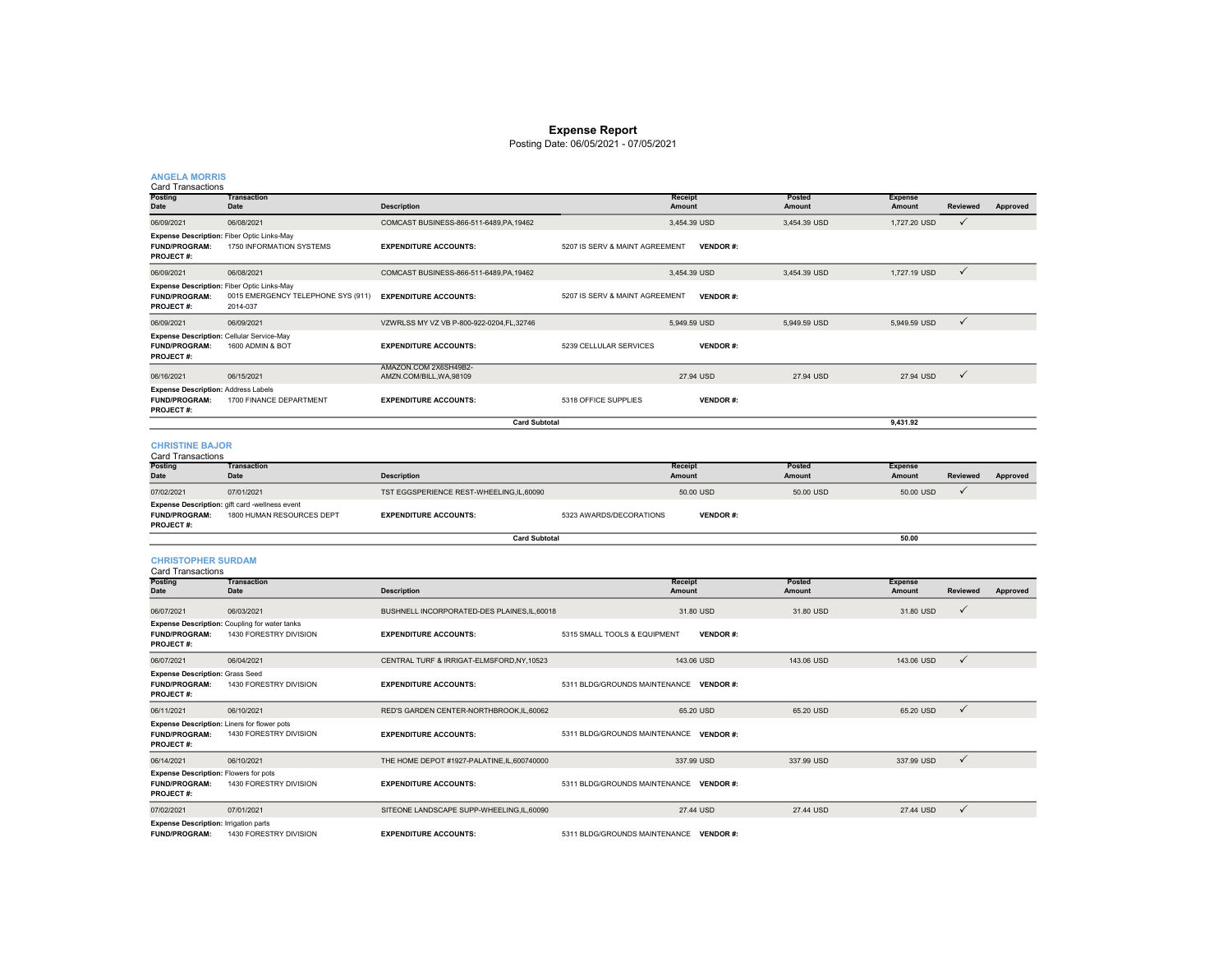# Expense Report

Posting Date: 06/05/2021 - 07/05/2021

## ANGELA MORRIS

Card Transactions

| Posting Date | Transaction Date | Description | Receipt Amount | Posted Amount | Expense Amount | Reviewed | Approved |
|---|---|---|---|---|---|---|---|
| 06/09/2021 | 06/08/2021 | COMCAST BUSINESS-866-511-6489,PA,19462 | 3,454.39 USD | 3,454.39 USD | 1,727.20 USD | ✓ | |
| **Expense Description:** Fiber Optic Links-May | | | | | | | |
| **FUND/PROGRAM:** | 1750 INFORMATION SYSTEMS | **EXPENDITURE ACCOUNTS:** | 5207 IS SERV & MAINT AGREEMENT | **VENDOR #:** | | | |
| **PROJECT #:** | | | | | | | |
| 06/09/2021 | 06/08/2021 | COMCAST BUSINESS-866-511-6489,PA,19462 | 3,454.39 USD | 3,454.39 USD | 1,727.19 USD | ✓ | |
| **Expense Description:** Fiber Optic Links-May | | | | | | | |
| **FUND/PROGRAM:** | 0015 EMERGENCY TELEPHONE SYS (911) | **EXPENDITURE ACCOUNTS:** | 5207 IS SERV & MAINT AGREEMENT | **VENDOR #:** | | | |
| **PROJECT #:** | 2014-037 | | | | | | |
| 06/09/2021 | 06/09/2021 | VZWRLSS MY VZ VB P-800-922-0204,FL,32746 | 5,949.59 USD | 5,949.59 USD | 5,949.59 USD | ✓ | |
| **Expense Description:** Cellular Service-May | | | | | | | |
| **FUND/PROGRAM:** | 1600 ADMIN & BOT | **EXPENDITURE ACCOUNTS:** | 5239 CELLULAR SERVICES | **VENDOR #:** | | | |
| **PROJECT #:** | | | | | | | |
| 06/16/2021 | 06/15/2021 | AMAZON.COM 2X6SH49B2-AMZN.COM/BILL,WA,98109 | 27.94 USD | 27.94 USD | 27.94 USD | ✓ | |
| **Expense Description:** Address Labels | | | | | | | |
| **FUND/PROGRAM:** | 1700 FINANCE DEPARTMENT | **EXPENDITURE ACCOUNTS:** | 5318 OFFICE SUPPLIES | **VENDOR #:** | | | |
| **PROJECT #:** | | | | | | | |
| | | **Card Subtotal** | | | 9,431.92 | | |

## CHRISTINE BAJOR

Card Transactions

| Posting Date | Transaction Date | Description | Receipt Amount | Posted Amount | Expense Amount | Reviewed | Approved |
|---|---|---|---|---|---|---|---|
| 07/02/2021 | 07/01/2021 | TST EGGSPERIENCE REST-WHEELING,IL,60090 | 50.00 USD | 50.00 USD | 50.00 USD | ✓ | |
| **Expense Description:** gift card -wellness event | | | | | | | |
| **FUND/PROGRAM:** | 1800 HUMAN RESOURCES DEPT | **EXPENDITURE ACCOUNTS:** | 5323 AWARDS/DECORATIONS | **VENDOR #:** | | | |
| **PROJECT #:** | | | | | | | |
| | | **Card Subtotal** | | | 50.00 | | |

## CHRISTOPHER SURDAM

Card Transactions

| Posting Date | Transaction Date | Description | Receipt Amount | Posted Amount | Expense Amount | Reviewed | Approved |
|---|---|---|---|---|---|---|---|
| 06/07/2021 | 06/03/2021 | BUSHNELL INCORPORATED-DES PLAINES,IL,60018 | 31.80 USD | 31.80 USD | 31.80 USD | ✓ | |
| **Expense Description:** Coupling for water tanks | | | | | | | |
| **FUND/PROGRAM:** | 1430 FORESTRY DIVISION | **EXPENDITURE ACCOUNTS:** | 5315 SMALL TOOLS & EQUIPMENT | **VENDOR #:** | | | |
| **PROJECT #:** | | | | | | | |
| 06/07/2021 | 06/04/2021 | CENTRAL TURF & IRRIGAT-ELMSFORD,NY,10523 | 143.06 USD | 143.06 USD | 143.06 USD | ✓ | |
| **Expense Description:** Grass Seed | | | | | | | |
| **FUND/PROGRAM:** | 1430 FORESTRY DIVISION | **EXPENDITURE ACCOUNTS:** | 5311 BLDG/GROUNDS MAINTENANCE | **VENDOR #:** | | | |
| **PROJECT #:** | | | | | | | |
| 06/11/2021 | 06/10/2021 | RED'S GARDEN CENTER-NORTHBROOK,IL,60062 | 65.20 USD | 65.20 USD | 65.20 USD | ✓ | |
| **Expense Description:** Liners for flower pots | | | | | | | |
| **FUND/PROGRAM:** | 1430 FORESTRY DIVISION | **EXPENDITURE ACCOUNTS:** | 5311 BLDG/GROUNDS MAINTENANCE | **VENDOR #:** | | | |
| **PROJECT #:** | | | | | | | |
| 06/14/2021 | 06/10/2021 | THE HOME DEPOT #1927-PALATINE,IL,600740000 | 337.99 USD | 337.99 USD | 337.99 USD | ✓ | |
| **Expense Description:** Flowers for pots | | | | | | | |
| **FUND/PROGRAM:** | 1430 FORESTRY DIVISION | **EXPENDITURE ACCOUNTS:** | 5311 BLDG/GROUNDS MAINTENANCE | **VENDOR #:** | | | |
| **PROJECT #:** | | | | | | | |
| 07/02/2021 | 07/01/2021 | SITEONE LANDSCAPE SUPP-WHEELING,IL,60090 | 27.44 USD | 27.44 USD | 27.44 USD | ✓ | |
| **Expense Description:** Irrigation parts | | | | | | | |
| **FUND/PROGRAM:** | 1430 FORESTRY DIVISION | **EXPENDITURE ACCOUNTS:** | 5311 BLDG/GROUNDS MAINTENANCE | **VENDOR #:** | | | |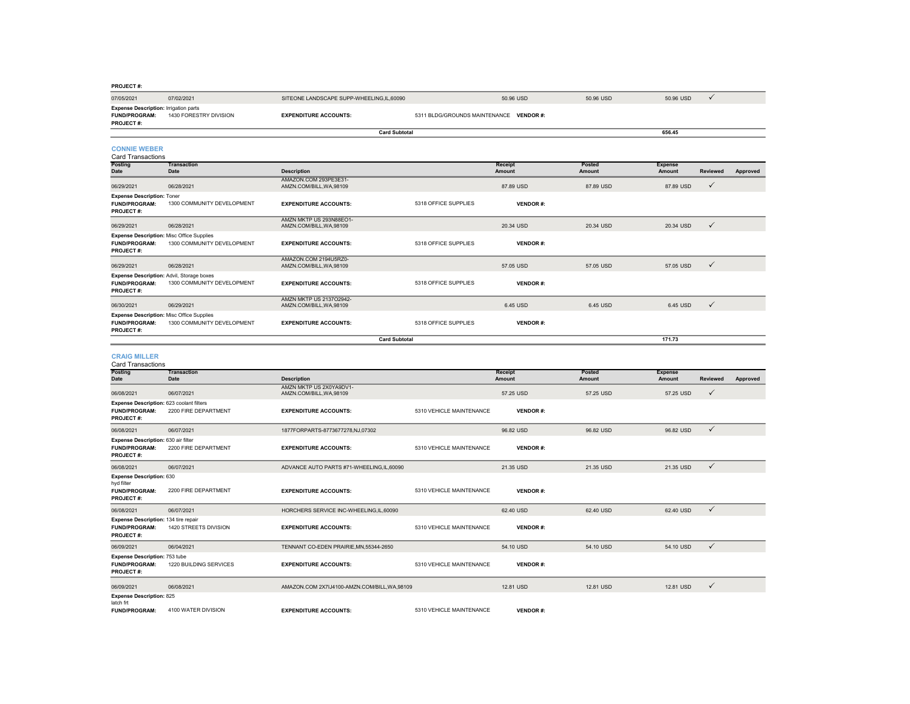**PROJECT #:**

| Posting Date | Transaction Date | Description | | Receipt Amount | Posted Amount | Expense Amount | Reviewed | Approved |
|---|---|---|---|---|---|---|---|---|
| 07/05/2021 | 07/02/2021 | SITEONE LANDSCAPE SUPP-WHEELING,IL,60090 | | 50.96 USD | 50.96 USD | 50.96 USD | ✓ | |
| **Expense Description:** Irrigation parts | | | | | | | | |
| **FUND/PROGRAM:** | 1430 FORESTRY DIVISION | **EXPENDITURE ACCOUNTS:** | 5311 BLDG/GROUNDS MAINTENANCE | **VENDOR #:** | | | | |
| **PROJECT #:** | | | | | | | | |
| | | **Card Subtotal** | | | | 656.45 | | |

## CONNIE WEBER

Card Transactions

| Posting Date | Transaction Date | Description | | Receipt Amount | Posted Amount | Expense Amount | Reviewed | Approved |
|---|---|---|---|---|---|---|---|---|
| 06/29/2021 | 06/28/2021 | AMAZON.COM 293PE3E31-AMZN.COM/BILL,WA,98109 | | 87.89 USD | 87.89 USD | 87.89 USD | ✓ | |
| **Expense Description:** Toner | | | | | | | | |
| **FUND/PROGRAM:** | 1300 COMMUNITY DEVELOPMENT | **EXPENDITURE ACCOUNTS:** | 5318 OFFICE SUPPLIES | **VENDOR #:** | | | | |
| **PROJECT #:** | | | | | | | | |
| 06/29/2021 | 06/28/2021 | AMZN MKTP US 293N88EO1-AMZN.COM/BILL,WA,98109 | | 20.34 USD | 20.34 USD | 20.34 USD | ✓ | |
| **Expense Description:** Misc Office Supplies | | | | | | | | |
| **FUND/PROGRAM:** | 1300 COMMUNITY DEVELOPMENT | **EXPENDITURE ACCOUNTS:** | 5318 OFFICE SUPPLIES | **VENDOR #:** | | | | |
| **PROJECT #:** | | | | | | | | |
| 06/29/2021 | 06/28/2021 | AMAZON.COM 2194U5RZ0-AMZN.COM/BILL,WA,98109 | | 57.05 USD | 57.05 USD | 57.05 USD | ✓ | |
| **Expense Description:** Advil, Storage boxes | | | | | | | | |
| **FUND/PROGRAM:** | 1300 COMMUNITY DEVELOPMENT | **EXPENDITURE ACCOUNTS:** | 5318 OFFICE SUPPLIES | **VENDOR #:** | | | | |
| **PROJECT #:** | | | | | | | | |
| 06/30/2021 | 06/29/2021 | AMZN MKTP US 2137O2942-AMZN.COM/BILL,WA,98109 | | 6.45 USD | 6.45 USD | 6.45 USD | ✓ | |
| **Expense Description:** Misc Office Supplies | | | | | | | | |
| **FUND/PROGRAM:** | 1300 COMMUNITY DEVELOPMENT | **EXPENDITURE ACCOUNTS:** | 5318 OFFICE SUPPLIES | **VENDOR #:** | | | | |
| **PROJECT #:** | | | | | | | | |
| | | **Card Subtotal** | | | | 171.73 | | |

## CRAIG MILLER

Card Transactions

| Posting Date | Transaction Date | Description | | Receipt Amount | Posted Amount | Expense Amount | Reviewed | Approved |
|---|---|---|---|---|---|---|---|---|
| 06/08/2021 | 06/07/2021 | AMZN MKTP US 2X0YA9DV1-AMZN.COM/BILL,WA,98109 | | 57.25 USD | 57.25 USD | 57.25 USD | ✓ | |
| **Expense Description:** 623 coolant filters | | | | | | | | |
| **FUND/PROGRAM:** | 2200 FIRE DEPARTMENT | **EXPENDITURE ACCOUNTS:** | 5310 VEHICLE MAINTENANCE | **VENDOR #:** | | | | |
| **PROJECT #:** | | | | | | | | |
| 06/08/2021 | 06/07/2021 | 1877FORPARTS-8773677278,NJ,07302 | | 96.82 USD | 96.82 USD | 96.82 USD | ✓ | |
| **Expense Description:** 630 air filter | | | | | | | | |
| **FUND/PROGRAM:** | 2200 FIRE DEPARTMENT | **EXPENDITURE ACCOUNTS:** | 5310 VEHICLE MAINTENANCE | **VENDOR #:** | | | | |
| **PROJECT #:** | | | | | | | | |
| 06/08/2021 | 06/07/2021 | ADVANCE AUTO PARTS #71-WHEELING,IL,60090 | | 21.35 USD | 21.35 USD | 21.35 USD | ✓ | |
| **Expense Description:** 630 hyd filter | | | | | | | | |
| **FUND/PROGRAM:** | 2200 FIRE DEPARTMENT | **EXPENDITURE ACCOUNTS:** | 5310 VEHICLE MAINTENANCE | **VENDOR #:** | | | | |
| **PROJECT #:** | | | | | | | | |
| 06/08/2021 | 06/07/2021 | HORCHERS SERVICE INC-WHEELING,IL,60090 | | 62.40 USD | 62.40 USD | 62.40 USD | ✓ | |
| **Expense Description:** 134 tire repair | | | | | | | | |
| **FUND/PROGRAM:** | 1420 STREETS DIVISION | **EXPENDITURE ACCOUNTS:** | 5310 VEHICLE MAINTENANCE | **VENDOR #:** | | | | |
| **PROJECT #:** | | | | | | | | |
| 06/09/2021 | 06/04/2021 | TENNANT CO-EDEN PRAIRIE,MN,55344-2650 | | 54.10 USD | 54.10 USD | 54.10 USD | ✓ | |
| **Expense Description:** 753 tube | | | | | | | | |
| **FUND/PROGRAM:** | 1220 BUILDING SERVICES | **EXPENDITURE ACCOUNTS:** | 5310 VEHICLE MAINTENANCE | **VENDOR #:** | | | | |
| **PROJECT #:** | | | | | | | | |
| 06/09/2021 | 06/08/2021 | AMAZON.COM 2X7IJ4100-AMZN.COM/BILL,WA,98109 | | 12.81 USD | 12.81 USD | 12.81 USD | ✓ | |
| **Expense Description:** 825 latch frt | | | | | | | | |
| **FUND/PROGRAM:** | 4100 WATER DIVISION | **EXPENDITURE ACCOUNTS:** | 5310 VEHICLE MAINTENANCE | **VENDOR #:** | | | | |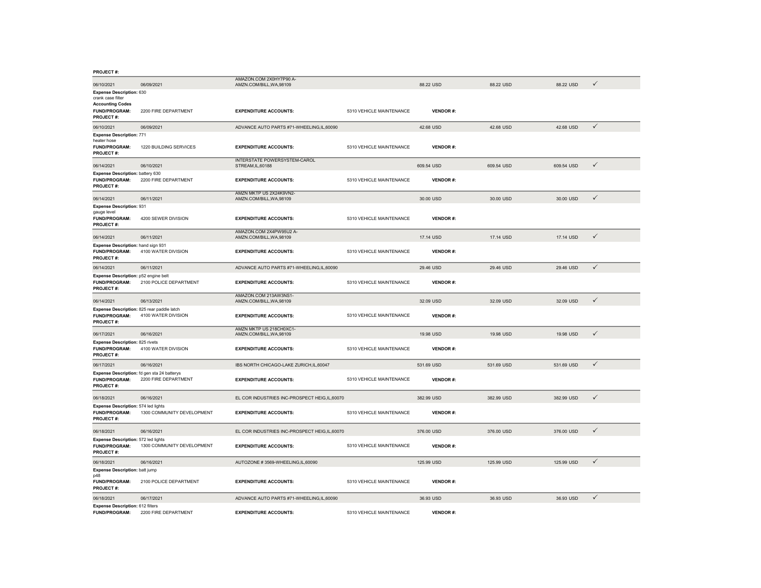**PROJECT #:**

| Posted Date | Transaction Date | Merchant | | Amount | Amount | Amount | |
|---|---|---|---|---|---|---|---|
| 06/10/2021 | 06/09/2021 | AMAZON.COM 2X0HY7P90 A-AMZN.COM/BILL,WA,98109 | | 88.22 USD | 88.22 USD | 88.22 USD | ✓ |
| **Expense Description:** 630 crank case filter | | | | | | | |
| **Accounting Codes** | | | | | | | |
| **FUND/PROGRAM:** | 2200 FIRE DEPARTMENT | **EXPENDITURE ACCOUNTS:** | 5310 VEHICLE MAINTENANCE | **VENDOR #:** | | | |
| **PROJECT #:** | | | | | | | |
| 06/10/2021 | 06/09/2021 | ADVANCE AUTO PARTS #71-WHEELING,IL,60090 | | 42.68 USD | 42.68 USD | 42.68 USD | ✓ |
| **Expense Description:** 771 heater hose | | | | | | | |
| **FUND/PROGRAM:** | 1220 BUILDING SERVICES | **EXPENDITURE ACCOUNTS:** | 5310 VEHICLE MAINTENANCE | **VENDOR #:** | | | |
| **PROJECT #:** | | | | | | | |
| 06/14/2021 | 06/10/2021 | INTERSTATE POWERSYSTEM-CAROL STREAM,IL,60188 | | 609.54 USD | 609.54 USD | 609.54 USD | ✓ |
| **Expense Description:** battery 630 | | | | | | | |
| **FUND/PROGRAM:** | 2200 FIRE DEPARTMENT | **EXPENDITURE ACCOUNTS:** | 5310 VEHICLE MAINTENANCE | **VENDOR #:** | | | |
| **PROJECT #:** | | | | | | | |
| 06/14/2021 | 06/11/2021 | AMZN MKTP US 2X24K9VN2-AMZN.COM/BILL,WA,98109 | | 30.00 USD | 30.00 USD | 30.00 USD | ✓ |
| **Expense Description:** 931 gauge level | | | | | | | |
| **FUND/PROGRAM:** | 4200 SEWER DIVISION | **EXPENDITURE ACCOUNTS:** | 5310 VEHICLE MAINTENANCE | **VENDOR #:** | | | |
| **PROJECT #:** | | | | | | | |
| 06/14/2021 | 06/11/2021 | AMAZON.COM 2X4PW95U2 A-AMZN.COM/BILL,WA,98109 | | 17.14 USD | 17.14 USD | 17.14 USD | ✓ |
| **Expense Description:** hand sign 931 | | | | | | | |
| **FUND/PROGRAM:** | 4100 WATER DIVISION | **EXPENDITURE ACCOUNTS:** | 5310 VEHICLE MAINTENANCE | **VENDOR #:** | | | |
| **PROJECT #:** | | | | | | | |
| 06/14/2021 | 06/11/2021 | ADVANCE AUTO PARTS #71-WHEELING,IL,60090 | | 29.46 USD | 29.46 USD | 29.46 USD | ✓ |
| **Expense Description:** p52 engine belt | | | | | | | |
| **FUND/PROGRAM:** | 2100 POLICE DEPARTMENT | **EXPENDITURE ACCOUNTS:** | 5310 VEHICLE MAINTENANCE | **VENDOR #:** | | | |
| **PROJECT #:** | | | | | | | |
| 06/14/2021 | 06/13/2021 | AMAZON.COM 213AW3NS1-AMZN.COM/BILL,WA,98109 | | 32.09 USD | 32.09 USD | 32.09 USD | ✓ |
| **Expense Description:** 825 rear paddle latch | | | | | | | |
| **FUND/PROGRAM:** | 4100 WATER DIVISION | **EXPENDITURE ACCOUNTS:** | 5310 VEHICLE MAINTENANCE | **VENDOR #:** | | | |
| **PROJECT #:** | | | | | | | |
| 06/17/2021 | 06/16/2021 | AMZN MKTP US 218CH0XC1-AMZN.COM/BILL,WA,98109 | | 19.98 USD | 19.98 USD | 19.98 USD | ✓ |
| **Expense Description:** 825 rivets | | | | | | | |
| **FUND/PROGRAM:** | 4100 WATER DIVISION | **EXPENDITURE ACCOUNTS:** | 5310 VEHICLE MAINTENANCE | **VENDOR #:** | | | |
| **PROJECT #:** | | | | | | | |
| 06/17/2021 | 06/16/2021 | IBS NORTH CHICAGO-LAKE ZURICH,IL,60047 | | 531.69 USD | 531.69 USD | 531.69 USD | ✓ |
| **Expense Description:** fd gen sta 24 batterys | | | | | | | |
| **FUND/PROGRAM:** | 2200 FIRE DEPARTMENT | **EXPENDITURE ACCOUNTS:** | 5310 VEHICLE MAINTENANCE | **VENDOR #:** | | | |
| **PROJECT #:** | | | | | | | |
| 06/18/2021 | 06/16/2021 | EL COR INDUSTRIES INC-PROSPECT HEIG,IL,60070 | | 382.99 USD | 382.99 USD | 382.99 USD | ✓ |
| **Expense Description:** 574 led lights | | | | | | | |
| **FUND/PROGRAM:** | 1300 COMMUNITY DEVELOPMENT | **EXPENDITURE ACCOUNTS:** | 5310 VEHICLE MAINTENANCE | **VENDOR #:** | | | |
| **PROJECT #:** | | | | | | | |
| 06/18/2021 | 06/16/2021 | EL COR INDUSTRIES INC-PROSPECT HEIG,IL,60070 | | 376.00 USD | 376.00 USD | 376.00 USD | ✓ |
| **Expense Description:** 572 led lights | | | | | | | |
| **FUND/PROGRAM:** | 1300 COMMUNITY DEVELOPMENT | **EXPENDITURE ACCOUNTS:** | 5310 VEHICLE MAINTENANCE | **VENDOR #:** | | | |
| **PROJECT #:** | | | | | | | |
| 06/18/2021 | 06/16/2021 | AUTOZONE # 3569-WHEELING,IL,60090 | | 125.99 USD | 125.99 USD | 125.99 USD | ✓ |
| **Expense Description:** batt jump p48 | | | | | | | |
| **FUND/PROGRAM:** | 2100 POLICE DEPARTMENT | **EXPENDITURE ACCOUNTS:** | 5310 VEHICLE MAINTENANCE | **VENDOR #:** | | | |
| **PROJECT #:** | | | | | | | |
| 06/18/2021 | 06/17/2021 | ADVANCE AUTO PARTS #71-WHEELING,IL,60090 | | 36.93 USD | 36.93 USD | 36.93 USD | ✓ |
| **Expense Description:** 612 filters | | | | | | | |
| **FUND/PROGRAM:** | 2200 FIRE DEPARTMENT | **EXPENDITURE ACCOUNTS:** | 5310 VEHICLE MAINTENANCE | **VENDOR #:** | | | |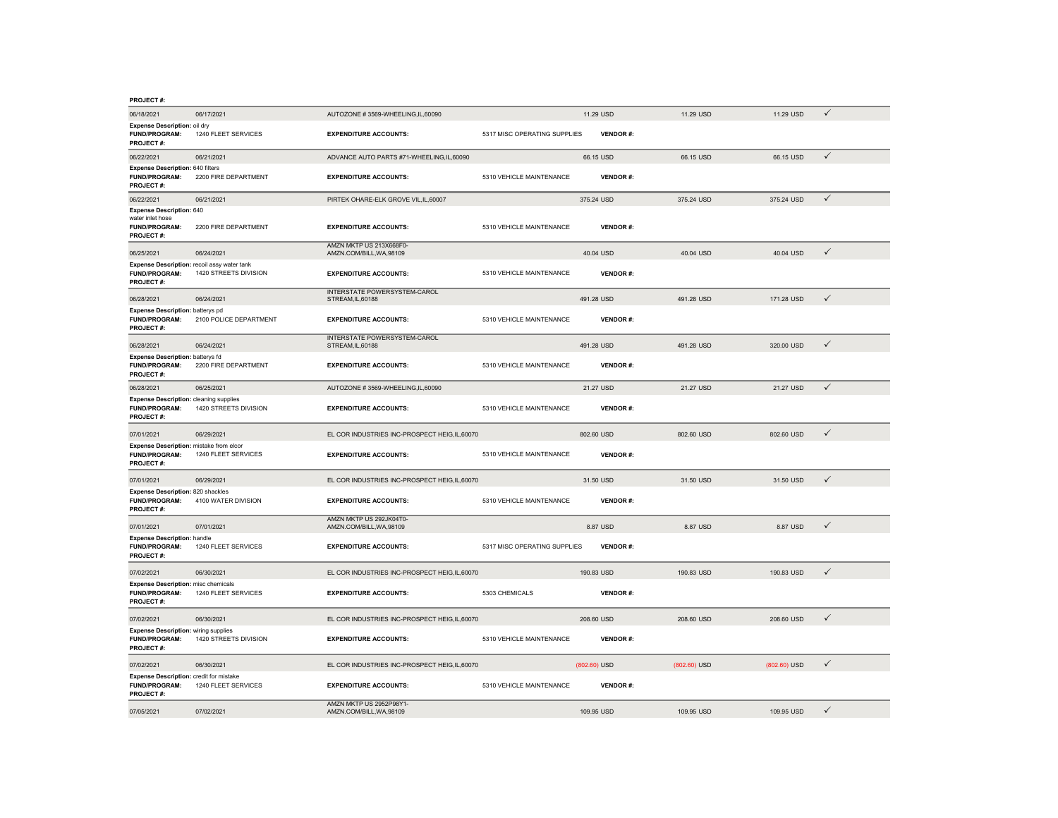**PROJECT #:**

| Posted Date | Transaction Date | Merchant | | Amount | | Amount | Allocated | |
|---|---|---|---|---|---|---|---|---|
| 06/18/2021 | 06/17/2021 | AUTOZONE # 3569-WHEELING,IL,60090 | | 11.29 USD | | 11.29 USD | 11.29 USD | ✓ |
| **Expense Description:** oil dry | | | | | | | | |
| **FUND/PROGRAM:** | 1240 FLEET SERVICES | **EXPENDITURE ACCOUNTS:** | 5317 MISC OPERATING SUPPLIES | | **VENDOR #:** | | | |
| **PROJECT #:** | | | | | | | | |
| 06/22/2021 | 06/21/2021 | ADVANCE AUTO PARTS #71-WHEELING,IL,60090 | | 66.15 USD | | 66.15 USD | 66.15 USD | ✓ |
| **Expense Description:** 640 filters | | | | | | | | |
| **FUND/PROGRAM:** | 2200 FIRE DEPARTMENT | **EXPENDITURE ACCOUNTS:** | 5310 VEHICLE MAINTENANCE | | **VENDOR #:** | | | |
| **PROJECT #:** | | | | | | | | |
| 06/22/2021 | 06/21/2021 | PIRTEK OHARE-ELK GROVE VIL,IL,60007 | | 375.24 USD | | 375.24 USD | 375.24 USD | ✓ |
| **Expense Description:** 640 water inlet hose | | | | | | | | |
| **FUND/PROGRAM:** | 2200 FIRE DEPARTMENT | **EXPENDITURE ACCOUNTS:** | 5310 VEHICLE MAINTENANCE | | **VENDOR #:** | | | |
| **PROJECT #:** | | | | | | | | |
| 06/25/2021 | 06/24/2021 | AMZN MKTP US 213X668F0-AMZN.COM/BILL,WA,98109 | | 40.04 USD | | 40.04 USD | 40.04 USD | ✓ |
| **Expense Description:** recoil assy water tank | | | | | | | | |
| **FUND/PROGRAM:** | 1420 STREETS DIVISION | **EXPENDITURE ACCOUNTS:** | 5310 VEHICLE MAINTENANCE | | **VENDOR #:** | | | |
| **PROJECT #:** | | | | | | | | |
| 06/28/2021 | 06/24/2021 | INTERSTATE POWERSYSTEM-CAROL STREAM,IL,60188 | | 491.28 USD | | 491.28 USD | 171.28 USD | ✓ |
| **Expense Description:** batterys pd | | | | | | | | |
| **FUND/PROGRAM:** | 2100 POLICE DEPARTMENT | **EXPENDITURE ACCOUNTS:** | 5310 VEHICLE MAINTENANCE | | **VENDOR #:** | | | |
| **PROJECT #:** | | | | | | | | |
| 06/28/2021 | 06/24/2021 | INTERSTATE POWERSYSTEM-CAROL STREAM,IL,60188 | | 491.28 USD | | 491.28 USD | 320.00 USD | ✓ |
| **Expense Description:** batterys fd | | | | | | | | |
| **FUND/PROGRAM:** | 2200 FIRE DEPARTMENT | **EXPENDITURE ACCOUNTS:** | 5310 VEHICLE MAINTENANCE | | **VENDOR #:** | | | |
| **PROJECT #:** | | | | | | | | |
| 06/28/2021 | 06/25/2021 | AUTOZONE # 3569-WHEELING,IL,60090 | | 21.27 USD | | 21.27 USD | 21.27 USD | ✓ |
| **Expense Description:** cleaning supplies | | | | | | | | |
| **FUND/PROGRAM:** | 1420 STREETS DIVISION | **EXPENDITURE ACCOUNTS:** | 5310 VEHICLE MAINTENANCE | | **VENDOR #:** | | | |
| **PROJECT #:** | | | | | | | | |
| 07/01/2021 | 06/29/2021 | EL COR INDUSTRIES INC-PROSPECT HEIG,IL,60070 | | 802.60 USD | | 802.60 USD | 802.60 USD | ✓ |
| **Expense Description:** mistake from elcor | | | | | | | | |
| **FUND/PROGRAM:** | 1240 FLEET SERVICES | **EXPENDITURE ACCOUNTS:** | 5310 VEHICLE MAINTENANCE | | **VENDOR #:** | | | |
| **PROJECT #:** | | | | | | | | |
| 07/01/2021 | 06/29/2021 | EL COR INDUSTRIES INC-PROSPECT HEIG,IL,60070 | | 31.50 USD | | 31.50 USD | 31.50 USD | ✓ |
| **Expense Description:** 820 shackles | | | | | | | | |
| **FUND/PROGRAM:** | 4100 WATER DIVISION | **EXPENDITURE ACCOUNTS:** | 5310 VEHICLE MAINTENANCE | | **VENDOR #:** | | | |
| **PROJECT #:** | | | | | | | | |
| 07/01/2021 | 07/01/2021 | AMZN MKTP US 292JK04T0-AMZN.COM/BILL,WA,98109 | | 8.87 USD | | 8.87 USD | 8.87 USD | ✓ |
| **Expense Description:** handle | | | | | | | | |
| **FUND/PROGRAM:** | 1240 FLEET SERVICES | **EXPENDITURE ACCOUNTS:** | 5317 MISC OPERATING SUPPLIES | | **VENDOR #:** | | | |
| **PROJECT #:** | | | | | | | | |
| 07/02/2021 | 06/30/2021 | EL COR INDUSTRIES INC-PROSPECT HEIG,IL,60070 | | 190.83 USD | | 190.83 USD | 190.83 USD | ✓ |
| **Expense Description:** misc chemicals | | | | | | | | |
| **FUND/PROGRAM:** | 1240 FLEET SERVICES | **EXPENDITURE ACCOUNTS:** | 5303 CHEMICALS | | **VENDOR #:** | | | |
| **PROJECT #:** | | | | | | | | |
| 07/02/2021 | 06/30/2021 | EL COR INDUSTRIES INC-PROSPECT HEIG,IL,60070 | | 208.60 USD | | 208.60 USD | 208.60 USD | ✓ |
| **Expense Description:** wiring supplies | | | | | | | | |
| **FUND/PROGRAM:** | 1420 STREETS DIVISION | **EXPENDITURE ACCOUNTS:** | 5310 VEHICLE MAINTENANCE | | **VENDOR #:** | | | |
| **PROJECT #:** | | | | | | | | |
| 07/02/2021 | 06/30/2021 | EL COR INDUSTRIES INC-PROSPECT HEIG,IL,60070 | | (802.60) USD | | (802.60) USD | (802.60) USD | ✓ |
| **Expense Description:** credit for mistake | | | | | | | | |
| **FUND/PROGRAM:** | 1240 FLEET SERVICES | **EXPENDITURE ACCOUNTS:** | 5310 VEHICLE MAINTENANCE | | **VENDOR #:** | | | |
| **PROJECT #:** | | | | | | | | |
| 07/05/2021 | 07/02/2021 | AMZN MKTP US 2952P98Y1-AMZN.COM/BILL,WA,98109 | | 109.95 USD | | 109.95 USD | 109.95 USD | ✓ |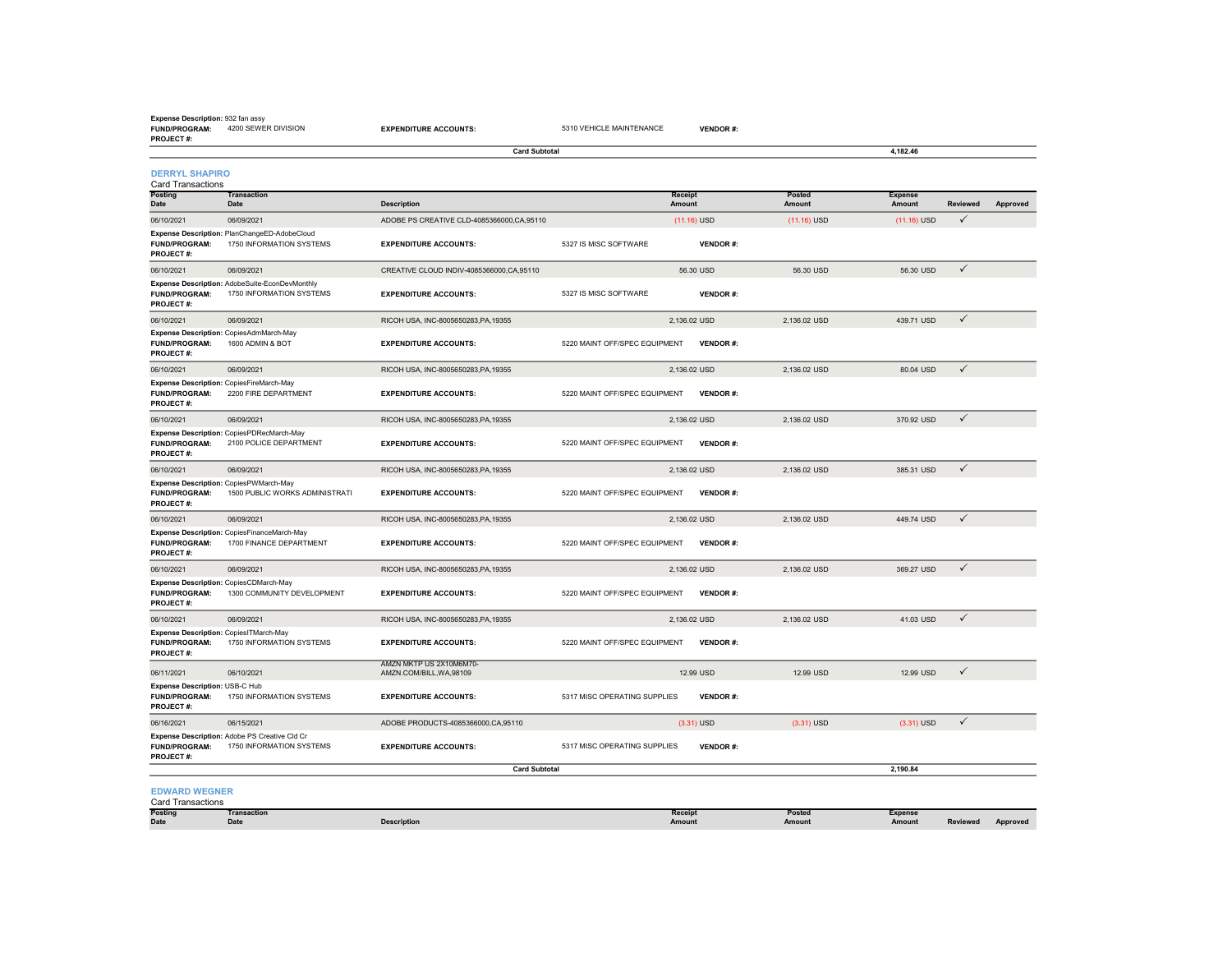Expense Description: 932 fan assy
FUND/PROGRAM: 4200 SEWER DIVISION | EXPENDITURE ACCOUNTS: 5310 VEHICLE MAINTENANCE | VENDOR #:
PROJECT #:

**Card Subtotal** 4,182.46

## DERRYL SHAPIRO

Card Transactions

| Posting Date | Transaction Date | Description | Receipt Amount | Posted Amount | Expense Amount | Reviewed | Approved |
|---|---|---|---|---|---|---|---|
| 06/10/2021 | 06/09/2021 | ADOBE PS CREATIVE CLD-4085366000,CA,95110 | (11.16) USD | (11.16) USD | (11.16) USD | ✓ | |
| Expense Description: PlanChangeED-AdobeCloud<br>FUND/PROGRAM: 1750 INFORMATION SYSTEMS<br>PROJECT #: | | EXPENDITURE ACCOUNTS: 5327 IS MISC SOFTWARE | VENDOR #: | | | | |
| 06/10/2021 | 06/09/2021 | CREATIVE CLOUD INDIV-4085366000,CA,95110 | 56.30 USD | 56.30 USD | 56.30 USD | ✓ | |
| Expense Description: AdobeSuite-EconDevMonthly<br>FUND/PROGRAM: 1750 INFORMATION SYSTEMS<br>PROJECT #: | | EXPENDITURE ACCOUNTS: 5327 IS MISC SOFTWARE | VENDOR #: | | | | |
| 06/10/2021 | 06/09/2021 | RICOH USA, INC-8005650283,PA,19355 | 2,136.02 USD | 2,136.02 USD | 439.71 USD | ✓ | |
| Expense Description: CopiesAdmMarch-May<br>FUND/PROGRAM: 1600 ADMIN & BOT<br>PROJECT #: | | EXPENDITURE ACCOUNTS: 5220 MAINT OFF/SPEC EQUIPMENT | VENDOR #: | | | | |
| 06/10/2021 | 06/09/2021 | RICOH USA, INC-8005650283,PA,19355 | 2,136.02 USD | 2,136.02 USD | 80.04 USD | ✓ | |
| Expense Description: CopiesFireMarch-May<br>FUND/PROGRAM: 2200 FIRE DEPARTMENT<br>PROJECT #: | | EXPENDITURE ACCOUNTS: 5220 MAINT OFF/SPEC EQUIPMENT | VENDOR #: | | | | |
| 06/10/2021 | 06/09/2021 | RICOH USA, INC-8005650283,PA,19355 | 2,136.02 USD | 2,136.02 USD | 370.92 USD | ✓ | |
| Expense Description: CopiesPDRecMarch-May<br>FUND/PROGRAM: 2100 POLICE DEPARTMENT<br>PROJECT #: | | EXPENDITURE ACCOUNTS: 5220 MAINT OFF/SPEC EQUIPMENT | VENDOR #: | | | | |
| 06/10/2021 | 06/09/2021 | RICOH USA, INC-8005650283,PA,19355 | 2,136.02 USD | 2,136.02 USD | 385.31 USD | ✓ | |
| Expense Description: CopiesPWMarch-May<br>FUND/PROGRAM: 1500 PUBLIC WORKS ADMINISTRATI<br>PROJECT #: | | EXPENDITURE ACCOUNTS: 5220 MAINT OFF/SPEC EQUIPMENT | VENDOR #: | | | | |
| 06/10/2021 | 06/09/2021 | RICOH USA, INC-8005650283,PA,19355 | 2,136.02 USD | 2,136.02 USD | 449.74 USD | ✓ | |
| Expense Description: CopiesFinanceMarch-May<br>FUND/PROGRAM: 1700 FINANCE DEPARTMENT<br>PROJECT #: | | EXPENDITURE ACCOUNTS: 5220 MAINT OFF/SPEC EQUIPMENT | VENDOR #: | | | | |
| 06/10/2021 | 06/09/2021 | RICOH USA, INC-8005650283,PA,19355 | 2,136.02 USD | 2,136.02 USD | 369.27 USD | ✓ | |
| Expense Description: CopiesCDMarch-May<br>FUND/PROGRAM: 1300 COMMUNITY DEVELOPMENT<br>PROJECT #: | | EXPENDITURE ACCOUNTS: 5220 MAINT OFF/SPEC EQUIPMENT | VENDOR #: | | | | |
| 06/10/2021 | 06/09/2021 | RICOH USA, INC-8005650283,PA,19355 | 2,136.02 USD | 2,136.02 USD | 41.03 USD | ✓ | |
| Expense Description: CopiesITMarch-May<br>FUND/PROGRAM: 1750 INFORMATION SYSTEMS<br>PROJECT #: | | EXPENDITURE ACCOUNTS: 5220 MAINT OFF/SPEC EQUIPMENT | VENDOR #: | | | | |
| 06/11/2021 | 06/10/2021 | AMZN MKTP US 2X10M6M70-AMZN.COM/BILL,WA,98109 | 12.99 USD | 12.99 USD | 12.99 USD | ✓ | |
| Expense Description: USB-C Hub<br>FUND/PROGRAM: 1750 INFORMATION SYSTEMS<br>PROJECT #: | | EXPENDITURE ACCOUNTS: 5317 MISC OPERATING SUPPLIES | VENDOR #: | | | | |
| 06/16/2021 | 06/15/2021 | ADOBE PRODUCTS-4085366000,CA,95110 | (3.31) USD | (3.31) USD | (3.31) USD | ✓ | |
| Expense Description: Adobe PS Creative Cld Cr<br>FUND/PROGRAM: 1750 INFORMATION SYSTEMS<br>PROJECT #: | | EXPENDITURE ACCOUNTS: 5317 MISC OPERATING SUPPLIES | VENDOR #: | | | | |

**Card Subtotal** 2,190.84

## EDWARD WEGNER

Card Transactions

| Posting Date | Transaction Date | Description | Receipt Amount | Posted Amount | Expense Amount | Reviewed | Approved |
|---|---|---|---|---|---|---|---|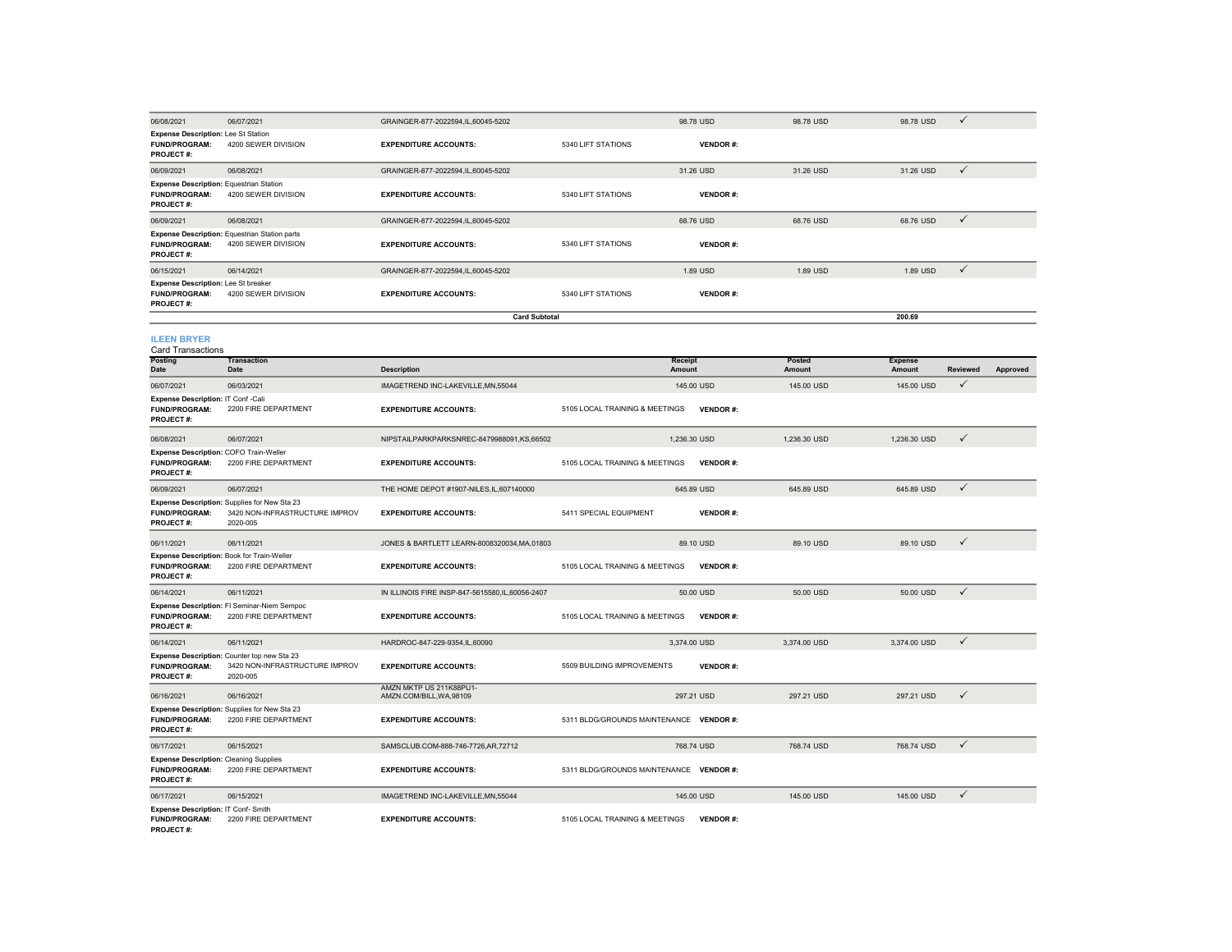| Posting Date | Transaction Date | Description | | Receipt Amount | Posted Amount | Expense Amount | Reviewed | Approved |
|---|---|---|---|---|---|---|---|---|
| 06/08/2021 | 06/07/2021 | GRAINGER-877-2022594,IL,60045-5202 | | 98.78 USD | 98.78 USD | 98.78 USD | ✓ | |
| **Expense Description:** Lee St Station | | | | | | | | |
| **FUND/PROGRAM:** | 4200 SEWER DIVISION | **EXPENDITURE ACCOUNTS:** | 5340 LIFT STATIONS | **VENDOR #:** | | | | |
| **PROJECT #:** | | | | | | | | |
| 06/09/2021 | 06/08/2021 | GRAINGER-877-2022594,IL,60045-5202 | | 31.26 USD | 31.26 USD | 31.26 USD | ✓ | |
| **Expense Description:** Equestrian Station | | | | | | | | |
| **FUND/PROGRAM:** | 4200 SEWER DIVISION | **EXPENDITURE ACCOUNTS:** | 5340 LIFT STATIONS | **VENDOR #:** | | | | |
| **PROJECT #:** | | | | | | | | |
| 06/09/2021 | 06/08/2021 | GRAINGER-877-2022594,IL,60045-5202 | | 68.76 USD | 68.76 USD | 68.76 USD | ✓ | |
| **Expense Description:** Equestrian Station parts | | | | | | | | |
| **FUND/PROGRAM:** | 4200 SEWER DIVISION | **EXPENDITURE ACCOUNTS:** | 5340 LIFT STATIONS | **VENDOR #:** | | | | |
| **PROJECT #:** | | | | | | | | |
| 06/15/2021 | 06/14/2021 | GRAINGER-877-2022594,IL,60045-5202 | | 1.89 USD | 1.89 USD | 1.89 USD | ✓ | |
| **Expense Description:** Lee St breaker | | | | | | | | |
| **FUND/PROGRAM:** | 4200 SEWER DIVISION | **EXPENDITURE ACCOUNTS:** | 5340 LIFT STATIONS | **VENDOR #:** | | | | |
| **PROJECT #:** | | | | | | | | |
| | | **Card Subtotal** | | | | **200.69** | | |

## ILEEN BRYER

Card Transactions

| Posting Date | Transaction Date | Description | | Receipt Amount | Posted Amount | Expense Amount | Reviewed | Approved |
|---|---|---|---|---|---|---|---|---|
| 06/07/2021 | 06/03/2021 | IMAGETREND INC-LAKEVILLE,MN,55044 | | 145.00 USD | 145.00 USD | 145.00 USD | ✓ | |
| **Expense Description:** IT Conf -Cali | | | | | | | | |
| **FUND/PROGRAM:** | 2200 FIRE DEPARTMENT | **EXPENDITURE ACCOUNTS:** | 5105 LOCAL TRAINING & MEETINGS | **VENDOR #:** | | | | |
| **PROJECT #:** | | | | | | | | |
| 06/08/2021 | 06/07/2021 | NIPSTAILPARKPARKSNREC-8479988091,KS,66502 | | 1,236.30 USD | 1,236.30 USD | 1,236.30 USD | ✓ | |
| **Expense Description:** COFO Train-Weller | | | | | | | | |
| **FUND/PROGRAM:** | 2200 FIRE DEPARTMENT | **EXPENDITURE ACCOUNTS:** | 5105 LOCAL TRAINING & MEETINGS | **VENDOR #:** | | | | |
| **PROJECT #:** | | | | | | | | |
| 06/09/2021 | 06/07/2021 | THE HOME DEPOT #1907-NILES,IL,607140000 | | 645.89 USD | 645.89 USD | 645.89 USD | ✓ | |
| **Expense Description:** Supplies for New Sta 23 | | | | | | | | |
| **FUND/PROGRAM:** | 3420 NON-INFRASTRUCTURE IMPROV | **EXPENDITURE ACCOUNTS:** | 5411 SPECIAL EQUIPMENT | **VENDOR #:** | | | | |
| **PROJECT #:** | 2020-005 | | | | | | | |
| 06/11/2021 | 06/11/2021 | JONES & BARTLETT LEARN-8008320034,MA,01803 | | 89.10 USD | 89.10 USD | 89.10 USD | ✓ | |
| **Expense Description:** Book for Train-Weller | | | | | | | | |
| **FUND/PROGRAM:** | 2200 FIRE DEPARTMENT | **EXPENDITURE ACCOUNTS:** | 5105 LOCAL TRAINING & MEETINGS | **VENDOR #:** | | | | |
| **PROJECT #:** | | | | | | | | |
| 06/14/2021 | 06/11/2021 | IN ILLINOIS FIRE INSP-847-5615580,IL,60056-2407 | | 50.00 USD | 50.00 USD | 50.00 USD | ✓ | |
| **Expense Description:** FI Seminar-Niem Sempoc | | | | | | | | |
| **FUND/PROGRAM:** | 2200 FIRE DEPARTMENT | **EXPENDITURE ACCOUNTS:** | 5105 LOCAL TRAINING & MEETINGS | **VENDOR #:** | | | | |
| **PROJECT #:** | | | | | | | | |
| 06/14/2021 | 06/11/2021 | HARDROC-847-229-9354,IL,60090 | | 3,374.00 USD | 3,374.00 USD | 3,374.00 USD | ✓ | |
| **Expense Description:** Counter top new Sta 23 | | | | | | | | |
| **FUND/PROGRAM:** | 3420 NON-INFRASTRUCTURE IMPROV | **EXPENDITURE ACCOUNTS:** | 5509 BUILDING IMPROVEMENTS | **VENDOR #:** | | | | |
| **PROJECT #:** | 2020-005 | | | | | | | |
| 06/16/2021 | 06/16/2021 | AMZN MKTP US 211K88PU1-AMZN.COM/BILL,WA,98109 | | 297.21 USD | 297.21 USD | 297.21 USD | ✓ | |
| **Expense Description:** Supplies for New Sta 23 | | | | | | | | |
| **FUND/PROGRAM:** | 2200 FIRE DEPARTMENT | **EXPENDITURE ACCOUNTS:** | 5311 BLDG/GROUNDS MAINTENANCE | **VENDOR #:** | | | | |
| **PROJECT #:** | | | | | | | | |
| 06/17/2021 | 06/15/2021 | SAMSCLUB.COM-888-746-7726,AR,72712 | | 768.74 USD | 768.74 USD | 768.74 USD | ✓ | |
| **Expense Description:** Cleaning Supplies | | | | | | | | |
| **FUND/PROGRAM:** | 2200 FIRE DEPARTMENT | **EXPENDITURE ACCOUNTS:** | 5311 BLDG/GROUNDS MAINTENANCE | **VENDOR #:** | | | | |
| **PROJECT #:** | | | | | | | | |
| 06/17/2021 | 06/15/2021 | IMAGETREND INC-LAKEVILLE,MN,55044 | | 145.00 USD | 145.00 USD | 145.00 USD | ✓ | |
| **Expense Description:** IT Conf- Smith | | | | | | | | |
| **FUND/PROGRAM:** | 2200 FIRE DEPARTMENT | **EXPENDITURE ACCOUNTS:** | 5105 LOCAL TRAINING & MEETINGS | **VENDOR #:** | | | | |
| **PROJECT #:** | | | | | | | | |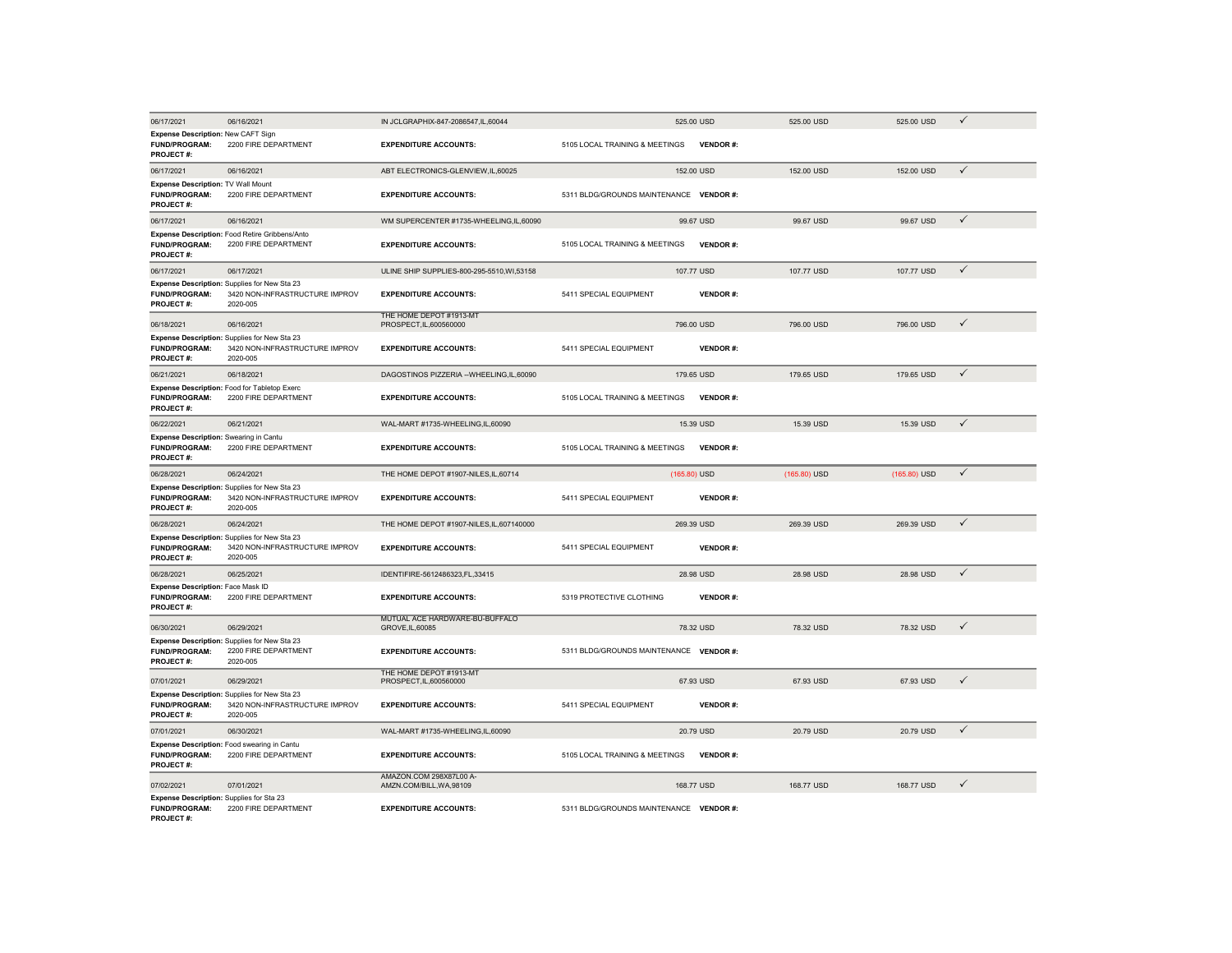| | | | | | | | |
|---|---|---|---|---|---|---|---|
| 06/17/2021 | 06/16/2021 | IN JCLGRAPHIX-847-2086547,IL,60044 | 525.00 USD | | 525.00 USD | 525.00 USD | ✓ |
| **Expense Description:** New CAFT Sign | | | | | | | |
| **FUND/PROGRAM:** | 2200 FIRE DEPARTMENT | **EXPENDITURE ACCOUNTS:** | 5105 LOCAL TRAINING & MEETINGS | **VENDOR #:** | | | |
| **PROJECT #:** | | | | | | | |
| 06/17/2021 | 06/16/2021 | ABT ELECTRONICS-GLENVIEW,IL,60025 | 152.00 USD | | 152.00 USD | 152.00 USD | ✓ |
| **Expense Description:** TV Wall Mount | | | | | | | |
| **FUND/PROGRAM:** | 2200 FIRE DEPARTMENT | **EXPENDITURE ACCOUNTS:** | 5311 BLDG/GROUNDS MAINTENANCE | **VENDOR #:** | | | |
| **PROJECT #:** | | | | | | | |
| 06/17/2021 | 06/16/2021 | WM SUPERCENTER #1735-WHEELING,IL,60090 | 99.67 USD | | 99.67 USD | 99.67 USD | ✓ |
| **Expense Description:** Food Retire Gribbens/Anto | | | | | | | |
| **FUND/PROGRAM:** | 2200 FIRE DEPARTMENT | **EXPENDITURE ACCOUNTS:** | 5105 LOCAL TRAINING & MEETINGS | **VENDOR #:** | | | |
| **PROJECT #:** | | | | | | | |
| 06/17/2021 | 06/17/2021 | ULINE SHIP SUPPLIES-800-295-5510,WI,53158 | 107.77 USD | | 107.77 USD | 107.77 USD | ✓ |
| **Expense Description:** Supplies for New Sta 23 | | | | | | | |
| **FUND/PROGRAM:** | 3420 NON-INFRASTRUCTURE IMPROV | **EXPENDITURE ACCOUNTS:** | 5411 SPECIAL EQUIPMENT | **VENDOR #:** | | | |
| **PROJECT #:** | 2020-005 | | | | | | |
| 06/18/2021 | 06/16/2021 | THE HOME DEPOT #1913-MT PROSPECT,IL,600560000 | 796.00 USD | | 796.00 USD | 796.00 USD | ✓ |
| **Expense Description:** Supplies for New Sta 23 | | | | | | | |
| **FUND/PROGRAM:** | 3420 NON-INFRASTRUCTURE IMPROV | **EXPENDITURE ACCOUNTS:** | 5411 SPECIAL EQUIPMENT | **VENDOR #:** | | | |
| **PROJECT #:** | 2020-005 | | | | | | |
| 06/21/2021 | 06/18/2021 | DAGOSTINOS PIZZERIA --WHEELING,IL,60090 | 179.65 USD | | 179.65 USD | 179.65 USD | ✓ |
| **Expense Description:** Food for Tabletop Exerc | | | | | | | |
| **FUND/PROGRAM:** | 2200 FIRE DEPARTMENT | **EXPENDITURE ACCOUNTS:** | 5105 LOCAL TRAINING & MEETINGS | **VENDOR #:** | | | |
| **PROJECT #:** | | | | | | | |
| 06/22/2021 | 06/21/2021 | WAL-MART #1735-WHEELING,IL,60090 | 15.39 USD | | 15.39 USD | 15.39 USD | ✓ |
| **Expense Description:** Swearing in Cantu | | | | | | | |
| **FUND/PROGRAM:** | 2200 FIRE DEPARTMENT | **EXPENDITURE ACCOUNTS:** | 5105 LOCAL TRAINING & MEETINGS | **VENDOR #:** | | | |
| **PROJECT #:** | | | | | | | |
| 06/28/2021 | 06/24/2021 | THE HOME DEPOT #1907-NILES,IL,60714 | (165.80) USD | | (165.80) USD | (165.80) USD | ✓ |
| **Expense Description:** Supplies for New Sta 23 | | | | | | | |
| **FUND/PROGRAM:** | 3420 NON-INFRASTRUCTURE IMPROV | **EXPENDITURE ACCOUNTS:** | 5411 SPECIAL EQUIPMENT | **VENDOR #:** | | | |
| **PROJECT #:** | 2020-005 | | | | | | |
| 06/28/2021 | 06/24/2021 | THE HOME DEPOT #1907-NILES,IL,607140000 | 269.39 USD | | 269.39 USD | 269.39 USD | ✓ |
| **Expense Description:** Supplies for New Sta 23 | | | | | | | |
| **FUND/PROGRAM:** | 3420 NON-INFRASTRUCTURE IMPROV | **EXPENDITURE ACCOUNTS:** | 5411 SPECIAL EQUIPMENT | **VENDOR #:** | | | |
| **PROJECT #:** | 2020-005 | | | | | | |
| 06/28/2021 | 06/25/2021 | IDENTIFIRE-5612486323,FL,33415 | 28.98 USD | | 28.98 USD | 28.98 USD | ✓ |
| **Expense Description:** Face Mask ID | | | | | | | |
| **FUND/PROGRAM:** | 2200 FIRE DEPARTMENT | **EXPENDITURE ACCOUNTS:** | 5319 PROTECTIVE CLOTHING | **VENDOR #:** | | | |
| **PROJECT #:** | | | | | | | |
| 06/30/2021 | 06/29/2021 | MUTUAL ACE HARDWARE-BU-BUFFALO GROVE,IL,60085 | 78.32 USD | | 78.32 USD | 78.32 USD | ✓ |
| **Expense Description:** Supplies for New Sta 23 | | | | | | | |
| **FUND/PROGRAM:** | 2200 FIRE DEPARTMENT | **EXPENDITURE ACCOUNTS:** | 5311 BLDG/GROUNDS MAINTENANCE | **VENDOR #:** | | | |
| **PROJECT #:** | 2020-005 | | | | | | |
| 07/01/2021 | 06/29/2021 | THE HOME DEPOT #1913-MT PROSPECT,IL,600560000 | 67.93 USD | | 67.93 USD | 67.93 USD | ✓ |
| **Expense Description:** Supplies for New Sta 23 | | | | | | | |
| **FUND/PROGRAM:** | 3420 NON-INFRASTRUCTURE IMPROV | **EXPENDITURE ACCOUNTS:** | 5411 SPECIAL EQUIPMENT | **VENDOR #:** | | | |
| **PROJECT #:** | 2020-005 | | | | | | |
| 07/01/2021 | 06/30/2021 | WAL-MART #1735-WHEELING,IL,60090 | 20.79 USD | | 20.79 USD | 20.79 USD | ✓ |
| **Expense Description:** Food swearing in Cantu | | | | | | | |
| **FUND/PROGRAM:** | 2200 FIRE DEPARTMENT | **EXPENDITURE ACCOUNTS:** | 5105 LOCAL TRAINING & MEETINGS | **VENDOR #:** | | | |
| **PROJECT #:** | | | | | | | |
| 07/02/2021 | 07/01/2021 | AMAZON.COM 298X87L00 A-AMZN.COM/BILL,WA,98109 | 168.77 USD | | 168.77 USD | 168.77 USD | ✓ |
| **Expense Description:** Supplies for Sta 23 | | | | | | | |
| **FUND/PROGRAM:** | 2200 FIRE DEPARTMENT | **EXPENDITURE ACCOUNTS:** | 5311 BLDG/GROUNDS MAINTENANCE | **VENDOR #:** | | | |
| **PROJECT #:** | | | | | | | |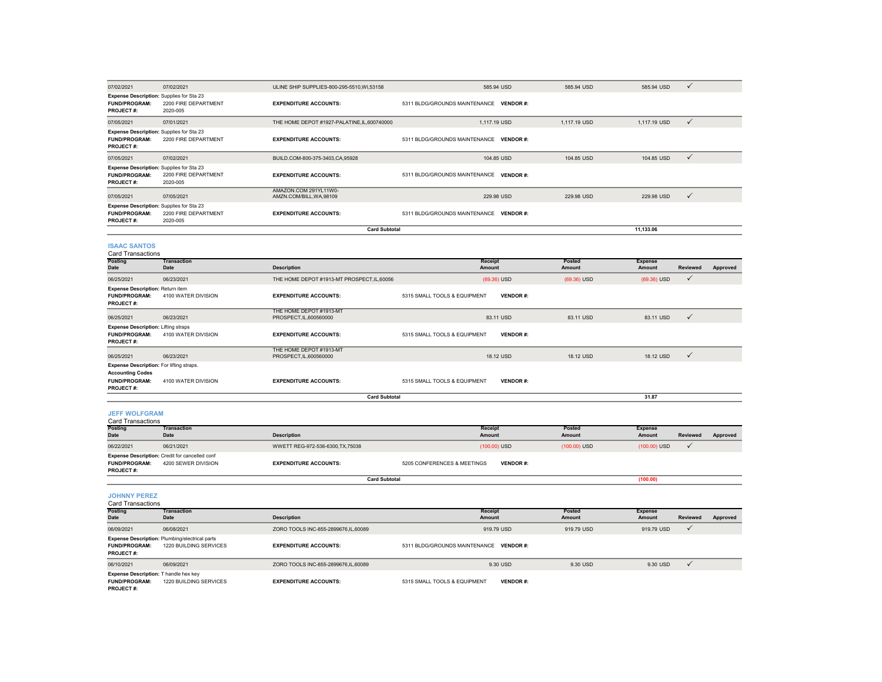| Posting Date | Transaction Date | Description | Receipt Amount | Posted Amount | Expense Amount | Reviewed | Approved |
|---|---|---|---|---|---|---|---|
| 07/02/2021 | 07/02/2021 | ULINE SHIP SUPPLIES-800-295-5510,WI,53158 | 585.94 USD | 585.94 USD | 585.94 USD | ✓ | |
| **Expense Description:** Supplies for Sta 23 | | | | | | | |
| **FUND/PROGRAM:** | 2200 FIRE DEPARTMENT | **EXPENDITURE ACCOUNTS:** | 5311 BLDG/GROUNDS MAINTENANCE **VENDOR #:** | | | | |
| **PROJECT #:** | 2020-005 | | | | | | |
| 07/05/2021 | 07/01/2021 | THE HOME DEPOT #1927-PALATINE,IL,600740000 | 1,117.19 USD | 1,117.19 USD | 1,117.19 USD | ✓ | |
| **Expense Description:** Supplies for Sta 23 | | | | | | | |
| **FUND/PROGRAM:** | 2200 FIRE DEPARTMENT | **EXPENDITURE ACCOUNTS:** | 5311 BLDG/GROUNDS MAINTENANCE **VENDOR #:** | | | | |
| **PROJECT #:** | | | | | | | |
| 07/05/2021 | 07/02/2021 | BUILD.COM-800-375-3403,CA,95928 | 104.85 USD | 104.85 USD | 104.85 USD | ✓ | |
| **Expense Description:** Supplies for Sta 23 | | | | | | | |
| **FUND/PROGRAM:** | 2200 FIRE DEPARTMENT | **EXPENDITURE ACCOUNTS:** | 5311 BLDG/GROUNDS MAINTENANCE **VENDOR #:** | | | | |
| **PROJECT #:** | 2020-005 | | | | | | |
| 07/05/2021 | 07/05/2021 | AMAZON.COM 291YL11W0-AMZN.COM/BILL,WA,98109 | 229.98 USD | 229.98 USD | 229.98 USD | ✓ | |
| **Expense Description:** Supplies for Sta 23 | | | | | | | |
| **FUND/PROGRAM:** | 2200 FIRE DEPARTMENT | **EXPENDITURE ACCOUNTS:** | 5311 BLDG/GROUNDS MAINTENANCE **VENDOR #:** | | | | |
| **PROJECT #:** | 2020-005 | | | | | | |
| | | **Card Subtotal** | | | 11,133.06 | | |

## ISAAC SANTOS

Card Transactions

| Posting Date | Transaction Date | Description | Receipt Amount | Posted Amount | Expense Amount | Reviewed | Approved |
|---|---|---|---|---|---|---|---|
| 06/25/2021 | 06/23/2021 | THE HOME DEPOT #1913-MT PROSPECT,IL,60056 | (69.36) USD | (69.36) USD | (69.36) USD | ✓ | |
| **Expense Description:** Return item | | | | | | | |
| **FUND/PROGRAM:** | 4100 WATER DIVISION | **EXPENDITURE ACCOUNTS:** | 5315 SMALL TOOLS & EQUIPMENT **VENDOR #:** | | | | |
| **PROJECT #:** | | | | | | | |
| 06/25/2021 | 06/23/2021 | THE HOME DEPOT #1913-MT PROSPECT,IL,600560000 | 83.11 USD | 83.11 USD | 83.11 USD | ✓ | |
| **Expense Description:** Lifting straps | | | | | | | |
| **FUND/PROGRAM:** | 4100 WATER DIVISION | **EXPENDITURE ACCOUNTS:** | 5315 SMALL TOOLS & EQUIPMENT **VENDOR #:** | | | | |
| **PROJECT #:** | | | | | | | |
| 06/25/2021 | 06/23/2021 | THE HOME DEPOT #1913-MT PROSPECT,IL,600560000 | 18.12 USD | 18.12 USD | 18.12 USD | ✓ | |
| **Expense Description:** For lifting straps. | | | | | | | |
| **Accounting Codes** | | | | | | | |
| **FUND/PROGRAM:** | 4100 WATER DIVISION | **EXPENDITURE ACCOUNTS:** | 5315 SMALL TOOLS & EQUIPMENT **VENDOR #:** | | | | |
| **PROJECT #:** | | | | | | | |
| | | **Card Subtotal** | | | 31.87 | | |

## JEFF WOLFGRAM

Card Transactions

| Posting Date | Transaction Date | Description | Receipt Amount | Posted Amount | Expense Amount | Reviewed | Approved |
|---|---|---|---|---|---|---|---|
| 06/22/2021 | 06/21/2021 | WWETT REG-972-536-6300,TX,75038 | (100.00) USD | (100.00) USD | (100.00) USD | ✓ | |
| **Expense Description:** Credit for cancelled conf | | | | | | | |
| **FUND/PROGRAM:** | 4200 SEWER DIVISION | **EXPENDITURE ACCOUNTS:** | 5205 CONFERENCES & MEETINGS **VENDOR #:** | | | | |
| **PROJECT #:** | | | | | | | |
| | | **Card Subtotal** | | | (100.00) | | |

## JOHNNY PEREZ

Card Transactions

| Posting Date | Transaction Date | Description | Receipt Amount | Posted Amount | Expense Amount | Reviewed | Approved |
|---|---|---|---|---|---|---|---|
| 06/09/2021 | 06/08/2021 | ZORO TOOLS INC-855-2899676,IL,60089 | 919.79 USD | 919.79 USD | 919.79 USD | ✓ | |
| **Expense Description:** Plumbing/electrical parts | | | | | | | |
| **FUND/PROGRAM:** | 1220 BUILDING SERVICES | **EXPENDITURE ACCOUNTS:** | 5311 BLDG/GROUNDS MAINTENANCE **VENDOR #:** | | | | |
| **PROJECT #:** | | | | | | | |
| 06/10/2021 | 06/09/2021 | ZORO TOOLS INC-855-2899676,IL,60089 | 9.30 USD | 9.30 USD | 9.30 USD | ✓ | |
| **Expense Description:** T handle hex key | | | | | | | |
| **FUND/PROGRAM:** | 1220 BUILDING SERVICES | **EXPENDITURE ACCOUNTS:** | 5315 SMALL TOOLS & EQUIPMENT **VENDOR #:** | | | | |
| **PROJECT #:** | | | | | | | |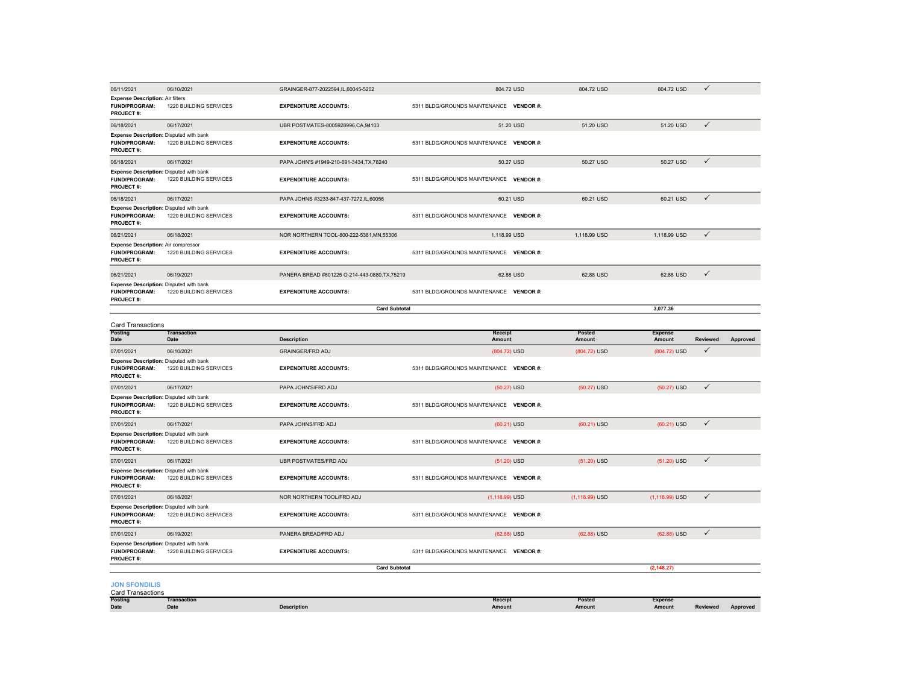| Posting Date | Transaction Date | Description | | Receipt Amount | Posted Amount | Expense Amount | Reviewed | Approved |
|---|---|---|---|---|---|---|---|---|
| 06/11/2021 | 06/10/2021 | GRAINGER-877-2022594,IL,60045-5202 | | 804.72 USD | 804.72 USD | 804.72 USD | ✓ | |
| **Expense Description:** Air filters | | | | | | | | |
| **FUND/PROGRAM:** | 1220 BUILDING SERVICES | **EXPENDITURE ACCOUNTS:** | 5311 BLDG/GROUNDS MAINTENANCE **VENDOR #:** | | | | | |
| **PROJECT #:** | | | | | | | | |
| 06/18/2021 | 06/17/2021 | UBR POSTMATES-8005928996,CA,94103 | | 51.20 USD | 51.20 USD | 51.20 USD | ✓ | |
| **Expense Description:** Disputed with bank | | | | | | | | |
| **FUND/PROGRAM:** | 1220 BUILDING SERVICES | **EXPENDITURE ACCOUNTS:** | 5311 BLDG/GROUNDS MAINTENANCE **VENDOR #:** | | | | | |
| **PROJECT #:** | | | | | | | | |
| 06/18/2021 | 06/17/2021 | PAPA JOHN'S #1949-210-691-3434,TX,78240 | | 50.27 USD | 50.27 USD | 50.27 USD | ✓ | |
| **Expense Description:** Disputed with bank | | | | | | | | |
| **FUND/PROGRAM:** | 1220 BUILDING SERVICES | **EXPENDITURE ACCOUNTS:** | 5311 BLDG/GROUNDS MAINTENANCE **VENDOR #:** | | | | | |
| **PROJECT #:** | | | | | | | | |
| 06/18/2021 | 06/17/2021 | PAPA JOHNS #3233-847-437-7272,IL,60056 | | 60.21 USD | 60.21 USD | 60.21 USD | ✓ | |
| **Expense Description:** Disputed with bank | | | | | | | | |
| **FUND/PROGRAM:** | 1220 BUILDING SERVICES | **EXPENDITURE ACCOUNTS:** | 5311 BLDG/GROUNDS MAINTENANCE **VENDOR #:** | | | | | |
| **PROJECT #:** | | | | | | | | |
| 06/21/2021 | 06/18/2021 | NOR NORTHERN TOOL-800-222-5381,MN,55306 | | 1,118.99 USD | 1,118.99 USD | 1,118.99 USD | ✓ | |
| **Expense Description:** Air compressor | | | | | | | | |
| **FUND/PROGRAM:** | 1220 BUILDING SERVICES | **EXPENDITURE ACCOUNTS:** | 5311 BLDG/GROUNDS MAINTENANCE **VENDOR #:** | | | | | |
| **PROJECT #:** | | | | | | | | |
| 06/21/2021 | 06/19/2021 | PANERA BREAD #601225 O-214-443-0880,TX,75219 | | 62.88 USD | 62.88 USD | 62.88 USD | ✓ | |
| **Expense Description:** Disputed with bank | | | | | | | | |
| **FUND/PROGRAM:** | 1220 BUILDING SERVICES | **EXPENDITURE ACCOUNTS:** | 5311 BLDG/GROUNDS MAINTENANCE **VENDOR #:** | | | | | |
| **PROJECT #:** | | | | | | | | |
| | | **Card Subtotal** | | | | **3,077.36** | | |

Card Transactions

| Posting Date | Transaction Date | Description | | Receipt Amount | Posted Amount | Expense Amount | Reviewed | Approved |
|---|---|---|---|---|---|---|---|---|
| 07/01/2021 | 06/10/2021 | GRAINGER/FRD ADJ | | (804.72) USD | (804.72) USD | (804.72) USD | ✓ | |
| **Expense Description:** Disputed with bank | | | | | | | | |
| **FUND/PROGRAM:** | 1220 BUILDING SERVICES | **EXPENDITURE ACCOUNTS:** | 5311 BLDG/GROUNDS MAINTENANCE **VENDOR #:** | | | | | |
| **PROJECT #:** | | | | | | | | |
| 07/01/2021 | 06/17/2021 | PAPA JOHN'S/FRD ADJ | | (50.27) USD | (50.27) USD | (50.27) USD | ✓ | |
| **Expense Description:** Disputed with bank | | | | | | | | |
| **FUND/PROGRAM:** | 1220 BUILDING SERVICES | **EXPENDITURE ACCOUNTS:** | 5311 BLDG/GROUNDS MAINTENANCE **VENDOR #:** | | | | | |
| **PROJECT #:** | | | | | | | | |
| 07/01/2021 | 06/17/2021 | PAPA JOHNS/FRD ADJ | | (60.21) USD | (60.21) USD | (60.21) USD | ✓ | |
| **Expense Description:** Disputed with bank | | | | | | | | |
| **FUND/PROGRAM:** | 1220 BUILDING SERVICES | **EXPENDITURE ACCOUNTS:** | 5311 BLDG/GROUNDS MAINTENANCE **VENDOR #:** | | | | | |
| **PROJECT #:** | | | | | | | | |
| 07/01/2021 | 06/17/2021 | UBR POSTMATES/FRD ADJ | | (51.20) USD | (51.20) USD | (51.20) USD | ✓ | |
| **Expense Description:** Disputed with bank | | | | | | | | |
| **FUND/PROGRAM:** | 1220 BUILDING SERVICES | **EXPENDITURE ACCOUNTS:** | 5311 BLDG/GROUNDS MAINTENANCE **VENDOR #:** | | | | | |
| **PROJECT #:** | | | | | | | | |
| 07/01/2021 | 06/18/2021 | NOR NORTHERN TOOL/FRD ADJ | | (1,118.99) USD | (1,118.99) USD | (1,118.99) USD | ✓ | |
| **Expense Description:** Disputed with bank | | | | | | | | |
| **FUND/PROGRAM:** | 1220 BUILDING SERVICES | **EXPENDITURE ACCOUNTS:** | 5311 BLDG/GROUNDS MAINTENANCE **VENDOR #:** | | | | | |
| **PROJECT #:** | | | | | | | | |
| 07/01/2021 | 06/19/2021 | PANERA BREAD/FRD ADJ | | (62.88) USD | (62.88) USD | (62.88) USD | ✓ | |
| **Expense Description:** Disputed with bank | | | | | | | | |
| **FUND/PROGRAM:** | 1220 BUILDING SERVICES | **EXPENDITURE ACCOUNTS:** | 5311 BLDG/GROUNDS MAINTENANCE **VENDOR #:** | | | | | |
| **PROJECT #:** | | | | | | | | |
| | | **Card Subtotal** | | | | **(2,148.27)** | | |

### JON SFONDILIS

Card Transactions

| Posting Date | Transaction Date | Description | Receipt Amount | Posted Amount | Expense Amount | Reviewed | Approved |
|---|---|---|---|---|---|---|---|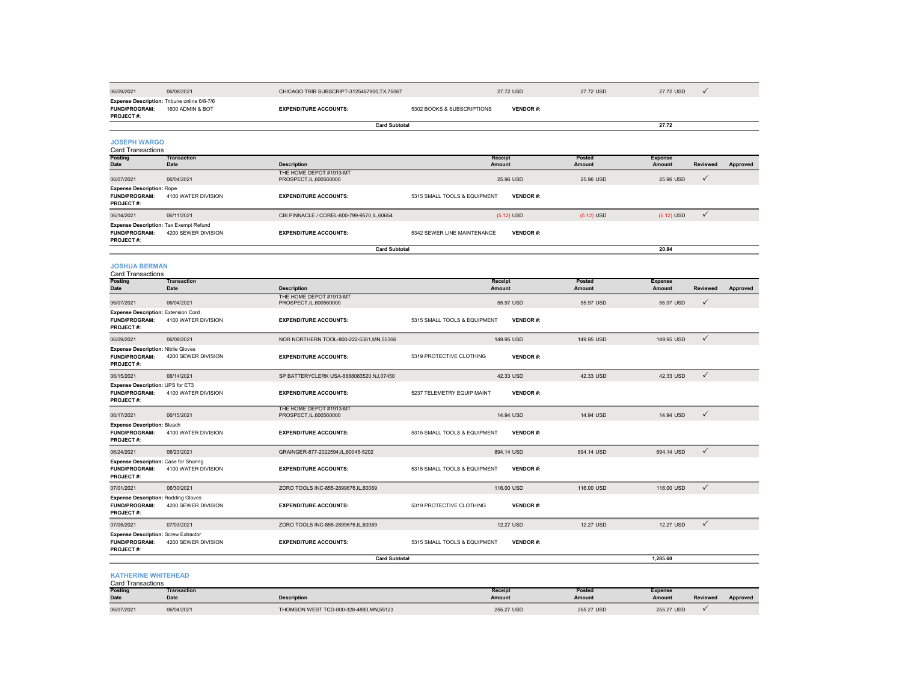| Posting Date | Transaction Date | Description | Receipt Amount | Posted Amount | Expense Amount | Reviewed | Approved |
|---|---|---|---|---|---|---|---|
| 06/09/2021 | 06/08/2021 | CHICAGO TRIB SUBSCRIPT-3125467900,TX,75067 | 27.72 USD | 27.72 USD | 27.72 USD | ✓ | |

**Expense Description:** Tribune online 6/8-7/6
**FUND/PROGRAM:** 1600 ADMIN & BOT **EXPENDITURE ACCOUNTS:** 5302 BOOKS & SUBSCRIPTIONS **VENDOR #:**
**PROJECT #:**

**Card Subtotal** 27.72

## JOSEPH WARGO

Card Transactions

| Posting Date | Transaction Date | Description | Receipt Amount | Posted Amount | Expense Amount | Reviewed | Approved |
|---|---|---|---|---|---|---|---|
| 06/07/2021 | 06/04/2021 | THE HOME DEPOT #1913-MT PROSPECT,IL,600560000 | 25.96 USD | 25.96 USD | 25.96 USD | ✓ | |
| | | **Expense Description:** Rope **FUND/PROGRAM:** 4100 WATER DIVISION **EXPENDITURE ACCOUNTS:** 5315 SMALL TOOLS & EQUIPMENT **VENDOR #:** **PROJECT #:** | | | | | |
| 06/14/2021 | 06/11/2021 | CBI PINNACLE / COREL-800-799-9570,IL,60654 | (5.12) USD | (5.12) USD | (5.12) USD | ✓ | |
| | | **Expense Description:** Tax Exempt Refund **FUND/PROGRAM:** 4200 SEWER DIVISION **EXPENDITURE ACCOUNTS:** 5342 SEWER LINE MAINTENANCE **VENDOR #:** **PROJECT #:** | | | | | |

**Card Subtotal** 20.84

## JOSHUA BERMAN

Card Transactions

| Posting Date | Transaction Date | Description | Receipt Amount | Posted Amount | Expense Amount | Reviewed | Approved |
|---|---|---|---|---|---|---|---|
| 06/07/2021 | 06/04/2021 | THE HOME DEPOT #1913-MT PROSPECT,IL,600560000 | 55.97 USD | 55.97 USD | 55.97 USD | ✓ | |
| | | **Expense Description:** Extension Cord **FUND/PROGRAM:** 4100 WATER DIVISION **EXPENDITURE ACCOUNTS:** 5315 SMALL TOOLS & EQUIPMENT **VENDOR #:** **PROJECT #:** | | | | | |
| 06/09/2021 | 06/08/2021 | NOR NORTHERN TOOL-800-222-5381,MN,55306 | 149.95 USD | 149.95 USD | 149.95 USD | ✓ | |
| | | **Expense Description:** Nitrile Gloves **FUND/PROGRAM:** 4200 SEWER DIVISION **EXPENDITURE ACCOUNTS:** 5319 PROTECTIVE CLOTHING **VENDOR #:** **PROJECT #:** | | | | | |
| 06/15/2021 | 06/14/2021 | SP BATTERYCLERK USA-8888083520,NJ,07450 | 42.33 USD | 42.33 USD | 42.33 USD | ✓ | |
| | | **Expense Description:** UPS for ET3 **FUND/PROGRAM:** 4100 WATER DIVISION **EXPENDITURE ACCOUNTS:** 5237 TELEMETRY EQUIP MAINT **VENDOR #:** **PROJECT #:** | | | | | |
| 06/17/2021 | 06/15/2021 | THE HOME DEPOT #1913-MT PROSPECT,IL,600560000 | 14.94 USD | 14.94 USD | 14.94 USD | ✓ | |
| | | **Expense Description:** Bleach **FUND/PROGRAM:** 4100 WATER DIVISION **EXPENDITURE ACCOUNTS:** 5315 SMALL TOOLS & EQUIPMENT **VENDOR #:** **PROJECT #:** | | | | | |
| 06/24/2021 | 06/23/2021 | GRAINGER-877-2022594,IL,60045-5202 | 894.14 USD | 894.14 USD | 894.14 USD | ✓ | |
| | | **Expense Description:** Case for Shoring **FUND/PROGRAM:** 4100 WATER DIVISION **EXPENDITURE ACCOUNTS:** 5315 SMALL TOOLS & EQUIPMENT **VENDOR #:** **PROJECT #:** | | | | | |
| 07/01/2021 | 06/30/2021 | ZORO TOOLS INC-855-2899676,IL,60089 | 116.00 USD | 116.00 USD | 116.00 USD | ✓ | |
| | | **Expense Description:** Rodding Gloves **FUND/PROGRAM:** 4200 SEWER DIVISION **EXPENDITURE ACCOUNTS:** 5319 PROTECTIVE CLOTHING **VENDOR #:** **PROJECT #:** | | | | | |
| 07/05/2021 | 07/03/2021 | ZORO TOOLS INC-855-2899676,IL,60089 | 12.27 USD | 12.27 USD | 12.27 USD | ✓ | |
| | | **Expense Description:** Screw Extractor **FUND/PROGRAM:** 4200 SEWER DIVISION **EXPENDITURE ACCOUNTS:** 5315 SMALL TOOLS & EQUIPMENT **VENDOR #:** **PROJECT #:** | | | | | |

**Card Subtotal** 1,285.60

## KATHERINE WHITEHEAD

Card Transactions

| Posting Date | Transaction Date | Description | Receipt Amount | Posted Amount | Expense Amount | Reviewed | Approved |
|---|---|---|---|---|---|---|---|
| 06/07/2021 | 06/04/2021 | THOMSON WEST TCD-800-328-4880,MN,55123 | 255.27 USD | 255.27 USD | 255.27 USD | ✓ | |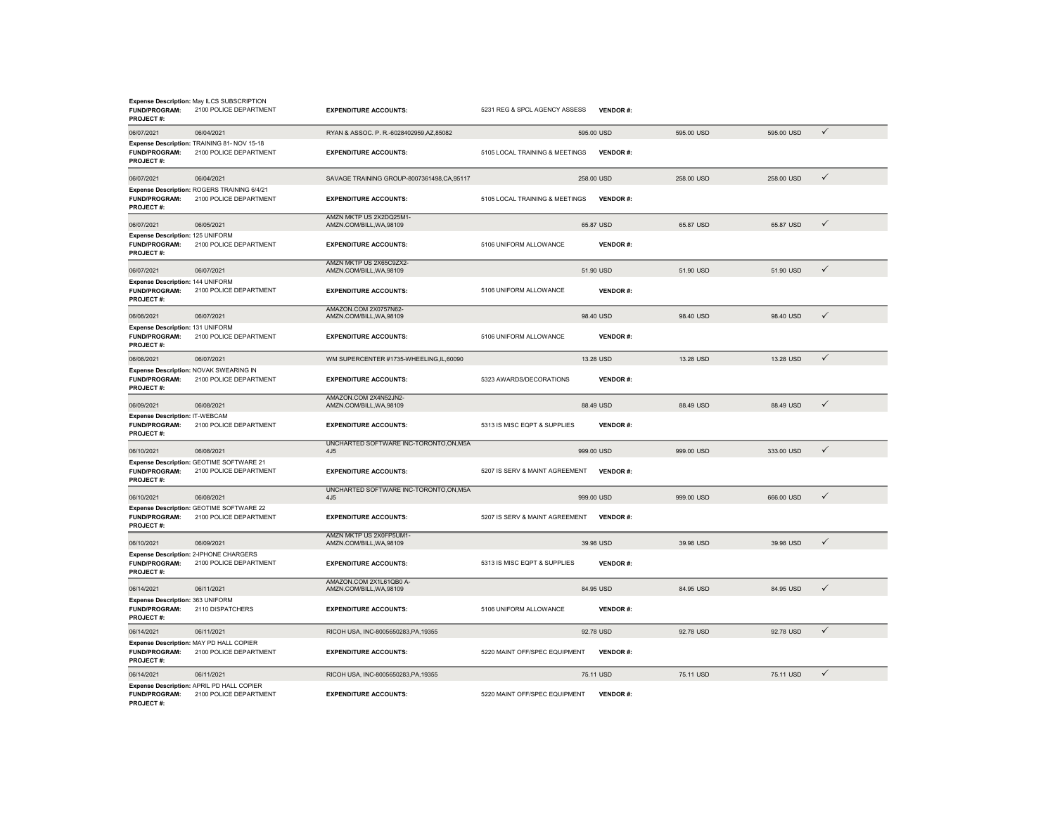**Expense Description:** May ILCS SUBSCRIPTION
**FUND/PROGRAM:** 2100 POLICE DEPARTMENT **EXPENDITURE ACCOUNTS:** 5231 REG & SPCL AGENCY ASSESS **VENDOR #:**
**PROJECT #:**

| | | | | | | |
|---|---|---|---|---|---|---|
| 06/07/2021 | 06/04/2021 | RYAN & ASSOC. P. R.-6028402959,AZ,85082 | 595.00 USD | 595.00 USD | 595.00 USD | ✓ |

**Expense Description:** TRAINING 81- NOV 15-18
**FUND/PROGRAM:** 2100 POLICE DEPARTMENT **EXPENDITURE ACCOUNTS:** 5105 LOCAL TRAINING & MEETINGS **VENDOR #:**
**PROJECT #:**

| | | | | | | |
|---|---|---|---|---|---|---|
| 06/07/2021 | 06/04/2021 | SAVAGE TRAINING GROUP-8007361498,CA,95117 | 258.00 USD | 258.00 USD | 258.00 USD | ✓ |

**Expense Description:** ROGERS TRAINING 6/4/21
**FUND/PROGRAM:** 2100 POLICE DEPARTMENT **EXPENDITURE ACCOUNTS:** 5105 LOCAL TRAINING & MEETINGS **VENDOR #:**
**PROJECT #:**

| | | | | | | |
|---|---|---|---|---|---|---|
| 06/07/2021 | 06/05/2021 | AMZN MKTP US 2X2DQ25M1-AMZN.COM/BILL,WA,98109 | 65.87 USD | 65.87 USD | 65.87 USD | ✓ |

**Expense Description:** 125 UNIFORM
**FUND/PROGRAM:** 2100 POLICE DEPARTMENT **EXPENDITURE ACCOUNTS:** 5106 UNIFORM ALLOWANCE **VENDOR #:**
**PROJECT #:**

| | | | | | | |
|---|---|---|---|---|---|---|
| 06/07/2021 | 06/07/2021 | AMZN MKTP US 2X65C9ZX2-AMZN.COM/BILL,WA,98109 | 51.90 USD | 51.90 USD | 51.90 USD | ✓ |

**Expense Description:** 144 UNIFORM
**FUND/PROGRAM:** 2100 POLICE DEPARTMENT **EXPENDITURE ACCOUNTS:** 5106 UNIFORM ALLOWANCE **VENDOR #:**
**PROJECT #:**

| | | | | | | |
|---|---|---|---|---|---|---|
| 06/08/2021 | 06/07/2021 | AMAZON.COM 2X0757N62-AMZN.COM/BILL,WA,98109 | 98.40 USD | 98.40 USD | 98.40 USD | ✓ |

**Expense Description:** 131 UNIFORM
**FUND/PROGRAM:** 2100 POLICE DEPARTMENT **EXPENDITURE ACCOUNTS:** 5106 UNIFORM ALLOWANCE **VENDOR #:**
**PROJECT #:**

| | | | | | | |
|---|---|---|---|---|---|---|
| 06/08/2021 | 06/07/2021 | WM SUPERCENTER #1735-WHEELING,IL,60090 | 13.28 USD | 13.28 USD | 13.28 USD | ✓ |

**Expense Description:** NOVAK SWEARING IN
**FUND/PROGRAM:** 2100 POLICE DEPARTMENT **EXPENDITURE ACCOUNTS:** 5323 AWARDS/DECORATIONS **VENDOR #:**
**PROJECT #:**

| | | | | | | |
|---|---|---|---|---|---|---|
| 06/09/2021 | 06/08/2021 | AMAZON.COM 2X4N52JN2-AMZN.COM/BILL,WA,98109 | 88.49 USD | 88.49 USD | 88.49 USD | ✓ |

**Expense Description:** IT-WEBCAM
**FUND/PROGRAM:** 2100 POLICE DEPARTMENT **EXPENDITURE ACCOUNTS:** 5313 IS MISC EQPT & SUPPLIES **VENDOR #:**
**PROJECT #:**

| | | | | | | |
|---|---|---|---|---|---|---|
| 06/10/2021 | 06/08/2021 | UNCHARTED SOFTWARE INC-TORONTO,ON,M5A 4J5 | 999.00 USD | 999.00 USD | 333.00 USD | ✓ |

**Expense Description:** GEOTIME SOFTWARE 21
**FUND/PROGRAM:** 2100 POLICE DEPARTMENT **EXPENDITURE ACCOUNTS:** 5207 IS SERV & MAINT AGREEMENT **VENDOR #:**
**PROJECT #:**

| | | | | | | |
|---|---|---|---|---|---|---|
| 06/10/2021 | 06/08/2021 | UNCHARTED SOFTWARE INC-TORONTO,ON,M5A 4J5 | 999.00 USD | 999.00 USD | 666.00 USD | ✓ |

**Expense Description:** GEOTIME SOFTWARE 22
**FUND/PROGRAM:** 2100 POLICE DEPARTMENT **EXPENDITURE ACCOUNTS:** 5207 IS SERV & MAINT AGREEMENT **VENDOR #:**
**PROJECT #:**

| | | | | | | |
|---|---|---|---|---|---|---|
| 06/10/2021 | 06/09/2021 | AMZN MKTP US 2X0FP5UM1-AMZN.COM/BILL,WA,98109 | 39.98 USD | 39.98 USD | 39.98 USD | ✓ |

**Expense Description:** 2-IPHONE CHARGERS
**FUND/PROGRAM:** 2100 POLICE DEPARTMENT **EXPENDITURE ACCOUNTS:** 5313 IS MISC EQPT & SUPPLIES **VENDOR #:**
**PROJECT #:**

| | | | | | | |
|---|---|---|---|---|---|---|
| 06/14/2021 | 06/11/2021 | AMAZON.COM 2X1L61QB0 A-AMZN.COM/BILL,WA,98109 | 84.95 USD | 84.95 USD | 84.95 USD | ✓ |

**Expense Description:** 363 UNIFORM
**FUND/PROGRAM:** 2110 DISPATCHERS **EXPENDITURE ACCOUNTS:** 5106 UNIFORM ALLOWANCE **VENDOR #:**
**PROJECT #:**

| | | | | | | |
|---|---|---|---|---|---|---|
| 06/14/2021 | 06/11/2021 | RICOH USA, INC-8005650283,PA,19355 | 92.78 USD | 92.78 USD | 92.78 USD | ✓ |

**Expense Description:** MAY PD HALL COPIER
**FUND/PROGRAM:** 2100 POLICE DEPARTMENT **EXPENDITURE ACCOUNTS:** 5220 MAINT OFF/SPEC EQUIPMENT **VENDOR #:**
**PROJECT #:**

| | | | | | | |
|---|---|---|---|---|---|---|
| 06/14/2021 | 06/11/2021 | RICOH USA, INC-8005650283,PA,19355 | 75.11 USD | 75.11 USD | 75.11 USD | ✓ |

**Expense Description:** APRIL PD HALL COPIER
**FUND/PROGRAM:** 2100 POLICE DEPARTMENT **EXPENDITURE ACCOUNTS:** 5220 MAINT OFF/SPEC EQUIPMENT **VENDOR #:**
**PROJECT #:**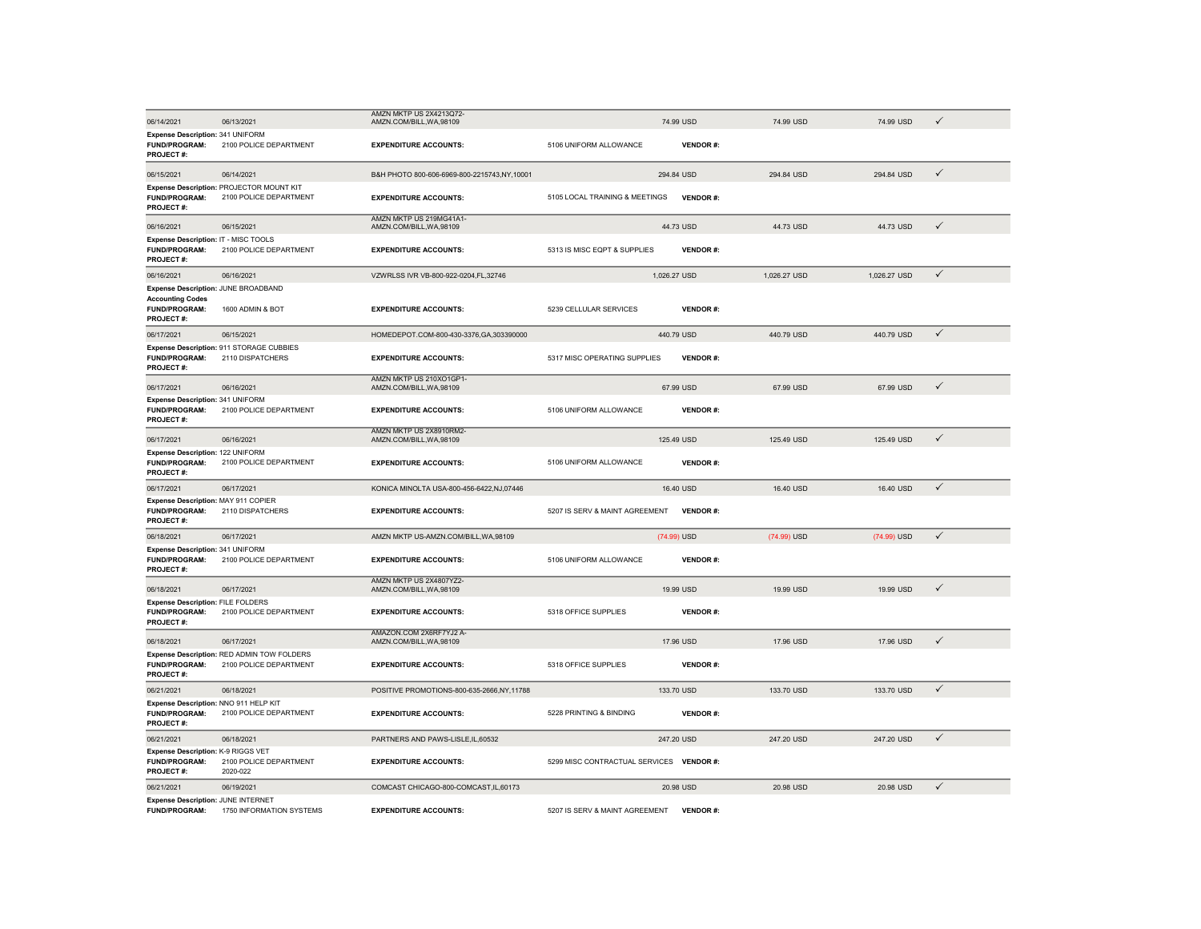| | | | | | | | |
|---|---|---|---|---|---|---|---|
| 06/14/2021 | 06/13/2021 | AMZN MKTP US 2X4213Q72-AMZN.COM/BILL,WA,98109 | 74.99 USD | 74.99 USD | 74.99 USD | ✓ |
| **Expense Description:** 341 UNIFORM | | | | | | |
| **FUND/PROGRAM:** | 2100 POLICE DEPARTMENT | **EXPENDITURE ACCOUNTS:** | 5106 UNIFORM ALLOWANCE | **VENDOR #:** | | |
| **PROJECT #:** | | | | | | |
| 06/15/2021 | 06/14/2021 | B&H PHOTO 800-606-6969-800-2215743,NY,10001 | 294.84 USD | 294.84 USD | 294.84 USD | ✓ |
| **Expense Description:** PROJECTOR MOUNT KIT | | | | | | |
| **FUND/PROGRAM:** | 2100 POLICE DEPARTMENT | **EXPENDITURE ACCOUNTS:** | 5105 LOCAL TRAINING & MEETINGS | **VENDOR #:** | | |
| **PROJECT #:** | | | | | | |
| 06/16/2021 | 06/15/2021 | AMZN MKTP US 219MG41A1-AMZN.COM/BILL,WA,98109 | 44.73 USD | 44.73 USD | 44.73 USD | ✓ |
| **Expense Description:** IT - MISC TOOLS | | | | | | |
| **FUND/PROGRAM:** | 2100 POLICE DEPARTMENT | **EXPENDITURE ACCOUNTS:** | 5313 IS MISC EQPT & SUPPLIES | **VENDOR #:** | | |
| **PROJECT #:** | | | | | | |
| 06/16/2021 | 06/16/2021 | VZWRLSS IVR VB-800-922-0204,FL,32746 | 1,026.27 USD | 1,026.27 USD | 1,026.27 USD | ✓ |
| **Expense Description:** JUNE BROADBAND | | | | | | |
| **Accounting Codes** | | | | | | |
| **FUND/PROGRAM:** | 1600 ADMIN & BOT | **EXPENDITURE ACCOUNTS:** | 5239 CELLULAR SERVICES | **VENDOR #:** | | |
| **PROJECT #:** | | | | | | |
| 06/17/2021 | 06/15/2021 | HOMEDEPOT.COM-800-430-3376,GA,303390000 | 440.79 USD | 440.79 USD | 440.79 USD | ✓ |
| **Expense Description:** 911 STORAGE CUBBIES | | | | | | |
| **FUND/PROGRAM:** | 2110 DISPATCHERS | **EXPENDITURE ACCOUNTS:** | 5317 MISC OPERATING SUPPLIES | **VENDOR #:** | | |
| **PROJECT #:** | | | | | | |
| 06/17/2021 | 06/16/2021 | AMZN MKTP US 210XO1GP1-AMZN.COM/BILL,WA,98109 | 67.99 USD | 67.99 USD | 67.99 USD | ✓ |
| **Expense Description:** 341 UNIFORM | | | | | | |
| **FUND/PROGRAM:** | 2100 POLICE DEPARTMENT | **EXPENDITURE ACCOUNTS:** | 5106 UNIFORM ALLOWANCE | **VENDOR #:** | | |
| **PROJECT #:** | | | | | | |
| 06/17/2021 | 06/16/2021 | AMZN MKTP US 2X8910RM2-AMZN.COM/BILL,WA,98109 | 125.49 USD | 125.49 USD | 125.49 USD | ✓ |
| **Expense Description:** 122 UNIFORM | | | | | | |
| **FUND/PROGRAM:** | 2100 POLICE DEPARTMENT | **EXPENDITURE ACCOUNTS:** | 5106 UNIFORM ALLOWANCE | **VENDOR #:** | | |
| **PROJECT #:** | | | | | | |
| 06/17/2021 | 06/17/2021 | KONICA MINOLTA USA-800-456-6422,NJ,07446 | 16.40 USD | 16.40 USD | 16.40 USD | ✓ |
| **Expense Description:** MAY 911 COPIER | | | | | | |
| **FUND/PROGRAM:** | 2110 DISPATCHERS | **EXPENDITURE ACCOUNTS:** | 5207 IS SERV & MAINT AGREEMENT | **VENDOR #:** | | |
| **PROJECT #:** | | | | | | |
| 06/18/2021 | 06/17/2021 | AMZN MKTP US-AMZN.COM/BILL,WA,98109 | (74.99) USD | (74.99) USD | (74.99) USD | ✓ |
| **Expense Description:** 341 UNIFORM | | | | | | |
| **FUND/PROGRAM:** | 2100 POLICE DEPARTMENT | **EXPENDITURE ACCOUNTS:** | 5106 UNIFORM ALLOWANCE | **VENDOR #:** | | |
| **PROJECT #:** | | | | | | |
| 06/18/2021 | 06/17/2021 | AMZN MKTP US 2X4807YZ2-AMZN.COM/BILL,WA,98109 | 19.99 USD | 19.99 USD | 19.99 USD | ✓ |
| **Expense Description:** FILE FOLDERS | | | | | | |
| **FUND/PROGRAM:** | 2100 POLICE DEPARTMENT | **EXPENDITURE ACCOUNTS:** | 5318 OFFICE SUPPLIES | **VENDOR #:** | | |
| **PROJECT #:** | | | | | | |
| 06/18/2021 | 06/17/2021 | AMAZON.COM 2X6RF7YJ2 A-AMZN.COM/BILL,WA,98109 | 17.96 USD | 17.96 USD | 17.96 USD | ✓ |
| **Expense Description:** RED ADMIN TOW FOLDERS | | | | | | |
| **FUND/PROGRAM:** | 2100 POLICE DEPARTMENT | **EXPENDITURE ACCOUNTS:** | 5318 OFFICE SUPPLIES | **VENDOR #:** | | |
| **PROJECT #:** | | | | | | |
| 06/21/2021 | 06/18/2021 | POSITIVE PROMOTIONS-800-635-2666,NY,11788 | 133.70 USD | 133.70 USD | 133.70 USD | ✓ |
| **Expense Description:** NNO 911 HELP KIT | | | | | | |
| **FUND/PROGRAM:** | 2100 POLICE DEPARTMENT | **EXPENDITURE ACCOUNTS:** | 5228 PRINTING & BINDING | **VENDOR #:** | | |
| **PROJECT #:** | | | | | | |
| 06/21/2021 | 06/18/2021 | PARTNERS AND PAWS-LISLE,IL,60532 | 247.20 USD | 247.20 USD | 247.20 USD | ✓ |
| **Expense Description:** K-9 RIGGS VET | | | | | | |
| **FUND/PROGRAM:** | 2100 POLICE DEPARTMENT | **EXPENDITURE ACCOUNTS:** | 5299 MISC CONTRACTUAL SERVICES | **VENDOR #:** | | |
| **PROJECT #:** | 2020-022 | | | | | |
| 06/21/2021 | 06/19/2021 | COMCAST CHICAGO-800-COMCAST,IL,60173 | 20.98 USD | 20.98 USD | 20.98 USD | ✓ |
| **Expense Description:** JUNE INTERNET | | | | | | |
| **FUND/PROGRAM:** | 1750 INFORMATION SYSTEMS | **EXPENDITURE ACCOUNTS:** | 5207 IS SERV & MAINT AGREEMENT | **VENDOR #:** | | |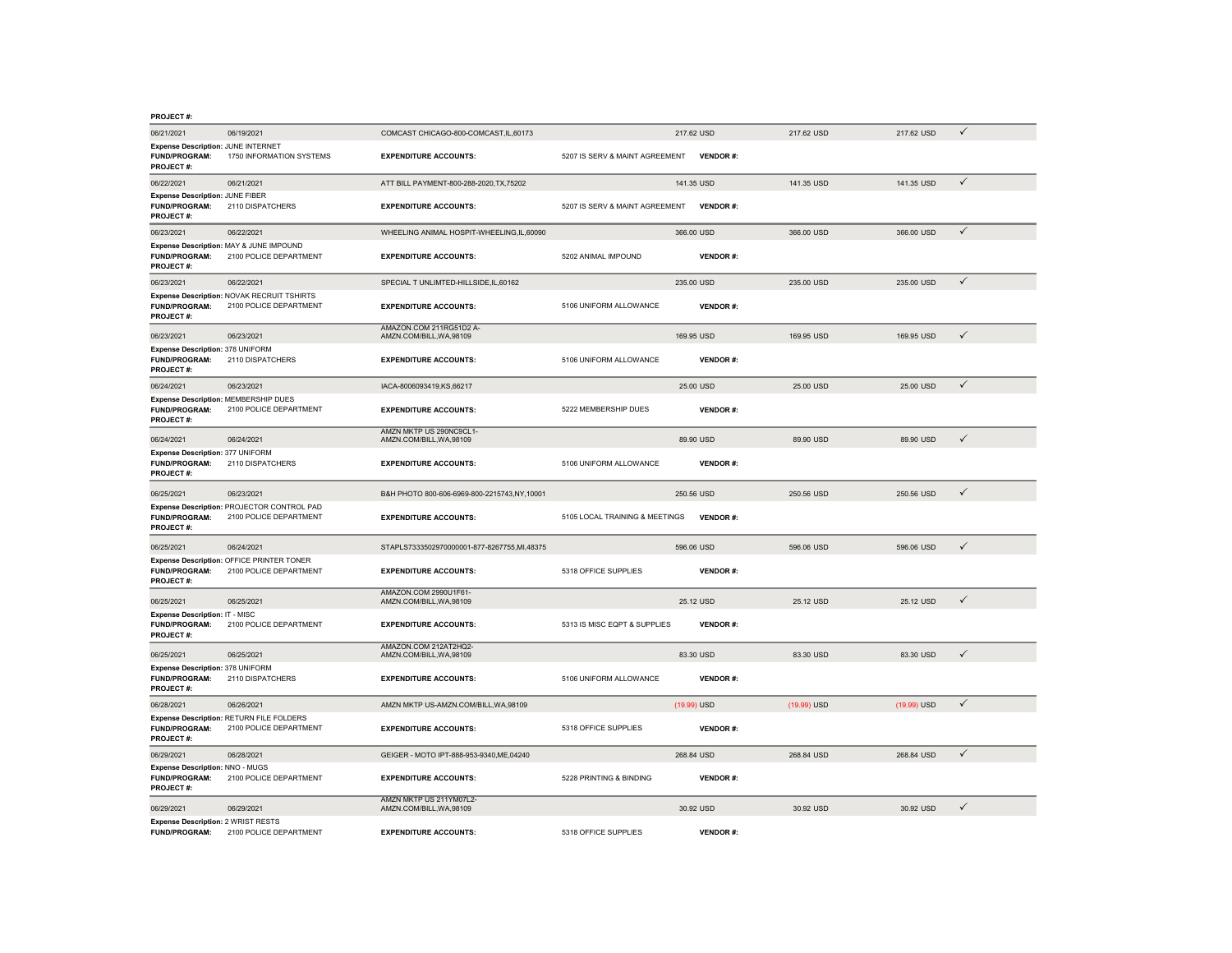**PROJECT #:**

| Posted Date | Transaction Date | Merchant | | Amount | Amount | Amount | |
|---|---|---|---|---|---|---|---|
| 06/21/2021 | 06/19/2021 | COMCAST CHICAGO-800-COMCAST,IL,60173 | | 217.62 USD | 217.62 USD | 217.62 USD | ✓ |
| **Expense Description:** JUNE INTERNET | | | | | | | |
| **FUND/PROGRAM:** | 1750 INFORMATION SYSTEMS | **EXPENDITURE ACCOUNTS:** | 5207 IS SERV & MAINT AGREEMENT | **VENDOR #:** | | | |
| **PROJECT #:** | | | | | | | |
| 06/22/2021 | 06/21/2021 | ATT BILL PAYMENT-800-288-2020,TX,75202 | | 141.35 USD | 141.35 USD | 141.35 USD | ✓ |
| **Expense Description:** JUNE FIBER | | | | | | | |
| **FUND/PROGRAM:** | 2110 DISPATCHERS | **EXPENDITURE ACCOUNTS:** | 5207 IS SERV & MAINT AGREEMENT | **VENDOR #:** | | | |
| **PROJECT #:** | | | | | | | |
| 06/23/2021 | 06/22/2021 | WHEELING ANIMAL HOSPIT-WHEELING,IL,60090 | | 366.00 USD | 366.00 USD | 366.00 USD | ✓ |
| **Expense Description:** MAY & JUNE IMPOUND | | | | | | | |
| **FUND/PROGRAM:** | 2100 POLICE DEPARTMENT | **EXPENDITURE ACCOUNTS:** | 5202 ANIMAL IMPOUND | **VENDOR #:** | | | |
| **PROJECT #:** | | | | | | | |
| 06/23/2021 | 06/22/2021 | SPECIAL T UNLIMTED-HILLSIDE,IL,60162 | | 235.00 USD | 235.00 USD | 235.00 USD | ✓ |
| **Expense Description:** NOVAK RECRUIT TSHIRTS | | | | | | | |
| **FUND/PROGRAM:** | 2100 POLICE DEPARTMENT | **EXPENDITURE ACCOUNTS:** | 5106 UNIFORM ALLOWANCE | **VENDOR #:** | | | |
| **PROJECT #:** | | | | | | | |
| 06/23/2021 | 06/23/2021 | AMAZON.COM 211RG51D2 A-AMZN.COM/BILL,WA,98109 | | 169.95 USD | 169.95 USD | 169.95 USD | ✓ |
| **Expense Description:** 378 UNIFORM | | | | | | | |
| **FUND/PROGRAM:** | 2110 DISPATCHERS | **EXPENDITURE ACCOUNTS:** | 5106 UNIFORM ALLOWANCE | **VENDOR #:** | | | |
| **PROJECT #:** | | | | | | | |
| 06/24/2021 | 06/23/2021 | IACA-8006093419,KS,66217 | | 25.00 USD | 25.00 USD | 25.00 USD | ✓ |
| **Expense Description:** MEMBERSHIP DUES | | | | | | | |
| **FUND/PROGRAM:** | 2100 POLICE DEPARTMENT | **EXPENDITURE ACCOUNTS:** | 5222 MEMBERSHIP DUES | **VENDOR #:** | | | |
| **PROJECT #:** | | | | | | | |
| 06/24/2021 | 06/24/2021 | AMZN MKTP US 290NC9CL1-AMZN.COM/BILL,WA,98109 | | 89.90 USD | 89.90 USD | 89.90 USD | ✓ |
| **Expense Description:** 377 UNIFORM | | | | | | | |
| **FUND/PROGRAM:** | 2110 DISPATCHERS | **EXPENDITURE ACCOUNTS:** | 5106 UNIFORM ALLOWANCE | **VENDOR #:** | | | |
| **PROJECT #:** | | | | | | | |
| 06/25/2021 | 06/23/2021 | B&H PHOTO 800-606-6969-800-2215743,NY,10001 | | 250.56 USD | 250.56 USD | 250.56 USD | ✓ |
| **Expense Description:** PROJECTOR CONTROL PAD | | | | | | | |
| **FUND/PROGRAM:** | 2100 POLICE DEPARTMENT | **EXPENDITURE ACCOUNTS:** | 5105 LOCAL TRAINING & MEETINGS | **VENDOR #:** | | | |
| **PROJECT #:** | | | | | | | |
| 06/25/2021 | 06/24/2021 | STAPLS7333502970000001-877-8267755,MI,48375 | | 596.06 USD | 596.06 USD | 596.06 USD | ✓ |
| **Expense Description:** OFFICE PRINTER TONER | | | | | | | |
| **FUND/PROGRAM:** | 2100 POLICE DEPARTMENT | **EXPENDITURE ACCOUNTS:** | 5318 OFFICE SUPPLIES | **VENDOR #:** | | | |
| **PROJECT #:** | | | | | | | |
| 06/25/2021 | 06/25/2021 | AMAZON.COM 2990U1F61-AMZN.COM/BILL,WA,98109 | | 25.12 USD | 25.12 USD | 25.12 USD | ✓ |
| **Expense Description:** IT - MISC | | | | | | | |
| **FUND/PROGRAM:** | 2100 POLICE DEPARTMENT | **EXPENDITURE ACCOUNTS:** | 5313 IS MISC EQPT & SUPPLIES | **VENDOR #:** | | | |
| **PROJECT #:** | | | | | | | |
| 06/25/2021 | 06/25/2021 | AMAZON.COM 212AT2HQ2-AMZN.COM/BILL,WA,98109 | | 83.30 USD | 83.30 USD | 83.30 USD | ✓ |
| **Expense Description:** 378 UNIFORM | | | | | | | |
| **FUND/PROGRAM:** | 2110 DISPATCHERS | **EXPENDITURE ACCOUNTS:** | 5106 UNIFORM ALLOWANCE | **VENDOR #:** | | | |
| **PROJECT #:** | | | | | | | |
| 06/28/2021 | 06/26/2021 | AMZN MKTP US-AMZN.COM/BILL,WA,98109 | | (19.99) USD | (19.99) USD | (19.99) USD | ✓ |
| **Expense Description:** RETURN FILE FOLDERS | | | | | | | |
| **FUND/PROGRAM:** | 2100 POLICE DEPARTMENT | **EXPENDITURE ACCOUNTS:** | 5318 OFFICE SUPPLIES | **VENDOR #:** | | | |
| **PROJECT #:** | | | | | | | |
| 06/29/2021 | 06/28/2021 | GEIGER - MOTO IPT-888-953-9340,ME,04240 | | 268.84 USD | 268.84 USD | 268.84 USD | ✓ |
| **Expense Description:** NNO - MUGS | | | | | | | |
| **FUND/PROGRAM:** | 2100 POLICE DEPARTMENT | **EXPENDITURE ACCOUNTS:** | 5228 PRINTING & BINDING | **VENDOR #:** | | | |
| **PROJECT #:** | | | | | | | |
| 06/29/2021 | 06/29/2021 | AMZN MKTP US 211YM07L2-AMZN.COM/BILL,WA,98109 | | 30.92 USD | 30.92 USD | 30.92 USD | ✓ |
| **Expense Description:** 2 WRIST RESTS | | | | | | | |
| **FUND/PROGRAM:** | 2100 POLICE DEPARTMENT | **EXPENDITURE ACCOUNTS:** | 5318 OFFICE SUPPLIES | **VENDOR #:** | | | |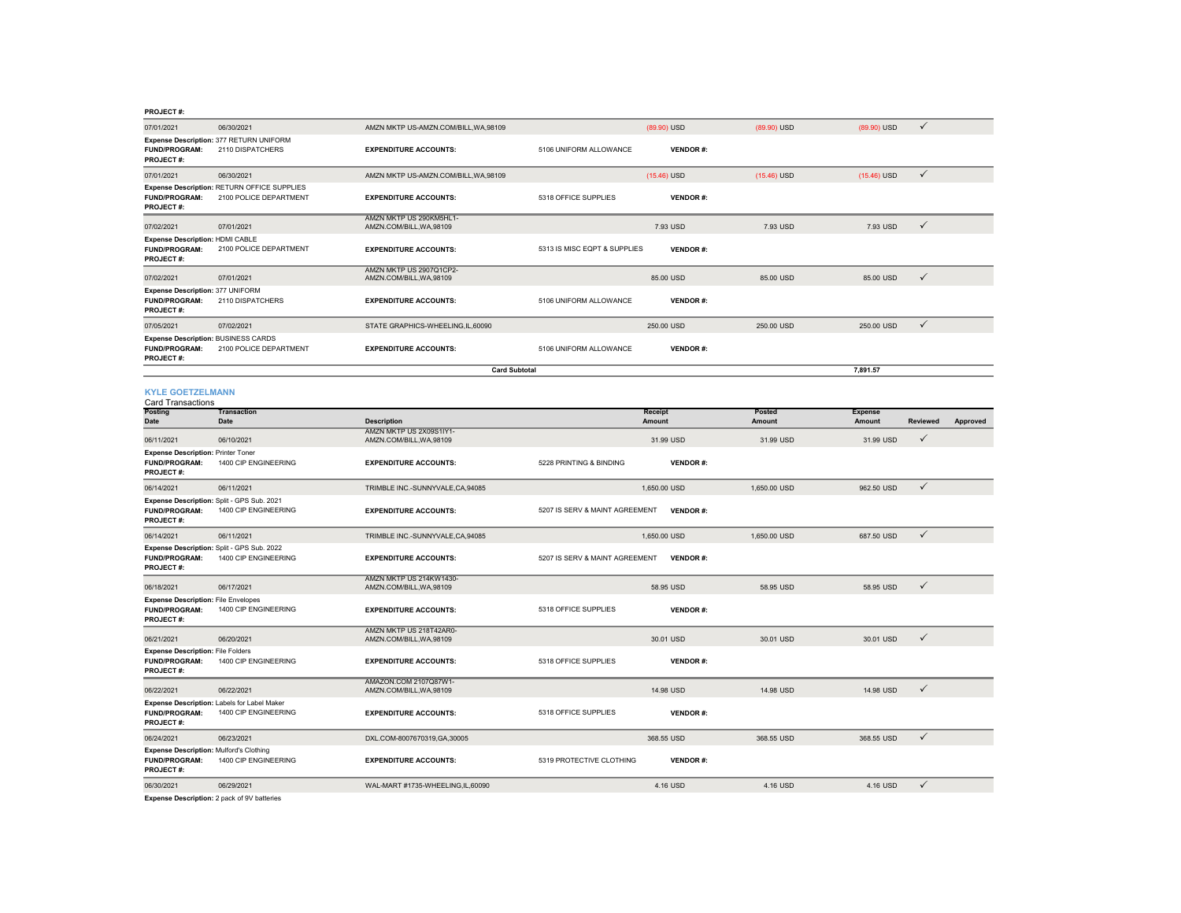**PROJECT #:**

| Posting Date | Transaction Date | Description | Receipt Amount | Posted Amount | Expense Amount | Reviewed | Approved |
|---|---|---|---|---|---|---|---|
| 07/01/2021 | 06/30/2021 | AMZN MKTP US-AMZN.COM/BILL,WA,98109 | (89.90) USD | (89.90) USD | (89.90) USD | ✓ | |
| **Expense Description:** 377 RETURN UNIFORM | | | | | | | |
| **FUND/PROGRAM:** 2110 DISPATCHERS | | **EXPENDITURE ACCOUNTS:** 5106 UNIFORM ALLOWANCE | **VENDOR #:** | | | | |
| **PROJECT #:** | | | | | | | |
| 07/01/2021 | 06/30/2021 | AMZN MKTP US-AMZN.COM/BILL,WA,98109 | (15.46) USD | (15.46) USD | (15.46) USD | ✓ | |
| **Expense Description:** RETURN OFFICE SUPPLIES | | | | | | | |
| **FUND/PROGRAM:** 2100 POLICE DEPARTMENT | | **EXPENDITURE ACCOUNTS:** 5318 OFFICE SUPPLIES | **VENDOR #:** | | | | |
| **PROJECT #:** | | | | | | | |
| 07/02/2021 | 07/01/2021 | AMZN MKTP US 290KM5HL1-AMZN.COM/BILL,WA,98109 | 7.93 USD | 7.93 USD | 7.93 USD | ✓ | |
| **Expense Description:** HDMI CABLE | | | | | | | |
| **FUND/PROGRAM:** 2100 POLICE DEPARTMENT | | **EXPENDITURE ACCOUNTS:** 5313 IS MISC EQPT & SUPPLIES | **VENDOR #:** | | | | |
| **PROJECT #:** | | | | | | | |
| 07/02/2021 | 07/01/2021 | AMZN MKTP US 2907Q1CP2-AMZN.COM/BILL,WA,98109 | 85.00 USD | 85.00 USD | 85.00 USD | ✓ | |
| **Expense Description:** 377 UNIFORM | | | | | | | |
| **FUND/PROGRAM:** 2110 DISPATCHERS | | **EXPENDITURE ACCOUNTS:** 5106 UNIFORM ALLOWANCE | **VENDOR #:** | | | | |
| **PROJECT #:** | | | | | | | |
| 07/05/2021 | 07/02/2021 | STATE GRAPHICS-WHEELING,IL,60090 | 250.00 USD | 250.00 USD | 250.00 USD | ✓ | |
| **Expense Description:** BUSINESS CARDS | | | | | | | |
| **FUND/PROGRAM:** 2100 POLICE DEPARTMENT | | **EXPENDITURE ACCOUNTS:** 5106 UNIFORM ALLOWANCE | **VENDOR #:** | | | | |
| **PROJECT #:** | | | | | | | |
| | | **Card Subtotal** | | | 7,891.57 | | |

## KYLE GOETZELMANN

Card Transactions

| Posting Date | Transaction Date | Description | Receipt Amount | Posted Amount | Expense Amount | Reviewed | Approved |
|---|---|---|---|---|---|---|---|
| 06/11/2021 | 06/10/2021 | AMZN MKTP US 2X09S1IY1-AMZN.COM/BILL,WA,98109 | 31.99 USD | 31.99 USD | 31.99 USD | ✓ | |
| **Expense Description:** Printer Toner | | | | | | | |
| **FUND/PROGRAM:** 1400 CIP ENGINEERING | | **EXPENDITURE ACCOUNTS:** 5228 PRINTING & BINDING | **VENDOR #:** | | | | |
| **PROJECT #:** | | | | | | | |
| 06/14/2021 | 06/11/2021 | TRIMBLE INC.-SUNNYVALE,CA,94085 | 1,650.00 USD | 1,650.00 USD | 962.50 USD | ✓ | |
| **Expense Description:** Split - GPS Sub. 2021 | | | | | | | |
| **FUND/PROGRAM:** 1400 CIP ENGINEERING | | **EXPENDITURE ACCOUNTS:** 5207 IS SERV & MAINT AGREEMENT | **VENDOR #:** | | | | |
| **PROJECT #:** | | | | | | | |
| 06/14/2021 | 06/11/2021 | TRIMBLE INC.-SUNNYVALE,CA,94085 | 1,650.00 USD | 1,650.00 USD | 687.50 USD | ✓ | |
| **Expense Description:** Split - GPS Sub. 2022 | | | | | | | |
| **FUND/PROGRAM:** 1400 CIP ENGINEERING | | **EXPENDITURE ACCOUNTS:** 5207 IS SERV & MAINT AGREEMENT | **VENDOR #:** | | | | |
| **PROJECT #:** | | | | | | | |
| 06/18/2021 | 06/17/2021 | AMZN MKTP US 214KW1430-AMZN.COM/BILL,WA,98109 | 58.95 USD | 58.95 USD | 58.95 USD | ✓ | |
| **Expense Description:** File Envelopes | | | | | | | |
| **FUND/PROGRAM:** 1400 CIP ENGINEERING | | **EXPENDITURE ACCOUNTS:** 5318 OFFICE SUPPLIES | **VENDOR #:** | | | | |
| **PROJECT #:** | | | | | | | |
| 06/21/2021 | 06/20/2021 | AMZN MKTP US 218T42AR0-AMZN.COM/BILL,WA,98109 | 30.01 USD | 30.01 USD | 30.01 USD | ✓ | |
| **Expense Description:** File Folders | | | | | | | |
| **FUND/PROGRAM:** 1400 CIP ENGINEERING | | **EXPENDITURE ACCOUNTS:** 5318 OFFICE SUPPLIES | **VENDOR #:** | | | | |
| **PROJECT #:** | | | | | | | |
| 06/22/2021 | 06/22/2021 | AMAZON.COM 2107Q87W1-AMZN.COM/BILL,WA,98109 | 14.98 USD | 14.98 USD | 14.98 USD | ✓ | |
| **Expense Description:** Labels for Label Maker | | | | | | | |
| **FUND/PROGRAM:** 1400 CIP ENGINEERING | | **EXPENDITURE ACCOUNTS:** 5318 OFFICE SUPPLIES | **VENDOR #:** | | | | |
| **PROJECT #:** | | | | | | | |
| 06/24/2021 | 06/23/2021 | DXL.COM-8007670319,GA,30005 | 368.55 USD | 368.55 USD | 368.55 USD | ✓ | |
| **Expense Description:** Mulford's Clothing | | | | | | | |
| **FUND/PROGRAM:** 1400 CIP ENGINEERING | | **EXPENDITURE ACCOUNTS:** 5319 PROTECTIVE CLOTHING | **VENDOR #:** | | | | |
| **PROJECT #:** | | | | | | | |
| 06/30/2021 | 06/29/2021 | WAL-MART #1735-WHEELING,IL,60090 | 4.16 USD | 4.16 USD | 4.16 USD | ✓ | |
| **Expense Description:** 2 pack of 9V batteries | | | | | | | |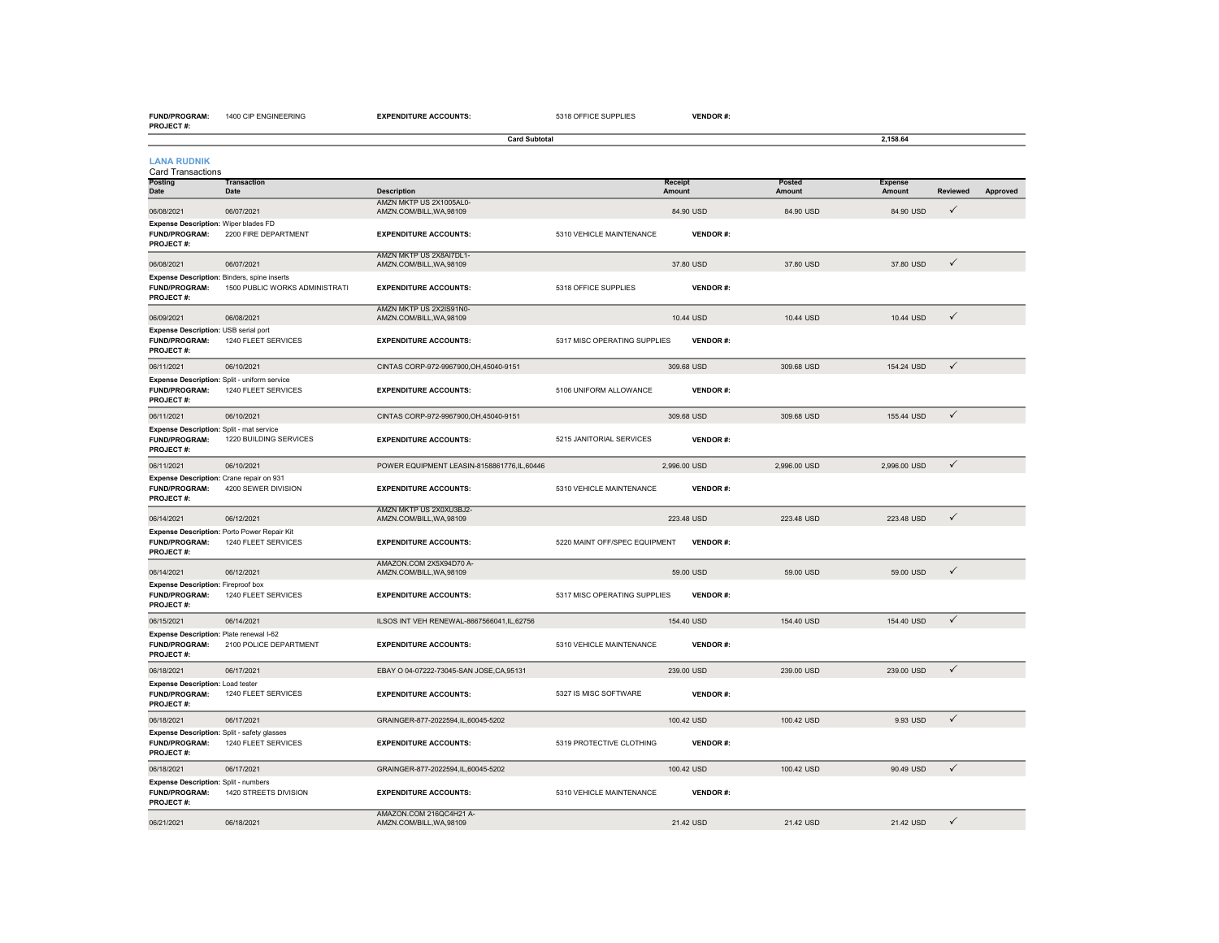| FUND/PROGRAM: | 1400 CIP ENGINEERING | EXPENDITURE ACCOUNTS: | 5318 OFFICE SUPPLIES | VENDOR #: |
|---|---|---|---|---|
| PROJECT #: | | | | |

| | Card Subtotal | 2,158.64 |
|---|---|---|

## LANA RUDNIK

Card Transactions

| Posting Date | Transaction Date | Description | Receipt Amount | Posted Amount | Expense Amount | Reviewed | Approved |
|---|---|---|---|---|---|---|---|
| 06/08/2021 | 06/07/2021 | AMZN MKTP US 2X1005AL0- AMZN.COM/BILL,WA,98109 | 84.90 USD | 84.90 USD | 84.90 USD | ✓ | |
| **Expense Description:** Wiper blades FD | | | | | | | |
| **FUND/PROGRAM:** 2200 FIRE DEPARTMENT | | **EXPENDITURE ACCOUNTS:** 5310 VEHICLE MAINTENANCE | **VENDOR #:** | | | | |
| **PROJECT #:** | | | | | | | |
| 06/08/2021 | 06/07/2021 | AMZN MKTP US 2X8AI7DL1- AMZN.COM/BILL,WA,98109 | 37.80 USD | 37.80 USD | 37.80 USD | ✓ | |
| **Expense Description:** Binders, spine inserts | | | | | | | |
| **FUND/PROGRAM:** 1500 PUBLIC WORKS ADMINISTRATI | | **EXPENDITURE ACCOUNTS:** 5318 OFFICE SUPPLIES | **VENDOR #:** | | | | |
| **PROJECT #:** | | | | | | | |
| 06/09/2021 | 06/08/2021 | AMZN MKTP US 2X2IS91N0- AMZN.COM/BILL,WA,98109 | 10.44 USD | 10.44 USD | 10.44 USD | ✓ | |
| **Expense Description:** USB serial port | | | | | | | |
| **FUND/PROGRAM:** 1240 FLEET SERVICES | | **EXPENDITURE ACCOUNTS:** 5317 MISC OPERATING SUPPLIES | **VENDOR #:** | | | | |
| **PROJECT #:** | | | | | | | |
| 06/11/2021 | 06/10/2021 | CINTAS CORP-972-9967900,OH,45040-9151 | 309.68 USD | 309.68 USD | 154.24 USD | ✓ | |
| **Expense Description:** Split - uniform service | | | | | | | |
| **FUND/PROGRAM:** 1240 FLEET SERVICES | | **EXPENDITURE ACCOUNTS:** 5106 UNIFORM ALLOWANCE | **VENDOR #:** | | | | |
| **PROJECT #:** | | | | | | | |
| 06/11/2021 | 06/10/2021 | CINTAS CORP-972-9967900,OH,45040-9151 | 309.68 USD | 309.68 USD | 155.44 USD | ✓ | |
| **Expense Description:** Split - mat service | | | | | | | |
| **FUND/PROGRAM:** 1220 BUILDING SERVICES | | **EXPENDITURE ACCOUNTS:** 5215 JANITORIAL SERVICES | **VENDOR #:** | | | | |
| **PROJECT #:** | | | | | | | |
| 06/11/2021 | 06/10/2021 | POWER EQUIPMENT LEASIN-8158861776,IL,60446 | 2,996.00 USD | 2,996.00 USD | 2,996.00 USD | ✓ | |
| **Expense Description:** Crane repair on 931 | | | | | | | |
| **FUND/PROGRAM:** 4200 SEWER DIVISION | | **EXPENDITURE ACCOUNTS:** 5310 VEHICLE MAINTENANCE | **VENDOR #:** | | | | |
| **PROJECT #:** | | | | | | | |
| 06/14/2021 | 06/12/2021 | AMZN MKTP US 2X0XU3BJ2- AMZN.COM/BILL,WA,98109 | 223.48 USD | 223.48 USD | 223.48 USD | ✓ | |
| **Expense Description:** Porto Power Repair Kit | | | | | | | |
| **FUND/PROGRAM:** 1240 FLEET SERVICES | | **EXPENDITURE ACCOUNTS:** 5220 MAINT OFF/SPEC EQUIPMENT | **VENDOR #:** | | | | |
| **PROJECT #:** | | | | | | | |
| 06/14/2021 | 06/12/2021 | AMAZON.COM 2X5X94D70 A- AMZN.COM/BILL,WA,98109 | 59.00 USD | 59.00 USD | 59.00 USD | ✓ | |
| **Expense Description:** Fireproof box | | | | | | | |
| **FUND/PROGRAM:** 1240 FLEET SERVICES | | **EXPENDITURE ACCOUNTS:** 5317 MISC OPERATING SUPPLIES | **VENDOR #:** | | | | |
| **PROJECT #:** | | | | | | | |
| 06/15/2021 | 06/14/2021 | ILSOS INT VEH RENEWAL-8667566041,IL,62756 | 154.40 USD | 154.40 USD | 154.40 USD | ✓ | |
| **Expense Description:** Plate renewal I-62 | | | | | | | |
| **FUND/PROGRAM:** 2100 POLICE DEPARTMENT | | **EXPENDITURE ACCOUNTS:** 5310 VEHICLE MAINTENANCE | **VENDOR #:** | | | | |
| **PROJECT #:** | | | | | | | |
| 06/18/2021 | 06/17/2021 | EBAY O 04-07222-73045-SAN JOSE,CA,95131 | 239.00 USD | 239.00 USD | 239.00 USD | ✓ | |
| **Expense Description:** Load tester | | | | | | | |
| **FUND/PROGRAM:** 1240 FLEET SERVICES | | **EXPENDITURE ACCOUNTS:** 5327 IS MISC SOFTWARE | **VENDOR #:** | | | | |
| **PROJECT #:** | | | | | | | |
| 06/18/2021 | 06/17/2021 | GRAINGER-877-2022594,IL,60045-5202 | 100.42 USD | 100.42 USD | 9.93 USD | ✓ | |
| **Expense Description:** Split - safety glasses | | | | | | | |
| **FUND/PROGRAM:** 1240 FLEET SERVICES | | **EXPENDITURE ACCOUNTS:** 5319 PROTECTIVE CLOTHING | **VENDOR #:** | | | | |
| **PROJECT #:** | | | | | | | |
| 06/18/2021 | 06/17/2021 | GRAINGER-877-2022594,IL,60045-5202 | 100.42 USD | 100.42 USD | 90.49 USD | ✓ | |
| **Expense Description:** Split - numbers | | | | | | | |
| **FUND/PROGRAM:** 1420 STREETS DIVISION | | **EXPENDITURE ACCOUNTS:** 5310 VEHICLE MAINTENANCE | **VENDOR #:** | | | | |
| **PROJECT #:** | | | | | | | |
| 06/21/2021 | 06/18/2021 | AMAZON.COM 216QC4H21 A- AMZN.COM/BILL,WA,98109 | 21.42 USD | 21.42 USD | 21.42 USD | ✓ | |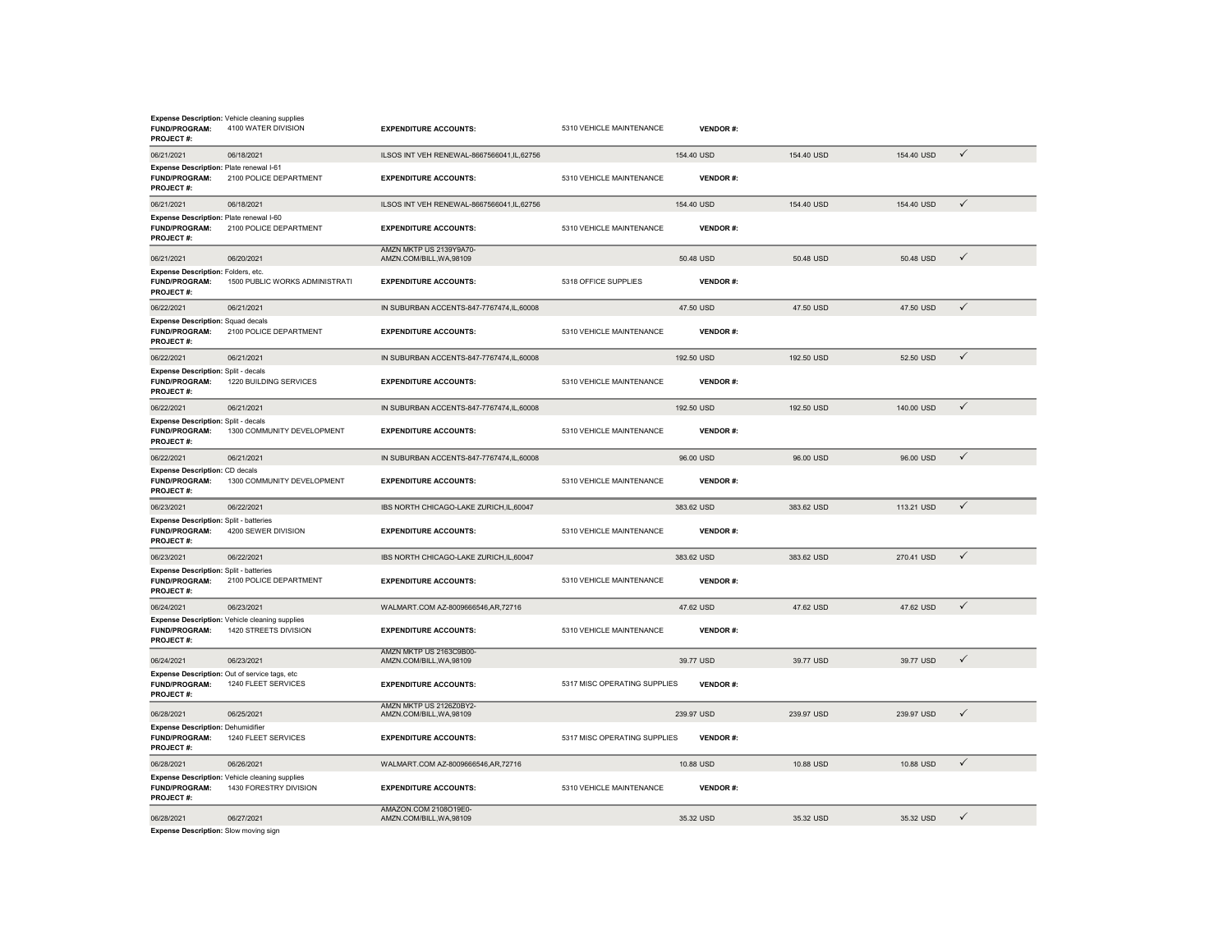**Expense Description:** Vehicle cleaning supplies
**FUND/PROGRAM:** 4100 WATER DIVISION **EXPENDITURE ACCOUNTS:** 5310 VEHICLE MAINTENANCE **VENDOR #:**
**PROJECT #:**

| | | | | | | |
|---|---|---|---|---|---|---|
| 06/21/2021 | 06/18/2021 | ILSOS INT VEH RENEWAL-8667566041,IL,62756 | 154.40 USD | 154.40 USD | 154.40 USD | ✓ |

**Expense Description:** Plate renewal I-61
**FUND/PROGRAM:** 2100 POLICE DEPARTMENT **EXPENDITURE ACCOUNTS:** 5310 VEHICLE MAINTENANCE **VENDOR #:**
**PROJECT #:**

| | | | | | | |
|---|---|---|---|---|---|---|
| 06/21/2021 | 06/18/2021 | ILSOS INT VEH RENEWAL-8667566041,IL,62756 | 154.40 USD | 154.40 USD | 154.40 USD | ✓ |

**Expense Description:** Plate renewal I-60
**FUND/PROGRAM:** 2100 POLICE DEPARTMENT **EXPENDITURE ACCOUNTS:** 5310 VEHICLE MAINTENANCE **VENDOR #:**
**PROJECT #:**

| | | | | | | |
|---|---|---|---|---|---|---|
| 06/21/2021 | 06/20/2021 | AMZN MKTP US 2139Y9A70-AMZN.COM/BILL,WA,98109 | 50.48 USD | 50.48 USD | 50.48 USD | ✓ |

**Expense Description:** Folders, etc.
**FUND/PROGRAM:** 1500 PUBLIC WORKS ADMINISTRATI **EXPENDITURE ACCOUNTS:** 5318 OFFICE SUPPLIES **VENDOR #:**
**PROJECT #:**

| | | | | | | |
|---|---|---|---|---|---|---|
| 06/22/2021 | 06/21/2021 | IN SUBURBAN ACCENTS-847-7767474,IL,60008 | 47.50 USD | 47.50 USD | 47.50 USD | ✓ |

**Expense Description:** Squad decals
**FUND/PROGRAM:** 2100 POLICE DEPARTMENT **EXPENDITURE ACCOUNTS:** 5310 VEHICLE MAINTENANCE **VENDOR #:**
**PROJECT #:**

| | | | | | | |
|---|---|---|---|---|---|---|
| 06/22/2021 | 06/21/2021 | IN SUBURBAN ACCENTS-847-7767474,IL,60008 | 192.50 USD | 192.50 USD | 52.50 USD | ✓ |

**Expense Description:** Split - decals
**FUND/PROGRAM:** 1220 BUILDING SERVICES **EXPENDITURE ACCOUNTS:** 5310 VEHICLE MAINTENANCE **VENDOR #:**
**PROJECT #:**

| | | | | | | |
|---|---|---|---|---|---|---|
| 06/22/2021 | 06/21/2021 | IN SUBURBAN ACCENTS-847-7767474,IL,60008 | 192.50 USD | 192.50 USD | 140.00 USD | ✓ |

**Expense Description:** Split - decals
**FUND/PROGRAM:** 1300 COMMUNITY DEVELOPMENT **EXPENDITURE ACCOUNTS:** 5310 VEHICLE MAINTENANCE **VENDOR #:**
**PROJECT #:**

| | | | | | | |
|---|---|---|---|---|---|---|
| 06/22/2021 | 06/21/2021 | IN SUBURBAN ACCENTS-847-7767474,IL,60008 | 96.00 USD | 96.00 USD | 96.00 USD | ✓ |

**Expense Description:** CD decals
**FUND/PROGRAM:** 1300 COMMUNITY DEVELOPMENT **EXPENDITURE ACCOUNTS:** 5310 VEHICLE MAINTENANCE **VENDOR #:**
**PROJECT #:**

| | | | | | | |
|---|---|---|---|---|---|---|
| 06/23/2021 | 06/22/2021 | IBS NORTH CHICAGO-LAKE ZURICH,IL,60047 | 383.62 USD | 383.62 USD | 113.21 USD | ✓ |

**Expense Description:** Split - batteries
**FUND/PROGRAM:** 4200 SEWER DIVISION **EXPENDITURE ACCOUNTS:** 5310 VEHICLE MAINTENANCE **VENDOR #:**
**PROJECT #:**

| | | | | | | |
|---|---|---|---|---|---|---|
| 06/23/2021 | 06/22/2021 | IBS NORTH CHICAGO-LAKE ZURICH,IL,60047 | 383.62 USD | 383.62 USD | 270.41 USD | ✓ |

**Expense Description:** Split - batteries
**FUND/PROGRAM:** 2100 POLICE DEPARTMENT **EXPENDITURE ACCOUNTS:** 5310 VEHICLE MAINTENANCE **VENDOR #:**
**PROJECT #:**

| | | | | | | |
|---|---|---|---|---|---|---|
| 06/24/2021 | 06/23/2021 | WALMART.COM AZ-8009666546,AR,72716 | 47.62 USD | 47.62 USD | 47.62 USD | ✓ |

**Expense Description:** Vehicle cleaning supplies
**FUND/PROGRAM:** 1420 STREETS DIVISION **EXPENDITURE ACCOUNTS:** 5310 VEHICLE MAINTENANCE **VENDOR #:**
**PROJECT #:**

| | | | | | | |
|---|---|---|---|---|---|---|
| 06/24/2021 | 06/23/2021 | AMZN MKTP US 2163C9B00-AMZN.COM/BILL,WA,98109 | 39.77 USD | 39.77 USD | 39.77 USD | ✓ |

**Expense Description:** Out of service tags, etc
**FUND/PROGRAM:** 1240 FLEET SERVICES **EXPENDITURE ACCOUNTS:** 5317 MISC OPERATING SUPPLIES **VENDOR #:**
**PROJECT #:**

| | | | | | | |
|---|---|---|---|---|---|---|
| 06/28/2021 | 06/25/2021 | AMZN MKTP US 2126Z0BY2-AMZN.COM/BILL,WA,98109 | 239.97 USD | 239.97 USD | 239.97 USD | ✓ |

**Expense Description:** Dehumidifier
**FUND/PROGRAM:** 1240 FLEET SERVICES **EXPENDITURE ACCOUNTS:** 5317 MISC OPERATING SUPPLIES **VENDOR #:**
**PROJECT #:**

| | | | | | | |
|---|---|---|---|---|---|---|
| 06/28/2021 | 06/26/2021 | WALMART.COM AZ-8009666546,AR,72716 | 10.88 USD | 10.88 USD | 10.88 USD | ✓ |

**Expense Description:** Vehicle cleaning supplies
**FUND/PROGRAM:** 1430 FORESTRY DIVISION **EXPENDITURE ACCOUNTS:** 5310 VEHICLE MAINTENANCE **VENDOR #:**
**PROJECT #:**

| | | | | | | |
|---|---|---|---|---|---|---|
| 06/28/2021 | 06/27/2021 | AMAZON.COM 2108O19E0-AMZN.COM/BILL,WA,98109 | 35.32 USD | 35.32 USD | 35.32 USD | ✓ |

**Expense Description:** Slow moving sign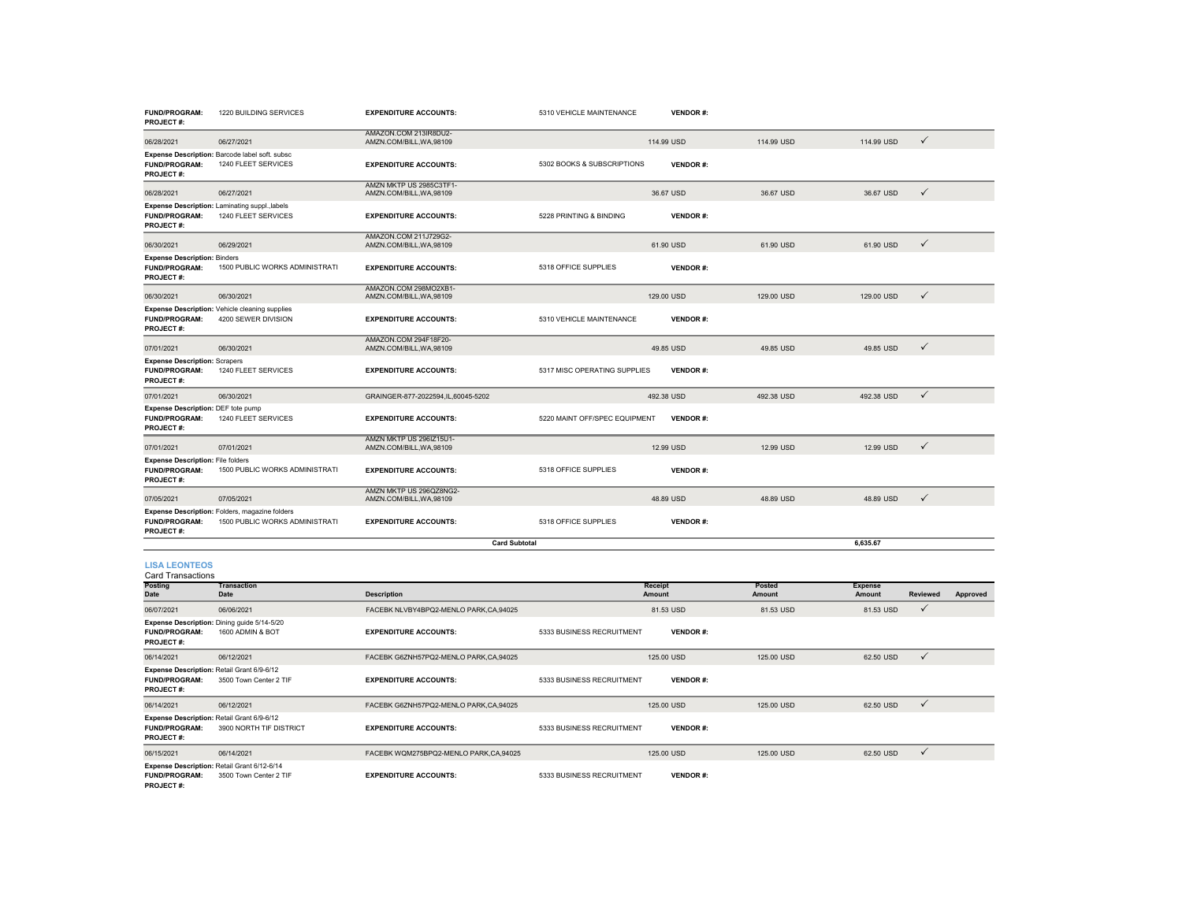| | | | | | | | | |
|---|---|---|---|---|---|---|---|---|
| **FUND/PROGRAM:** 1220 BUILDING SERVICES **PROJECT #:** | | **EXPENDITURE ACCOUNTS:** | 5310 VEHICLE MAINTENANCE | **VENDOR #:** | | | | |
| 06/28/2021 | 06/27/2021 | AMAZON.COM 213IR8DU2- AMZN.COM/BILL,WA,98109 | | 114.99 USD | 114.99 USD | 114.99 USD | ✓ | |
| **Expense Description:** Barcode label soft. subsc **FUND/PROGRAM:** 1240 FLEET SERVICES **PROJECT #:** | | **EXPENDITURE ACCOUNTS:** | 5302 BOOKS & SUBSCRIPTIONS | **VENDOR #:** | | | | |
| 06/28/2021 | 06/27/2021 | AMZN MKTP US 2985C3TF1- AMZN.COM/BILL,WA,98109 | | 36.67 USD | 36.67 USD | 36.67 USD | ✓ | |
| **Expense Description:** Laminating suppl.,labels **FUND/PROGRAM:** 1240 FLEET SERVICES **PROJECT #:** | | **EXPENDITURE ACCOUNTS:** | 5228 PRINTING & BINDING | **VENDOR #:** | | | | |
| 06/30/2021 | 06/29/2021 | AMAZON.COM 211J729G2- AMZN.COM/BILL,WA,98109 | | 61.90 USD | 61.90 USD | 61.90 USD | ✓ | |
| **Expense Description:** Binders **FUND/PROGRAM:** 1500 PUBLIC WORKS ADMINISTRATI **PROJECT #:** | | **EXPENDITURE ACCOUNTS:** | 5318 OFFICE SUPPLIES | **VENDOR #:** | | | | |
| 06/30/2021 | 06/30/2021 | AMAZON.COM 298MO2XB1- AMZN.COM/BILL,WA,98109 | | 129.00 USD | 129.00 USD | 129.00 USD | ✓ | |
| **Expense Description:** Vehicle cleaning supplies **FUND/PROGRAM:** 4200 SEWER DIVISION **PROJECT #:** | | **EXPENDITURE ACCOUNTS:** | 5310 VEHICLE MAINTENANCE | **VENDOR #:** | | | | |
| 07/01/2021 | 06/30/2021 | AMAZON.COM 294F18F20- AMZN.COM/BILL,WA,98109 | | 49.85 USD | 49.85 USD | 49.85 USD | ✓ | |
| **Expense Description:** Scrapers **FUND/PROGRAM:** 1240 FLEET SERVICES **PROJECT #:** | | **EXPENDITURE ACCOUNTS:** | 5317 MISC OPERATING SUPPLIES | **VENDOR #:** | | | | |
| 07/01/2021 | 06/30/2021 | GRAINGER-877-2022594,IL,60045-5202 | | 492.38 USD | 492.38 USD | 492.38 USD | ✓ | |
| **Expense Description:** DEF tote pump **FUND/PROGRAM:** 1240 FLEET SERVICES **PROJECT #:** | | **EXPENDITURE ACCOUNTS:** | 5220 MAINT OFF/SPEC EQUIPMENT | **VENDOR #:** | | | | |
| 07/01/2021 | 07/01/2021 | AMZN MKTP US 296IZ15U1- AMZN.COM/BILL,WA,98109 | | 12.99 USD | 12.99 USD | 12.99 USD | ✓ | |
| **Expense Description:** File folders **FUND/PROGRAM:** 1500 PUBLIC WORKS ADMINISTRATI **PROJECT #:** | | **EXPENDITURE ACCOUNTS:** | 5318 OFFICE SUPPLIES | **VENDOR #:** | | | | |
| 07/05/2021 | 07/05/2021 | AMZN MKTP US 296QZ8NG2- AMZN.COM/BILL,WA,98109 | | 48.89 USD | 48.89 USD | 48.89 USD | ✓ | |
| **Expense Description:** Folders, magazine folders **FUND/PROGRAM:** 1500 PUBLIC WORKS ADMINISTRATI **PROJECT #:** | | **EXPENDITURE ACCOUNTS:** | 5318 OFFICE SUPPLIES | **VENDOR #:** | | | | |
| | | **Card Subtotal** | | | | 6,635.67 | | |

## LISA LEONTEOS

Card Transactions

| Posting Date | Transaction Date | Description | | Receipt Amount | Posted Amount | Expense Amount | Reviewed | Approved |
|---|---|---|---|---|---|---|---|---|
| 06/07/2021 | 06/06/2021 | FACEBK NLVBY4BPQ2-MENLO PARK,CA,94025 | | 81.53 USD | 81.53 USD | 81.53 USD | ✓ | |
| **Expense Description:** Dining guide 5/14-5/20 **FUND/PROGRAM:** 1600 ADMIN & BOT **PROJECT #:** | | **EXPENDITURE ACCOUNTS:** | 5333 BUSINESS RECRUITMENT | **VENDOR #:** | | | | |
| 06/14/2021 | 06/12/2021 | FACEBK G6ZNH57PQ2-MENLO PARK,CA,94025 | | 125.00 USD | 125.00 USD | 62.50 USD | ✓ | |
| **Expense Description:** Retail Grant 6/9-6/12 **FUND/PROGRAM:** 3500 Town Center 2 TIF **PROJECT #:** | | **EXPENDITURE ACCOUNTS:** | 5333 BUSINESS RECRUITMENT | **VENDOR #:** | | | | |
| 06/14/2021 | 06/12/2021 | FACEBK G6ZNH57PQ2-MENLO PARK,CA,94025 | | 125.00 USD | 125.00 USD | 62.50 USD | ✓ | |
| **Expense Description:** Retail Grant 6/9-6/12 **FUND/PROGRAM:** 3900 NORTH TIF DISTRICT **PROJECT #:** | | **EXPENDITURE ACCOUNTS:** | 5333 BUSINESS RECRUITMENT | **VENDOR #:** | | | | |
| 06/15/2021 | 06/14/2021 | FACEBK WQM275BPQ2-MENLO PARK,CA,94025 | | 125.00 USD | 125.00 USD | 62.50 USD | ✓ | |
| **Expense Description:** Retail Grant 6/12-6/14 **FUND/PROGRAM:** 3500 Town Center 2 TIF **PROJECT #:** | | **EXPENDITURE ACCOUNTS:** | 5333 BUSINESS RECRUITMENT | **VENDOR #:** | | | | |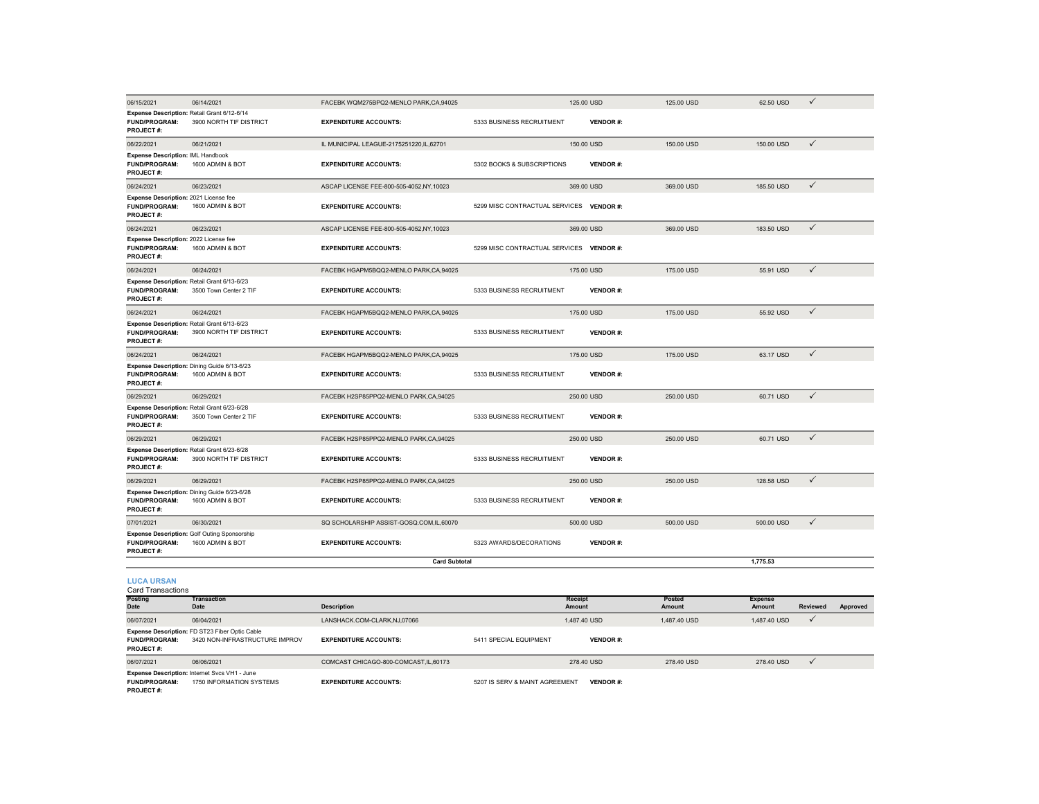| Posting Date | Transaction Date | Description | | Receipt Amount | Posted Amount | Expense Amount | Reviewed | Approved |
|---|---|---|---|---|---|---|---|---|
| 06/15/2021 | 06/14/2021 | FACEBK WQM275BPQ2-MENLO PARK,CA,94025 | | 125.00 USD | 125.00 USD | 62.50 USD | ✓ | |
| **Expense Description:** Retail Grant 6/12-6/14 | | | | | | | | |
| **FUND/PROGRAM:** | 3900 NORTH TIF DISTRICT | **EXPENDITURE ACCOUNTS:** | 5333 BUSINESS RECRUITMENT | **VENDOR #:** | | | | |
| **PROJECT #:** | | | | | | | | |
| 06/22/2021 | 06/21/2021 | IL MUNICIPAL LEAGUE-2175251220,IL,62701 | | 150.00 USD | 150.00 USD | 150.00 USD | ✓ | |
| **Expense Description:** IML Handbook | | | | | | | | |
| **FUND/PROGRAM:** | 1600 ADMIN & BOT | **EXPENDITURE ACCOUNTS:** | 5302 BOOKS & SUBSCRIPTIONS | **VENDOR #:** | | | | |
| **PROJECT #:** | | | | | | | | |
| 06/24/2021 | 06/23/2021 | ASCAP LICENSE FEE-800-505-4052,NY,10023 | | 369.00 USD | 369.00 USD | 185.50 USD | ✓ | |
| **Expense Description:** 2021 License fee | | | | | | | | |
| **FUND/PROGRAM:** | 1600 ADMIN & BOT | **EXPENDITURE ACCOUNTS:** | 5299 MISC CONTRACTUAL SERVICES | **VENDOR #:** | | | | |
| **PROJECT #:** | | | | | | | | |
| 06/24/2021 | 06/23/2021 | ASCAP LICENSE FEE-800-505-4052,NY,10023 | | 369.00 USD | 369.00 USD | 183.50 USD | ✓ | |
| **Expense Description:** 2022 License fee | | | | | | | | |
| **FUND/PROGRAM:** | 1600 ADMIN & BOT | **EXPENDITURE ACCOUNTS:** | 5299 MISC CONTRACTUAL SERVICES | **VENDOR #:** | | | | |
| **PROJECT #:** | | | | | | | | |
| 06/24/2021 | 06/24/2021 | FACEBK HGAPM5BQQ2-MENLO PARK,CA,94025 | | 175.00 USD | 175.00 USD | 55.91 USD | ✓ | |
| **Expense Description:** Retail Grant 6/13-6/23 | | | | | | | | |
| **FUND/PROGRAM:** | 3500 Town Center 2 TIF | **EXPENDITURE ACCOUNTS:** | 5333 BUSINESS RECRUITMENT | **VENDOR #:** | | | | |
| **PROJECT #:** | | | | | | | | |
| 06/24/2021 | 06/24/2021 | FACEBK HGAPM5BQQ2-MENLO PARK,CA,94025 | | 175.00 USD | 175.00 USD | 55.92 USD | ✓ | |
| **Expense Description:** Retail Grant 6/13-6/23 | | | | | | | | |
| **FUND/PROGRAM:** | 3900 NORTH TIF DISTRICT | **EXPENDITURE ACCOUNTS:** | 5333 BUSINESS RECRUITMENT | **VENDOR #:** | | | | |
| **PROJECT #:** | | | | | | | | |
| 06/24/2021 | 06/24/2021 | FACEBK HGAPM5BQQ2-MENLO PARK,CA,94025 | | 175.00 USD | 175.00 USD | 63.17 USD | ✓ | |
| **Expense Description:** Dining Guide 6/13-6/23 | | | | | | | | |
| **FUND/PROGRAM:** | 1600 ADMIN & BOT | **EXPENDITURE ACCOUNTS:** | 5333 BUSINESS RECRUITMENT | **VENDOR #:** | | | | |
| **PROJECT #:** | | | | | | | | |
| 06/29/2021 | 06/29/2021 | FACEBK H2SP85PPQ2-MENLO PARK,CA,94025 | | 250.00 USD | 250.00 USD | 60.71 USD | ✓ | |
| **Expense Description:** Retail Grant 6/23-6/28 | | | | | | | | |
| **FUND/PROGRAM:** | 3500 Town Center 2 TIF | **EXPENDITURE ACCOUNTS:** | 5333 BUSINESS RECRUITMENT | **VENDOR #:** | | | | |
| **PROJECT #:** | | | | | | | | |
| 06/29/2021 | 06/29/2021 | FACEBK H2SP85PPQ2-MENLO PARK,CA,94025 | | 250.00 USD | 250.00 USD | 60.71 USD | ✓ | |
| **Expense Description:** Retail Grant 6/23-6/28 | | | | | | | | |
| **FUND/PROGRAM:** | 3900 NORTH TIF DISTRICT | **EXPENDITURE ACCOUNTS:** | 5333 BUSINESS RECRUITMENT | **VENDOR #:** | | | | |
| **PROJECT #:** | | | | | | | | |
| 06/29/2021 | 06/29/2021 | FACEBK H2SP85PPQ2-MENLO PARK,CA,94025 | | 250.00 USD | 250.00 USD | 128.58 USD | ✓ | |
| **Expense Description:** Dining Guide 6/23-6/28 | | | | | | | | |
| **FUND/PROGRAM:** | 1600 ADMIN & BOT | **EXPENDITURE ACCOUNTS:** | 5333 BUSINESS RECRUITMENT | **VENDOR #:** | | | | |
| **PROJECT #:** | | | | | | | | |
| 07/01/2021 | 06/30/2021 | SQ SCHOLARSHIP ASSIST-GOSQ.COM,IL,60070 | | 500.00 USD | 500.00 USD | 500.00 USD | ✓ | |
| **Expense Description:** Golf Outing Sponsorship | | | | | | | | |
| **FUND/PROGRAM:** | 1600 ADMIN & BOT | **EXPENDITURE ACCOUNTS:** | 5323 AWARDS/DECORATIONS | **VENDOR #:** | | | | |
| **PROJECT #:** | | | | | | | | |
| | | **Card Subtotal** | | | | 1,775.53 | | |

## LUCA URSAN

Card Transactions

| Posting Date | Transaction Date | Description | | Receipt Amount | Posted Amount | Expense Amount | Reviewed | Approved |
|---|---|---|---|---|---|---|---|---|
| 06/07/2021 | 06/04/2021 | LANSHACK.COM-CLARK,NJ,07066 | | 1,487.40 USD | 1,487.40 USD | 1,487.40 USD | ✓ | |
| **Expense Description:** FD ST23 Fiber Optic Cable | | | | | | | | |
| **FUND/PROGRAM:** | 3420 NON-INFRASTRUCTURE IMPROV | **EXPENDITURE ACCOUNTS:** | 5411 SPECIAL EQUIPMENT | **VENDOR #:** | | | | |
| **PROJECT #:** | | | | | | | | |
| 06/07/2021 | 06/06/2021 | COMCAST CHICAGO-800-COMCAST,IL,60173 | | 278.40 USD | 278.40 USD | 278.40 USD | ✓ | |
| **Expense Description:** Internet Svcs VH1 - June | | | | | | | | |
| **FUND/PROGRAM:** | 1750 INFORMATION SYSTEMS | **EXPENDITURE ACCOUNTS:** | 5207 IS SERV & MAINT AGREEMENT | **VENDOR #:** | | | | |
| **PROJECT #:** | | | | | | | | |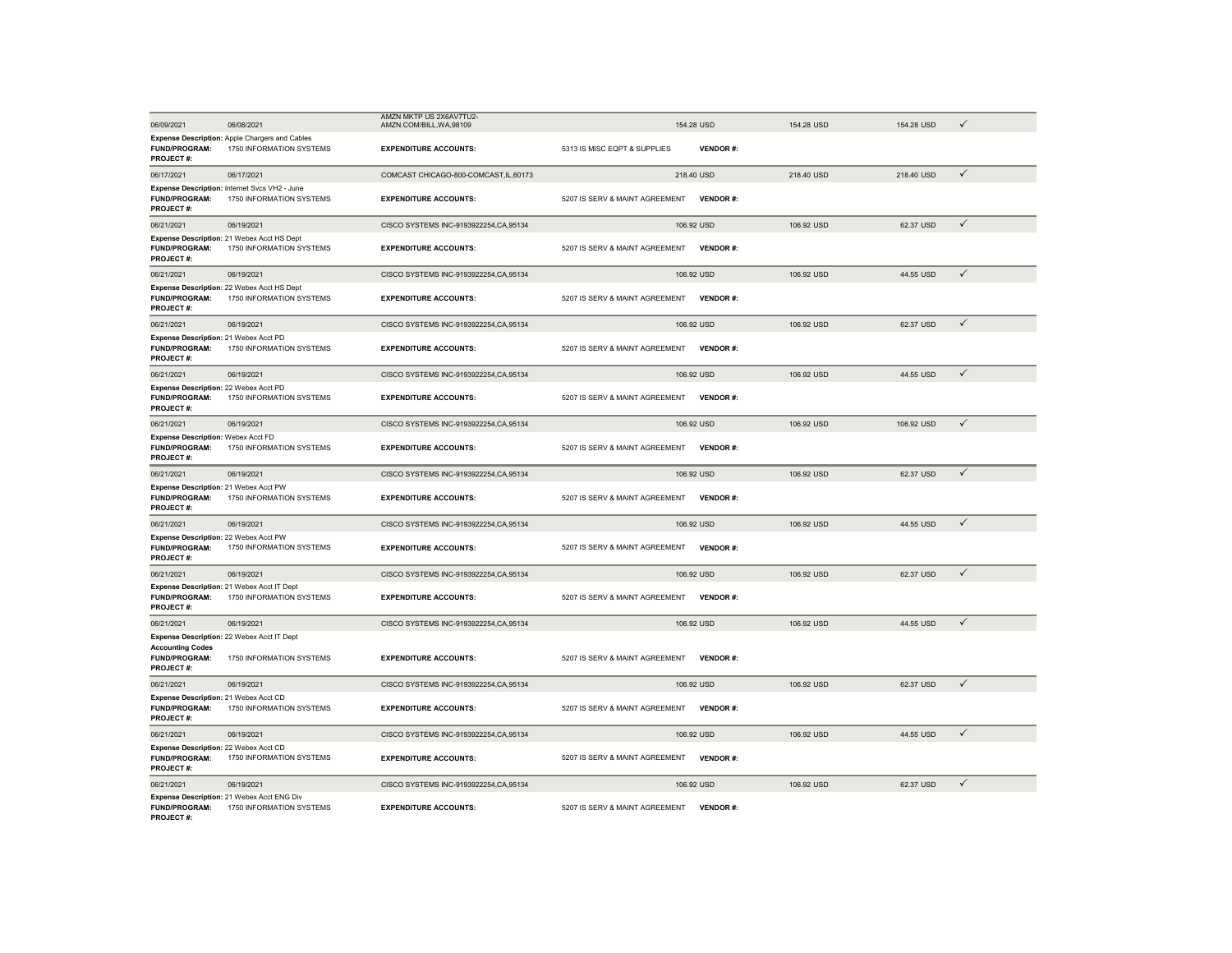| Transaction Date | Posting Date | Merchant | Original Amount | Amount | Allocated Amount | |
|---|---|---|---|---|---|---|
| 06/09/2021 | 06/08/2021 | AMZN MKTP US 2X6AV7TU2-AMZN.COM/BILL,WA,98109 | 154.28 USD | 154.28 USD | 154.28 USD | ✓ |
| **Expense Description:** Apple Chargers and Cables | | | | | | |
| **FUND/PROGRAM:** 1750 INFORMATION SYSTEMS | | **EXPENDITURE ACCOUNTS:** | 5313 IS MISC EQPT & SUPPLIES | **VENDOR #:** | | |
| **PROJECT #:** | | | | | | |
| 06/17/2021 | 06/17/2021 | COMCAST CHICAGO-800-COMCAST,IL,60173 | 218.40 USD | 218.40 USD | 218.40 USD | ✓ |
| **Expense Description:** Internet Svcs VH2 - June | | | | | | |
| **FUND/PROGRAM:** 1750 INFORMATION SYSTEMS | | **EXPENDITURE ACCOUNTS:** | 5207 IS SERV & MAINT AGREEMENT | **VENDOR #:** | | |
| **PROJECT #:** | | | | | | |
| 06/21/2021 | 06/19/2021 | CISCO SYSTEMS INC-9193922254,CA,95134 | 106.92 USD | 106.92 USD | 62.37 USD | ✓ |
| **Expense Description:** 21 Webex Acct HS Dept | | | | | | |
| **FUND/PROGRAM:** 1750 INFORMATION SYSTEMS | | **EXPENDITURE ACCOUNTS:** | 5207 IS SERV & MAINT AGREEMENT | **VENDOR #:** | | |
| **PROJECT #:** | | | | | | |
| 06/21/2021 | 06/19/2021 | CISCO SYSTEMS INC-9193922254,CA,95134 | 106.92 USD | 106.92 USD | 44.55 USD | ✓ |
| **Expense Description:** 22 Webex Acct HS Dept | | | | | | |
| **FUND/PROGRAM:** 1750 INFORMATION SYSTEMS | | **EXPENDITURE ACCOUNTS:** | 5207 IS SERV & MAINT AGREEMENT | **VENDOR #:** | | |
| **PROJECT #:** | | | | | | |
| 06/21/2021 | 06/19/2021 | CISCO SYSTEMS INC-9193922254,CA,95134 | 106.92 USD | 106.92 USD | 62.37 USD | ✓ |
| **Expense Description:** 21 Webex Acct PD | | | | | | |
| **FUND/PROGRAM:** 1750 INFORMATION SYSTEMS | | **EXPENDITURE ACCOUNTS:** | 5207 IS SERV & MAINT AGREEMENT | **VENDOR #:** | | |
| **PROJECT #:** | | | | | | |
| 06/21/2021 | 06/19/2021 | CISCO SYSTEMS INC-9193922254,CA,95134 | 106.92 USD | 106.92 USD | 44.55 USD | ✓ |
| **Expense Description:** 22 Webex Acct PD | | | | | | |
| **FUND/PROGRAM:** 1750 INFORMATION SYSTEMS | | **EXPENDITURE ACCOUNTS:** | 5207 IS SERV & MAINT AGREEMENT | **VENDOR #:** | | |
| **PROJECT #:** | | | | | | |
| 06/21/2021 | 06/19/2021 | CISCO SYSTEMS INC-9193922254,CA,95134 | 106.92 USD | 106.92 USD | 106.92 USD | ✓ |
| **Expense Description:** Webex Acct FD | | | | | | |
| **FUND/PROGRAM:** 1750 INFORMATION SYSTEMS | | **EXPENDITURE ACCOUNTS:** | 5207 IS SERV & MAINT AGREEMENT | **VENDOR #:** | | |
| **PROJECT #:** | | | | | | |
| 06/21/2021 | 06/19/2021 | CISCO SYSTEMS INC-9193922254,CA,95134 | 106.92 USD | 106.92 USD | 62.37 USD | ✓ |
| **Expense Description:** 21 Webex Acct PW | | | | | | |
| **FUND/PROGRAM:** 1750 INFORMATION SYSTEMS | | **EXPENDITURE ACCOUNTS:** | 5207 IS SERV & MAINT AGREEMENT | **VENDOR #:** | | |
| **PROJECT #:** | | | | | | |
| 06/21/2021 | 06/19/2021 | CISCO SYSTEMS INC-9193922254,CA,95134 | 106.92 USD | 106.92 USD | 44.55 USD | ✓ |
| **Expense Description:** 22 Webex Acct PW | | | | | | |
| **FUND/PROGRAM:** 1750 INFORMATION SYSTEMS | | **EXPENDITURE ACCOUNTS:** | 5207 IS SERV & MAINT AGREEMENT | **VENDOR #:** | | |
| **PROJECT #:** | | | | | | |
| 06/21/2021 | 06/19/2021 | CISCO SYSTEMS INC-9193922254,CA,95134 | 106.92 USD | 106.92 USD | 62.37 USD | ✓ |
| **Expense Description:** 21 Webex Acct IT Dept | | | | | | |
| **FUND/PROGRAM:** 1750 INFORMATION SYSTEMS | | **EXPENDITURE ACCOUNTS:** | 5207 IS SERV & MAINT AGREEMENT | **VENDOR #:** | | |
| **PROJECT #:** | | | | | | |
| 06/21/2021 | 06/19/2021 | CISCO SYSTEMS INC-9193922254,CA,95134 | 106.92 USD | 106.92 USD | 44.55 USD | ✓ |
| **Expense Description:** 22 Webex Acct IT Dept | | | | | | |
| **Accounting Codes** | | | | | | |
| **FUND/PROGRAM:** 1750 INFORMATION SYSTEMS | | **EXPENDITURE ACCOUNTS:** | 5207 IS SERV & MAINT AGREEMENT | **VENDOR #:** | | |
| **PROJECT #:** | | | | | | |
| 06/21/2021 | 06/19/2021 | CISCO SYSTEMS INC-9193922254,CA,95134 | 106.92 USD | 106.92 USD | 62.37 USD | ✓ |
| **Expense Description:** 21 Webex Acct CD | | | | | | |
| **FUND/PROGRAM:** 1750 INFORMATION SYSTEMS | | **EXPENDITURE ACCOUNTS:** | 5207 IS SERV & MAINT AGREEMENT | **VENDOR #:** | | |
| **PROJECT #:** | | | | | | |
| 06/21/2021 | 06/19/2021 | CISCO SYSTEMS INC-9193922254,CA,95134 | 106.92 USD | 106.92 USD | 44.55 USD | ✓ |
| **Expense Description:** 22 Webex Acct CD | | | | | | |
| **FUND/PROGRAM:** 1750 INFORMATION SYSTEMS | | **EXPENDITURE ACCOUNTS:** | 5207 IS SERV & MAINT AGREEMENT | **VENDOR #:** | | |
| **PROJECT #:** | | | | | | |
| 06/21/2021 | 06/19/2021 | CISCO SYSTEMS INC-9193922254,CA,95134 | 106.92 USD | 106.92 USD | 62.37 USD | ✓ |
| **Expense Description:** 21 Webex Acct ENG Div | | | | | | |
| **FUND/PROGRAM:** 1750 INFORMATION SYSTEMS | | **EXPENDITURE ACCOUNTS:** | 5207 IS SERV & MAINT AGREEMENT | **VENDOR #:** | | |
| **PROJECT #:** | | | | | | |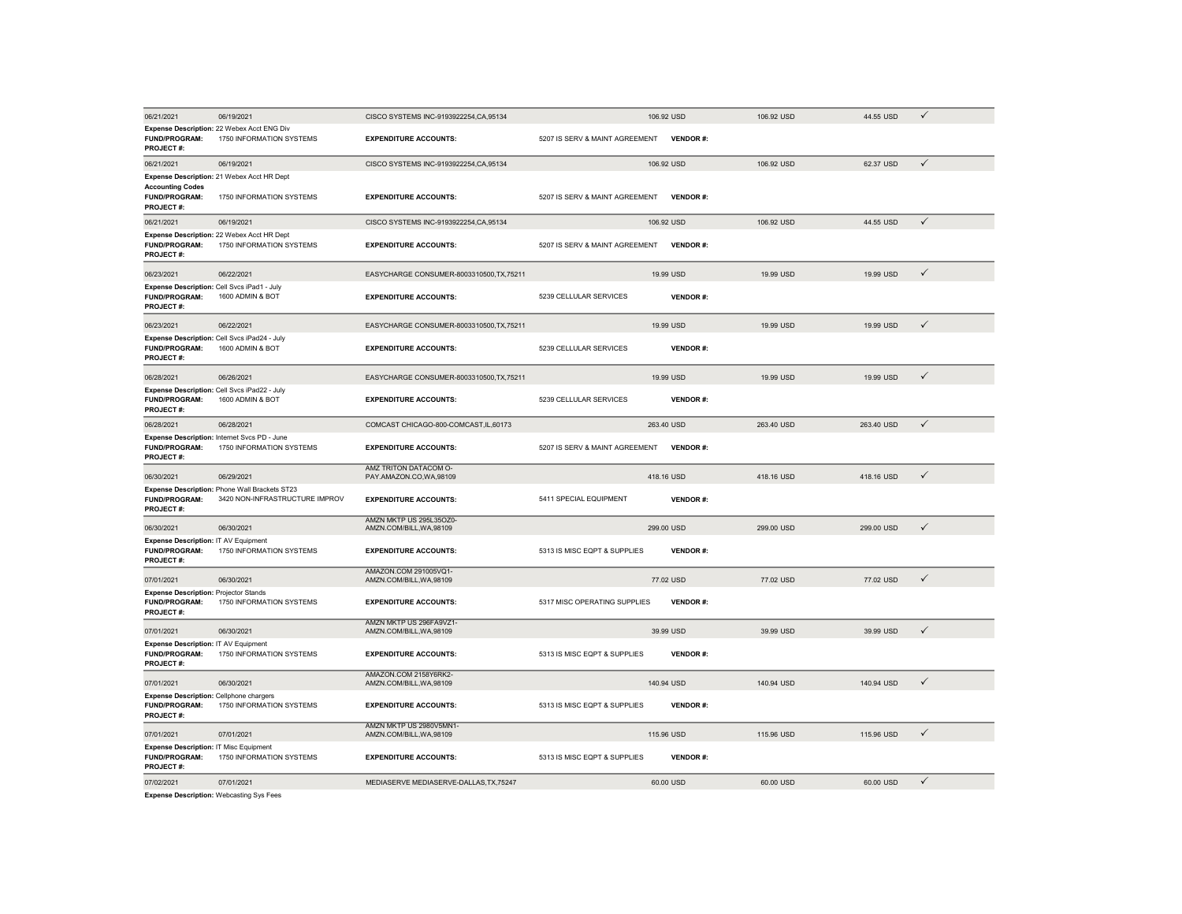| | | | | | | | |
|---|---|---|---|---|---|---|---|
| 06/21/2021 | 06/19/2021 | CISCO SYSTEMS INC-9193922254,CA,95134 | 106.92 USD | | 106.92 USD | 44.55 USD | ✓ |
| **Expense Description:** 22 Webex Acct ENG Div | | | | | | | |
| **FUND/PROGRAM:** | 1750 INFORMATION SYSTEMS | **EXPENDITURE ACCOUNTS:** | 5207 IS SERV & MAINT AGREEMENT | **VENDOR #:** | | | |
| **PROJECT #:** | | | | | | | |
| 06/21/2021 | 06/19/2021 | CISCO SYSTEMS INC-9193922254,CA,95134 | 106.92 USD | | 106.92 USD | 62.37 USD | ✓ |
| **Expense Description:** 21 Webex Acct HR Dept | | | | | | | |
| **Accounting Codes** | | | | | | | |
| **FUND/PROGRAM:** | 1750 INFORMATION SYSTEMS | **EXPENDITURE ACCOUNTS:** | 5207 IS SERV & MAINT AGREEMENT | **VENDOR #:** | | | |
| **PROJECT #:** | | | | | | | |
| 06/21/2021 | 06/19/2021 | CISCO SYSTEMS INC-9193922254,CA,95134 | 106.92 USD | | 106.92 USD | 44.55 USD | ✓ |
| **Expense Description:** 22 Webex Acct HR Dept | | | | | | | |
| **FUND/PROGRAM:** | 1750 INFORMATION SYSTEMS | **EXPENDITURE ACCOUNTS:** | 5207 IS SERV & MAINT AGREEMENT | **VENDOR #:** | | | |
| **PROJECT #:** | | | | | | | |
| 06/23/2021 | 06/22/2021 | EASYCHARGE CONSUMER-8003310500,TX,75211 | 19.99 USD | | 19.99 USD | 19.99 USD | ✓ |
| **Expense Description:** Cell Svcs iPad1 - July | | | | | | | |
| **FUND/PROGRAM:** | 1600 ADMIN & BOT | **EXPENDITURE ACCOUNTS:** | 5239 CELLULAR SERVICES | **VENDOR #:** | | | |
| **PROJECT #:** | | | | | | | |
| 06/23/2021 | 06/22/2021 | EASYCHARGE CONSUMER-8003310500,TX,75211 | 19.99 USD | | 19.99 USD | 19.99 USD | ✓ |
| **Expense Description:** Cell Svcs iPad24 - July | | | | | | | |
| **FUND/PROGRAM:** | 1600 ADMIN & BOT | **EXPENDITURE ACCOUNTS:** | 5239 CELLULAR SERVICES | **VENDOR #:** | | | |
| **PROJECT #:** | | | | | | | |
| 06/28/2021 | 06/26/2021 | EASYCHARGE CONSUMER-8003310500,TX,75211 | 19.99 USD | | 19.99 USD | 19.99 USD | ✓ |
| **Expense Description:** Cell Svcs iPad22 - July | | | | | | | |
| **FUND/PROGRAM:** | 1600 ADMIN & BOT | **EXPENDITURE ACCOUNTS:** | 5239 CELLULAR SERVICES | **VENDOR #:** | | | |
| **PROJECT #:** | | | | | | | |
| 06/28/2021 | 06/28/2021 | COMCAST CHICAGO-800-COMCAST,IL,60173 | 263.40 USD | | 263.40 USD | 263.40 USD | ✓ |
| **Expense Description:** Internet Svcs PD - June | | | | | | | |
| **FUND/PROGRAM:** | 1750 INFORMATION SYSTEMS | **EXPENDITURE ACCOUNTS:** | 5207 IS SERV & MAINT AGREEMENT | **VENDOR #:** | | | |
| **PROJECT #:** | | | | | | | |
| 06/30/2021 | 06/29/2021 | AMZ TRITON DATACOM O-PAY.AMAZON.CO,WA,98109 | 418.16 USD | | 418.16 USD | 418.16 USD | ✓ |
| **Expense Description:** Phone Wall Brackets ST23 | | | | | | | |
| **FUND/PROGRAM:** | 3420 NON-INFRASTRUCTURE IMPROV | **EXPENDITURE ACCOUNTS:** | 5411 SPECIAL EQUIPMENT | **VENDOR #:** | | | |
| **PROJECT #:** | | | | | | | |
| 06/30/2021 | 06/30/2021 | AMZN MKTP US 295L35OZ0-AMZN.COM/BILL,WA,98109 | 299.00 USD | | 299.00 USD | 299.00 USD | ✓ |
| **Expense Description:** IT AV Equipment | | | | | | | |
| **FUND/PROGRAM:** | 1750 INFORMATION SYSTEMS | **EXPENDITURE ACCOUNTS:** | 5313 IS MISC EQPT & SUPPLIES | **VENDOR #:** | | | |
| **PROJECT #:** | | | | | | | |
| 07/01/2021 | 06/30/2021 | AMAZON.COM 291005VQ1-AMZN.COM/BILL,WA,98109 | 77.02 USD | | 77.02 USD | 77.02 USD | ✓ |
| **Expense Description:** Projector Stands | | | | | | | |
| **FUND/PROGRAM:** | 1750 INFORMATION SYSTEMS | **EXPENDITURE ACCOUNTS:** | 5317 MISC OPERATING SUPPLIES | **VENDOR #:** | | | |
| **PROJECT #:** | | | | | | | |
| 07/01/2021 | 06/30/2021 | AMZN MKTP US 296FA9VZ1-AMZN.COM/BILL,WA,98109 | 39.99 USD | | 39.99 USD | 39.99 USD | ✓ |
| **Expense Description:** IT AV Equipment | | | | | | | |
| **FUND/PROGRAM:** | 1750 INFORMATION SYSTEMS | **EXPENDITURE ACCOUNTS:** | 5313 IS MISC EQPT & SUPPLIES | **VENDOR #:** | | | |
| **PROJECT #:** | | | | | | | |
| 07/01/2021 | 06/30/2021 | AMAZON.COM 2158Y6RK2-AMZN.COM/BILL,WA,98109 | 140.94 USD | | 140.94 USD | 140.94 USD | ✓ |
| **Expense Description:** Cellphone chargers | | | | | | | |
| **FUND/PROGRAM:** | 1750 INFORMATION SYSTEMS | **EXPENDITURE ACCOUNTS:** | 5313 IS MISC EQPT & SUPPLIES | **VENDOR #:** | | | |
| **PROJECT #:** | | | | | | | |
| 07/01/2021 | 07/01/2021 | AMZN MKTP US 2980V5MN1-AMZN.COM/BILL,WA,98109 | 115.96 USD | | 115.96 USD | 115.96 USD | ✓ |
| **Expense Description:** IT Misc Equipment | | | | | | | |
| **FUND/PROGRAM:** | 1750 INFORMATION SYSTEMS | **EXPENDITURE ACCOUNTS:** | 5313 IS MISC EQPT & SUPPLIES | **VENDOR #:** | | | |
| **PROJECT #:** | | | | | | | |
| 07/02/2021 | 07/01/2021 | MEDIASERVE MEDIASERVE-DALLAS,TX,75247 | 60.00 USD | | 60.00 USD | 60.00 USD | ✓ |
| **Expense Description:** Webcasting Sys Fees | | | | | | | |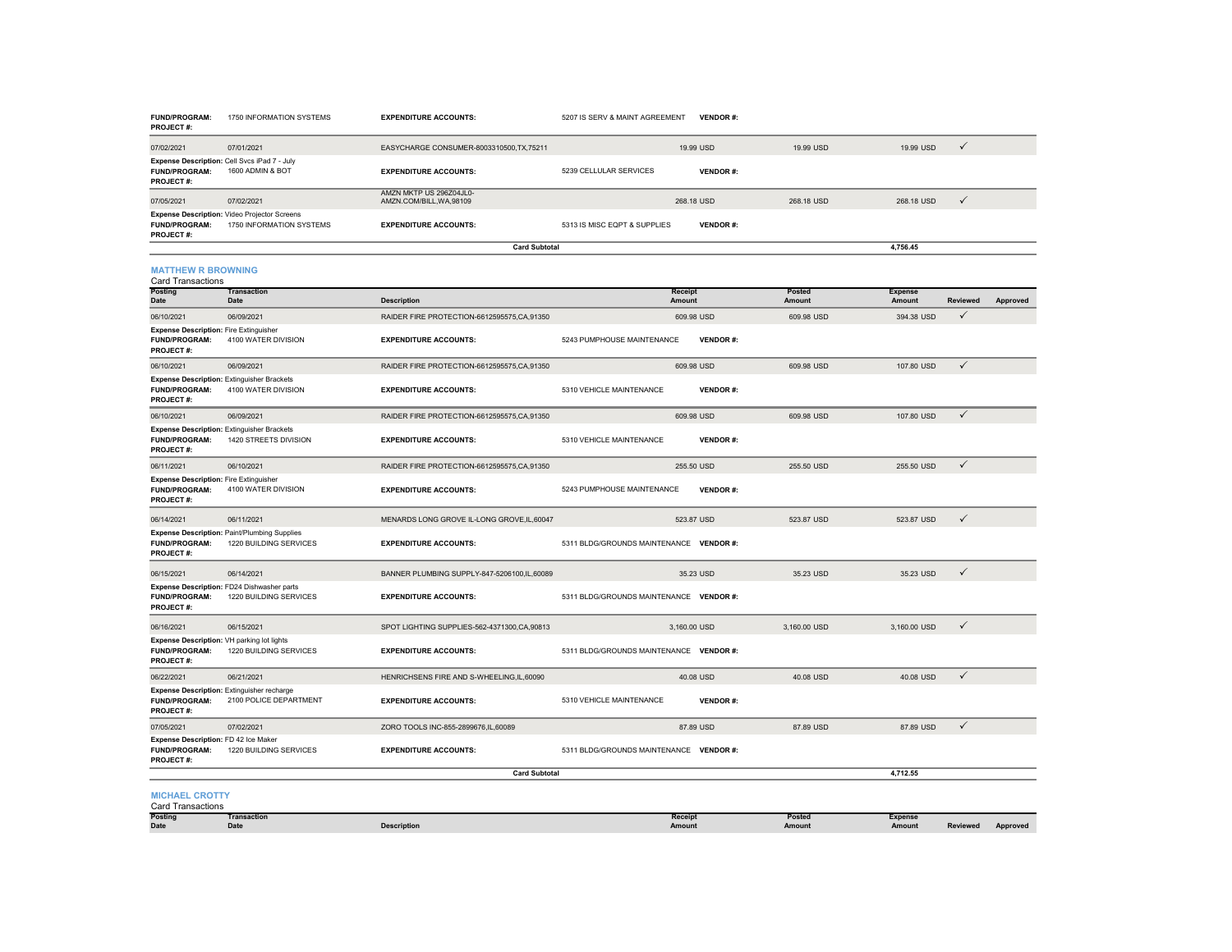| | | | | | | | | |
|---|---|---|---|---|---|---|---|---|
| **FUND/PROGRAM:** | 1750 INFORMATION SYSTEMS | **EXPENDITURE ACCOUNTS:** | 5207 IS SERV & MAINT AGREEMENT | **VENDOR #:** | | | | |
| **PROJECT #:** | | | | | | | | |
| 07/02/2021 | 07/01/2021 | EASYCHARGE CONSUMER-8003310500,TX,75211 | 19.99 USD | | 19.99 USD | 19.99 USD | ✓ | |
| **Expense Description:** Cell Svcs iPad 7 - July | | | | | | | | |
| **FUND/PROGRAM:** | 1600 ADMIN & BOT | **EXPENDITURE ACCOUNTS:** | 5239 CELLULAR SERVICES | **VENDOR #:** | | | | |
| **PROJECT #:** | | | | | | | | |
| 07/05/2021 | 07/02/2021 | AMZN MKTP US 296Z04JL0- AMZN.COM/BILL,WA,98109 | 268.18 USD | | 268.18 USD | 268.18 USD | ✓ | |
| **Expense Description:** Video Projector Screens | | | | | | | | |
| **FUND/PROGRAM:** | 1750 INFORMATION SYSTEMS | **EXPENDITURE ACCOUNTS:** | 5313 IS MISC EQPT & SUPPLIES | **VENDOR #:** | | | | |
| **PROJECT #:** | | | | | | | | |
| | | **Card Subtotal** | | | | 4,756.45 | | |

## MATTHEW R BROWNING

Card Transactions

| Posting Date | Transaction Date | Description | Receipt Amount | | Posted Amount | Expense Amount | Reviewed | Approved |
|---|---|---|---|---|---|---|---|---|
| 06/10/2021 | 06/09/2021 | RAIDER FIRE PROTECTION-6612595575,CA,91350 | 609.98 USD | | 609.98 USD | 394.38 USD | ✓ | |
| **Expense Description:** Fire Extinguisher | | | | | | | | |
| **FUND/PROGRAM:** | 4100 WATER DIVISION | **EXPENDITURE ACCOUNTS:** | 5243 PUMPHOUSE MAINTENANCE | **VENDOR #:** | | | | |
| **PROJECT #:** | | | | | | | | |
| 06/10/2021 | 06/09/2021 | RAIDER FIRE PROTECTION-6612595575,CA,91350 | 609.98 USD | | 609.98 USD | 107.80 USD | ✓ | |
| **Expense Description:** Extinguisher Brackets | | | | | | | | |
| **FUND/PROGRAM:** | 4100 WATER DIVISION | **EXPENDITURE ACCOUNTS:** | 5310 VEHICLE MAINTENANCE | **VENDOR #:** | | | | |
| **PROJECT #:** | | | | | | | | |
| 06/10/2021 | 06/09/2021 | RAIDER FIRE PROTECTION-6612595575,CA,91350 | 609.98 USD | | 609.98 USD | 107.80 USD | ✓ | |
| **Expense Description:** Extinguisher Brackets | | | | | | | | |
| **FUND/PROGRAM:** | 1420 STREETS DIVISION | **EXPENDITURE ACCOUNTS:** | 5310 VEHICLE MAINTENANCE | **VENDOR #:** | | | | |
| **PROJECT #:** | | | | | | | | |
| 06/11/2021 | 06/10/2021 | RAIDER FIRE PROTECTION-6612595575,CA,91350 | 255.50 USD | | 255.50 USD | 255.50 USD | ✓ | |
| **Expense Description:** Fire Extinguisher | | | | | | | | |
| **FUND/PROGRAM:** | 4100 WATER DIVISION | **EXPENDITURE ACCOUNTS:** | 5243 PUMPHOUSE MAINTENANCE | **VENDOR #:** | | | | |
| **PROJECT #:** | | | | | | | | |
| 06/14/2021 | 06/11/2021 | MENARDS LONG GROVE IL-LONG GROVE,IL,60047 | 523.87 USD | | 523.87 USD | 523.87 USD | ✓ | |
| **Expense Description:** Paint/Plumbing Supplies | | | | | | | | |
| **FUND/PROGRAM:** | 1220 BUILDING SERVICES | **EXPENDITURE ACCOUNTS:** | 5311 BLDG/GROUNDS MAINTENANCE | **VENDOR #:** | | | | |
| **PROJECT #:** | | | | | | | | |
| 06/15/2021 | 06/14/2021 | BANNER PLUMBING SUPPLY-847-5206100,IL,60089 | 35.23 USD | | 35.23 USD | 35.23 USD | ✓ | |
| **Expense Description:** FD24 Dishwasher parts | | | | | | | | |
| **FUND/PROGRAM:** | 1220 BUILDING SERVICES | **EXPENDITURE ACCOUNTS:** | 5311 BLDG/GROUNDS MAINTENANCE | **VENDOR #:** | | | | |
| **PROJECT #:** | | | | | | | | |
| 06/16/2021 | 06/15/2021 | SPOT LIGHTING SUPPLIES-562-4371300,CA,90813 | 3,160.00 USD | | 3,160.00 USD | 3,160.00 USD | ✓ | |
| **Expense Description:** VH parking lot lights | | | | | | | | |
| **FUND/PROGRAM:** | 1220 BUILDING SERVICES | **EXPENDITURE ACCOUNTS:** | 5311 BLDG/GROUNDS MAINTENANCE | **VENDOR #:** | | | | |
| **PROJECT #:** | | | | | | | | |
| 06/22/2021 | 06/21/2021 | HENRICHSENS FIRE AND S-WHEELING,IL,60090 | 40.08 USD | | 40.08 USD | 40.08 USD | ✓ | |
| **Expense Description:** Extinguisher recharge | | | | | | | | |
| **FUND/PROGRAM:** | 2100 POLICE DEPARTMENT | **EXPENDITURE ACCOUNTS:** | 5310 VEHICLE MAINTENANCE | **VENDOR #:** | | | | |
| **PROJECT #:** | | | | | | | | |
| 07/05/2021 | 07/02/2021 | ZORO TOOLS INC-855-2899676,IL,60089 | 87.89 USD | | 87.89 USD | 87.89 USD | ✓ | |
| **Expense Description:** FD 42 Ice Maker | | | | | | | | |
| **FUND/PROGRAM:** | 1220 BUILDING SERVICES | **EXPENDITURE ACCOUNTS:** | 5311 BLDG/GROUNDS MAINTENANCE | **VENDOR #:** | | | | |
| **PROJECT #:** | | | | | | | | |
| | | **Card Subtotal** | | | | 4,712.55 | | |

## MICHAEL CROTTY

Card Transactions

| Posting Date | Transaction Date | Description | Receipt Amount | Posted Amount | Expense Amount | Reviewed | Approved |
|---|---|---|---|---|---|---|---|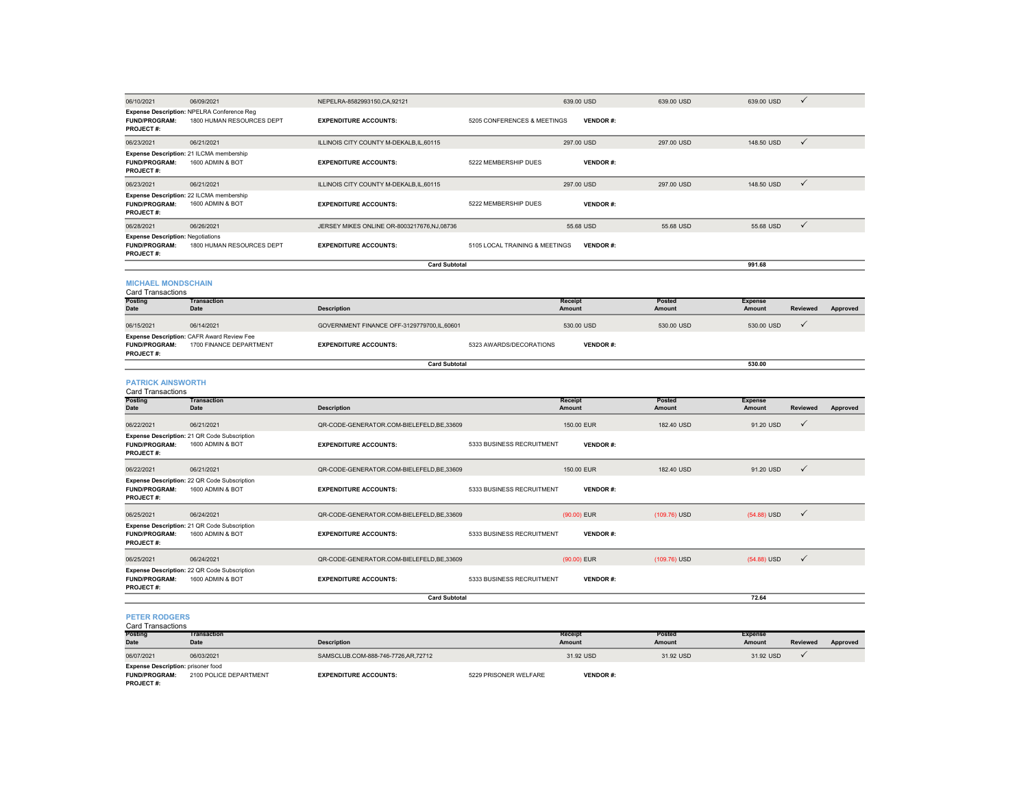| Posting Date | Transaction Date | Description | Receipt Amount | Posted Amount | Expense Amount | Reviewed | Approved |
|---|---|---|---|---|---|---|---|
| 06/10/2021 | 06/09/2021 | NEPELRA-8582993150,CA,92121 | 639.00 USD | 639.00 USD | 639.00 USD | ✓ | |

**Expense Description:** NPELRA Conference Reg
**FUND/PROGRAM:** 1800 HUMAN RESOURCES DEPT **EXPENDITURE ACCOUNTS:** 5205 CONFERENCES & MEETINGS **VENDOR #:**
**PROJECT #:**

| Posting Date | Transaction Date | Description | Receipt Amount | Posted Amount | Expense Amount | Reviewed | Approved |
|---|---|---|---|---|---|---|---|
| 06/23/2021 | 06/21/2021 | ILLINOIS CITY COUNTY M-DEKALB,IL,60115 | 297.00 USD | 297.00 USD | 148.50 USD | ✓ | |

**Expense Description:** 21 ILCMA membership
**FUND/PROGRAM:** 1600 ADMIN & BOT **EXPENDITURE ACCOUNTS:** 5222 MEMBERSHIP DUES **VENDOR #:**
**PROJECT #:**

| Posting Date | Transaction Date | Description | Receipt Amount | Posted Amount | Expense Amount | Reviewed | Approved |
|---|---|---|---|---|---|---|---|
| 06/23/2021 | 06/21/2021 | ILLINOIS CITY COUNTY M-DEKALB,IL,60115 | 297.00 USD | 297.00 USD | 148.50 USD | ✓ | |

**Expense Description:** 22 ILCMA membership
**FUND/PROGRAM:** 1600 ADMIN & BOT **EXPENDITURE ACCOUNTS:** 5222 MEMBERSHIP DUES **VENDOR #:**
**PROJECT #:**

| Posting Date | Transaction Date | Description | Receipt Amount | Posted Amount | Expense Amount | Reviewed | Approved |
|---|---|---|---|---|---|---|---|
| 06/28/2021 | 06/26/2021 | JERSEY MIKES ONLINE OR-8003217676,NJ,08736 | 55.68 USD | 55.68 USD | 55.68 USD | ✓ | |

**Expense Description:** Negotiations
**FUND/PROGRAM:** 1800 HUMAN RESOURCES DEPT **EXPENDITURE ACCOUNTS:** 5105 LOCAL TRAINING & MEETINGS **VENDOR #:**
**PROJECT #:**

**Card Subtotal** 991.68

## MICHAEL MONDSCHAIN

Card Transactions

| Posting Date | Transaction Date | Description | Receipt Amount | Posted Amount | Expense Amount | Reviewed | Approved |
|---|---|---|---|---|---|---|---|
| 06/15/2021 | 06/14/2021 | GOVERNMENT FINANCE OFF-3129779700,IL,60601 | 530.00 USD | 530.00 USD | 530.00 USD | ✓ | |

**Expense Description:** CAFR Award Review Fee
**FUND/PROGRAM:** 1700 FINANCE DEPARTMENT **EXPENDITURE ACCOUNTS:** 5323 AWARDS/DECORATIONS **VENDOR #:**
**PROJECT #:**

**Card Subtotal** 530.00

## PATRICK AINSWORTH

Card Transactions

| Posting Date | Transaction Date | Description | Receipt Amount | Posted Amount | Expense Amount | Reviewed | Approved |
|---|---|---|---|---|---|---|---|
| 06/22/2021 | 06/21/2021 | QR-CODE-GENERATOR.COM-BIELEFELD,BE,33609 | 150.00 EUR | 182.40 USD | 91.20 USD | ✓ | |

**Expense Description:** 21 QR Code Subscription
**FUND/PROGRAM:** 1600 ADMIN & BOT **EXPENDITURE ACCOUNTS:** 5333 BUSINESS RECRUITMENT **VENDOR #:**
**PROJECT #:**

| Posting Date | Transaction Date | Description | Receipt Amount | Posted Amount | Expense Amount | Reviewed | Approved |
|---|---|---|---|---|---|---|---|
| 06/22/2021 | 06/21/2021 | QR-CODE-GENERATOR.COM-BIELEFELD,BE,33609 | 150.00 EUR | 182.40 USD | 91.20 USD | ✓ | |

**Expense Description:** 22 QR Code Subscription
**FUND/PROGRAM:** 1600 ADMIN & BOT **EXPENDITURE ACCOUNTS:** 5333 BUSINESS RECRUITMENT **VENDOR #:**
**PROJECT #:**

| Posting Date | Transaction Date | Description | Receipt Amount | Posted Amount | Expense Amount | Reviewed | Approved |
|---|---|---|---|---|---|---|---|
| 06/25/2021 | 06/24/2021 | QR-CODE-GENERATOR.COM-BIELEFELD,BE,33609 | (90.00) EUR | (109.76) USD | (54.88) USD | ✓ | |

**Expense Description:** 21 QR Code Subscription
**FUND/PROGRAM:** 1600 ADMIN & BOT **EXPENDITURE ACCOUNTS:** 5333 BUSINESS RECRUITMENT **VENDOR #:**
**PROJECT #:**

| Posting Date | Transaction Date | Description | Receipt Amount | Posted Amount | Expense Amount | Reviewed | Approved |
|---|---|---|---|---|---|---|---|
| 06/25/2021 | 06/24/2021 | QR-CODE-GENERATOR.COM-BIELEFELD,BE,33609 | (90.00) EUR | (109.76) USD | (54.88) USD | ✓ | |

**Expense Description:** 22 QR Code Subscription
**FUND/PROGRAM:** 1600 ADMIN & BOT **EXPENDITURE ACCOUNTS:** 5333 BUSINESS RECRUITMENT **VENDOR #:**
**PROJECT #:**

**Card Subtotal** 72.64

## PETER RODGERS

Card Transactions

| Posting Date | Transaction Date | Description | Receipt Amount | Posted Amount | Expense Amount | Reviewed | Approved |
|---|---|---|---|---|---|---|---|
| 06/07/2021 | 06/03/2021 | SAMSCLUB.COM-888-746-7726,AR,72712 | 31.92 USD | 31.92 USD | 31.92 USD | ✓ | |

**Expense Description:** prisoner food
**FUND/PROGRAM:** 2100 POLICE DEPARTMENT **EXPENDITURE ACCOUNTS:** 5229 PRISONER WELFARE **VENDOR #:**
**PROJECT #:**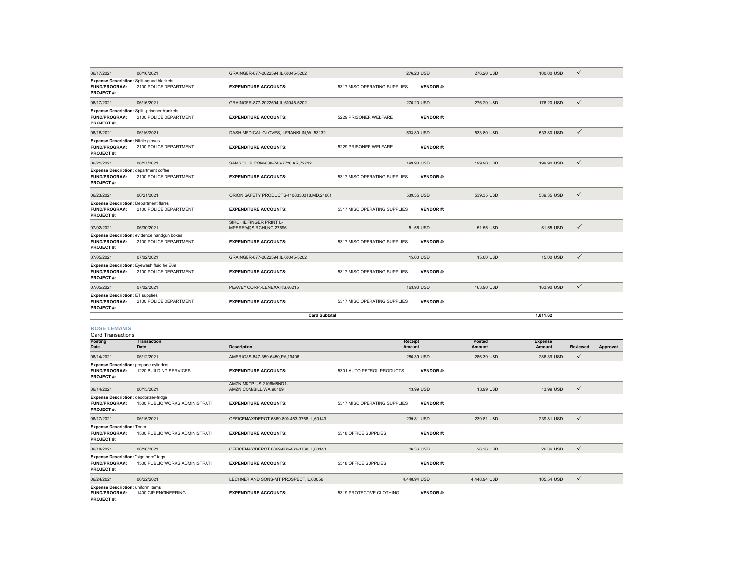| Posting Date | Transaction Date | Description | Receipt Amount | Posted Amount | Expense Amount | Reviewed | Approved |
|---|---|---|---|---|---|---|---|
| 06/17/2021 | 06/16/2021 | GRAINGER-877-2022594,IL,60045-5202 | 276.20 USD | 276.20 USD | 100.00 USD | ✓ | |
| **Expense Description:** Split-squad blankets | | | | | | | |
| **FUND/PROGRAM:** 2100 POLICE DEPARTMENT | | **EXPENDITURE ACCOUNTS:** 5317 MISC OPERATING SUPPLIES | **VENDOR #:** | | | | |
| **PROJECT #:** | | | | | | | |
| 06/17/2021 | 06/16/2021 | GRAINGER-877-2022594,IL,60045-5202 | 276.20 USD | 276.20 USD | 176.20 USD | ✓ | |
| **Expense Description:** Split -prisoner blankets | | | | | | | |
| **FUND/PROGRAM:** 2100 POLICE DEPARTMENT | | **EXPENDITURE ACCOUNTS:** 5229 PRISONER WELFARE | **VENDOR #:** | | | | |
| **PROJECT #:** | | | | | | | |
| 06/18/2021 | 06/16/2021 | DASH MEDICAL GLOVES, I-FRANKLIN,WI,53132 | 533.80 USD | 533.80 USD | 533.80 USD | ✓ | |
| **Expense Description:** Nitrile gloves | | | | | | | |
| **FUND/PROGRAM:** 2100 POLICE DEPARTMENT | | **EXPENDITURE ACCOUNTS:** 5229 PRISONER WELFARE | **VENDOR #:** | | | | |
| **PROJECT #:** | | | | | | | |
| 06/21/2021 | 06/17/2021 | SAMSCLUB.COM-888-746-7726,AR,72712 | 199.90 USD | 199.90 USD | 199.90 USD | ✓ | |
| **Expense Description:** department coffee | | | | | | | |
| **FUND/PROGRAM:** 2100 POLICE DEPARTMENT | | **EXPENDITURE ACCOUNTS:** 5317 MISC OPERATING SUPPLIES | **VENDOR #:** | | | | |
| **PROJECT #:** | | | | | | | |
| 06/23/2021 | 06/21/2021 | ORION SAFETY PRODUCTS-4108330318,MD,21601 | 539.35 USD | 539.35 USD | 539.35 USD | ✓ | |
| **Expense Description:** Department flares | | | | | | | |
| **FUND/PROGRAM:** 2100 POLICE DEPARTMENT | | **EXPENDITURE ACCOUNTS:** 5317 MISC OPERATING SUPPLIES | **VENDOR #:** | | | | |
| **PROJECT #:** | | | | | | | |
| 07/02/2021 | 06/30/2021 | SIRCHIE FINGER PRINT L-MPERRY@SIRCHI,NC,27596 | 51.55 USD | 51.55 USD | 51.55 USD | ✓ | |
| **Expense Description:** evidence handgun boxes | | | | | | | |
| **FUND/PROGRAM:** 2100 POLICE DEPARTMENT | | **EXPENDITURE ACCOUNTS:** 5317 MISC OPERATING SUPPLIES | **VENDOR #:** | | | | |
| **PROJECT #:** | | | | | | | |
| 07/05/2021 | 07/02/2021 | GRAINGER-877-2022594,IL,60045-5202 | 15.00 USD | 15.00 USD | 15.00 USD | ✓ | |
| **Expense Description:** Eyewash fluid for E69 | | | | | | | |
| **FUND/PROGRAM:** 2100 POLICE DEPARTMENT | | **EXPENDITURE ACCOUNTS:** 5317 MISC OPERATING SUPPLIES | **VENDOR #:** | | | | |
| **PROJECT #:** | | | | | | | |
| 07/05/2021 | 07/02/2021 | PEAVEY CORP.-LENEXA,KS,66215 | 163.90 USD | 163.90 USD | 163.90 USD | ✓ | |
| **Expense Description:** ET supplies | | | | | | | |
| **FUND/PROGRAM:** 2100 POLICE DEPARTMENT | | **EXPENDITURE ACCOUNTS:** 5317 MISC OPERATING SUPPLIES | **VENDOR #:** | | | | |
| **PROJECT #:** | | | | | | | |
| | | **Card Subtotal** | | | 1,811.62 | | |

## ROSE LEMANIS

Card Transactions

| Posting Date | Transaction Date | Description | Receipt Amount | Posted Amount | Expense Amount | Reviewed | Approved |
|---|---|---|---|---|---|---|---|
| 06/14/2021 | 06/12/2021 | AMERIGAS-847-359-6450,PA,19406 | 286.39 USD | 286.39 USD | 286.39 USD | ✓ | |
| **Expense Description:** propane cylinders | | | | | | | |
| **FUND/PROGRAM:** 1220 BUILDING SERVICES | | **EXPENDITURE ACCOUNTS:** 5301 AUTO PETROL PRODUCTS | **VENDOR #:** | | | | |
| **PROJECT #:** | | | | | | | |
| 06/14/2021 | 06/13/2021 | AMZN MKTP US 2106M5ND1-AMZN.COM/BILL,WA,98109 | 13.99 USD | 13.99 USD | 13.99 USD | ✓ | |
| **Expense Description:** deodorizer-fridge | | | | | | | |
| **FUND/PROGRAM:** 1500 PUBLIC WORKS ADMINISTRATI | | **EXPENDITURE ACCOUNTS:** 5317 MISC OPERATING SUPPLIES | **VENDOR #:** | | | | |
| **PROJECT #:** | | | | | | | |
| 06/17/2021 | 06/15/2021 | OFFICEMAX/DEPOT 6869-800-463-3768,IL,60143 | 239.81 USD | 239.81 USD | 239.81 USD | ✓ | |
| **Expense Description:** Toner | | | | | | | |
| **FUND/PROGRAM:** 1500 PUBLIC WORKS ADMINISTRATI | | **EXPENDITURE ACCOUNTS:** 5318 OFFICE SUPPLIES | **VENDOR #:** | | | | |
| **PROJECT #:** | | | | | | | |
| 06/18/2021 | 06/16/2021 | OFFICEMAX/DEPOT 6869-800-463-3768,IL,60143 | 26.36 USD | 26.36 USD | 26.36 USD | ✓ | |
| **Expense Description:** "sign here" tags | | | | | | | |
| **FUND/PROGRAM:** 1500 PUBLIC WORKS ADMINISTRATI | | **EXPENDITURE ACCOUNTS:** 5318 OFFICE SUPPLIES | **VENDOR #:** | | | | |
| **PROJECT #:** | | | | | | | |
| 06/24/2021 | 06/22/2021 | LECHNER AND SONS-MT PROSPECT,IL,60056 | 4,448.94 USD | 4,448.94 USD | 105.54 USD | ✓ | |
| **Expense Description:** uniform items | | | | | | | |
| **FUND/PROGRAM:** 1400 CIP ENGINEERING | | **EXPENDITURE ACCOUNTS:** 5319 PROTECTIVE CLOTHING | **VENDOR #:** | | | | |
| **PROJECT #:** | | | | | | | |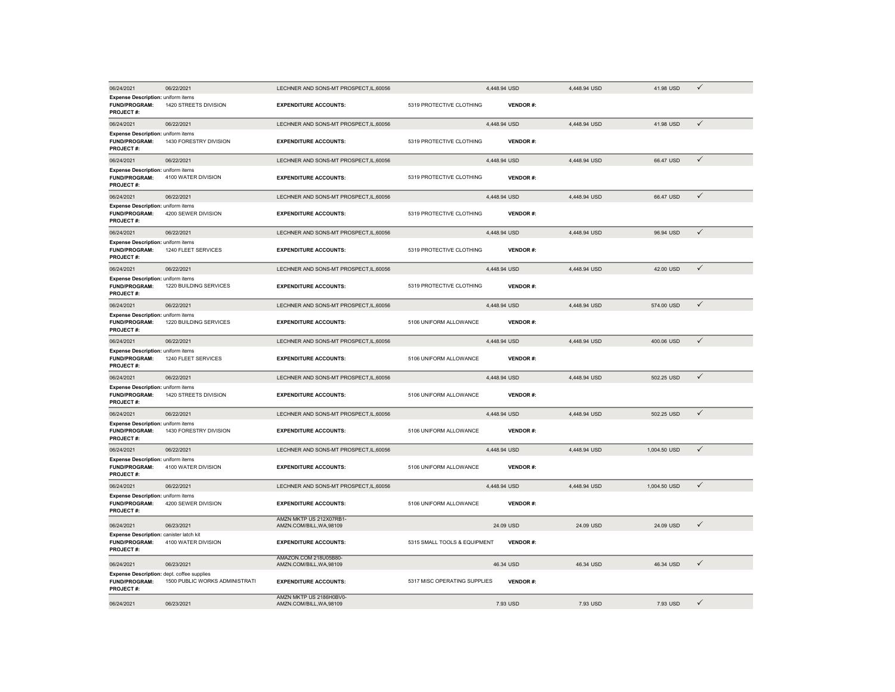| | | | | | | | |
|---|---|---|---|---|---|---|---|
| 06/24/2021 | 06/22/2021 | LECHNER AND SONS-MT PROSPECT,IL,60056 | | 4,448.94 USD | 4,448.94 USD | 41.98 USD | ✓ |
| **Expense Description:** uniform items | | | | | | | |
| **FUND/PROGRAM:** | 1420 STREETS DIVISION | **EXPENDITURE ACCOUNTS:** | 5319 PROTECTIVE CLOTHING | **VENDOR #:** | | | |
| **PROJECT #:** | | | | | | | |
| 06/24/2021 | 06/22/2021 | LECHNER AND SONS-MT PROSPECT,IL,60056 | | 4,448.94 USD | 4,448.94 USD | 41.98 USD | ✓ |
| **Expense Description:** uniform items | | | | | | | |
| **FUND/PROGRAM:** | 1430 FORESTRY DIVISION | **EXPENDITURE ACCOUNTS:** | 5319 PROTECTIVE CLOTHING | **VENDOR #:** | | | |
| **PROJECT #:** | | | | | | | |
| 06/24/2021 | 06/22/2021 | LECHNER AND SONS-MT PROSPECT,IL,60056 | | 4,448.94 USD | 4,448.94 USD | 66.47 USD | ✓ |
| **Expense Description:** uniform items | | | | | | | |
| **FUND/PROGRAM:** | 4100 WATER DIVISION | **EXPENDITURE ACCOUNTS:** | 5319 PROTECTIVE CLOTHING | **VENDOR #:** | | | |
| **PROJECT #:** | | | | | | | |
| 06/24/2021 | 06/22/2021 | LECHNER AND SONS-MT PROSPECT,IL,60056 | | 4,448.94 USD | 4,448.94 USD | 66.47 USD | ✓ |
| **Expense Description:** uniform items | | | | | | | |
| **FUND/PROGRAM:** | 4200 SEWER DIVISION | **EXPENDITURE ACCOUNTS:** | 5319 PROTECTIVE CLOTHING | **VENDOR #:** | | | |
| **PROJECT #:** | | | | | | | |
| 06/24/2021 | 06/22/2021 | LECHNER AND SONS-MT PROSPECT,IL,60056 | | 4,448.94 USD | 4,448.94 USD | 96.94 USD | ✓ |
| **Expense Description:** uniform items | | | | | | | |
| **FUND/PROGRAM:** | 1240 FLEET SERVICES | **EXPENDITURE ACCOUNTS:** | 5319 PROTECTIVE CLOTHING | **VENDOR #:** | | | |
| **PROJECT #:** | | | | | | | |
| 06/24/2021 | 06/22/2021 | LECHNER AND SONS-MT PROSPECT,IL,60056 | | 4,448.94 USD | 4,448.94 USD | 42.00 USD | ✓ |
| **Expense Description:** uniform items | | | | | | | |
| **FUND/PROGRAM:** | 1220 BUILDING SERVICES | **EXPENDITURE ACCOUNTS:** | 5319 PROTECTIVE CLOTHING | **VENDOR #:** | | | |
| **PROJECT #:** | | | | | | | |
| 06/24/2021 | 06/22/2021 | LECHNER AND SONS-MT PROSPECT,IL,60056 | | 4,448.94 USD | 4,448.94 USD | 574.00 USD | ✓ |
| **Expense Description:** uniform items | | | | | | | |
| **FUND/PROGRAM:** | 1220 BUILDING SERVICES | **EXPENDITURE ACCOUNTS:** | 5106 UNIFORM ALLOWANCE | **VENDOR #:** | | | |
| **PROJECT #:** | | | | | | | |
| 06/24/2021 | 06/22/2021 | LECHNER AND SONS-MT PROSPECT,IL,60056 | | 4,448.94 USD | 4,448.94 USD | 400.06 USD | ✓ |
| **Expense Description:** uniform items | | | | | | | |
| **FUND/PROGRAM:** | 1240 FLEET SERVICES | **EXPENDITURE ACCOUNTS:** | 5106 UNIFORM ALLOWANCE | **VENDOR #:** | | | |
| **PROJECT #:** | | | | | | | |
| 06/24/2021 | 06/22/2021 | LECHNER AND SONS-MT PROSPECT,IL,60056 | | 4,448.94 USD | 4,448.94 USD | 502.25 USD | ✓ |
| **Expense Description:** uniform items | | | | | | | |
| **FUND/PROGRAM:** | 1420 STREETS DIVISION | **EXPENDITURE ACCOUNTS:** | 5106 UNIFORM ALLOWANCE | **VENDOR #:** | | | |
| **PROJECT #:** | | | | | | | |
| 06/24/2021 | 06/22/2021 | LECHNER AND SONS-MT PROSPECT,IL,60056 | | 4,448.94 USD | 4,448.94 USD | 502.25 USD | ✓ |
| **Expense Description:** uniform items | | | | | | | |
| **FUND/PROGRAM:** | 1430 FORESTRY DIVISION | **EXPENDITURE ACCOUNTS:** | 5106 UNIFORM ALLOWANCE | **VENDOR #:** | | | |
| **PROJECT #:** | | | | | | | |
| 06/24/2021 | 06/22/2021 | LECHNER AND SONS-MT PROSPECT,IL,60056 | | 4,448.94 USD | 4,448.94 USD | 1,004.50 USD | ✓ |
| **Expense Description:** uniform items | | | | | | | |
| **FUND/PROGRAM:** | 4100 WATER DIVISION | **EXPENDITURE ACCOUNTS:** | 5106 UNIFORM ALLOWANCE | **VENDOR #:** | | | |
| **PROJECT #:** | | | | | | | |
| 06/24/2021 | 06/22/2021 | LECHNER AND SONS-MT PROSPECT,IL,60056 | | 4,448.94 USD | 4,448.94 USD | 1,004.50 USD | ✓ |
| **Expense Description:** uniform items | | | | | | | |
| **FUND/PROGRAM:** | 4200 SEWER DIVISION | **EXPENDITURE ACCOUNTS:** | 5106 UNIFORM ALLOWANCE | **VENDOR #:** | | | |
| **PROJECT #:** | | | | | | | |
| 06/24/2021 | 06/23/2021 | AMZN MKTP US 212X07RB1-AMZN.COM/BILL,WA,98109 | | 24.09 USD | 24.09 USD | 24.09 USD | ✓ |
| **Expense Description:** canister latch kit | | | | | | | |
| **FUND/PROGRAM:** | 4100 WATER DIVISION | **EXPENDITURE ACCOUNTS:** | 5315 SMALL TOOLS & EQUIPMENT | **VENDOR #:** | | | |
| **PROJECT #:** | | | | | | | |
| 06/24/2021 | 06/23/2021 | AMAZON.COM 218U05B80-AMZN.COM/BILL,WA,98109 | | 46.34 USD | 46.34 USD | 46.34 USD | ✓ |
| **Expense Description:** dept. coffee supplies | | | | | | | |
| **FUND/PROGRAM:** | 1500 PUBLIC WORKS ADMINISTRATI | **EXPENDITURE ACCOUNTS:** | 5317 MISC OPERATING SUPPLIES | **VENDOR #:** | | | |
| **PROJECT #:** | | | | | | | |
| 06/24/2021 | 06/23/2021 | AMZN MKTP US 2186H0BV0-AMZN.COM/BILL,WA,98109 | | 7.93 USD | 7.93 USD | 7.93 USD | ✓ |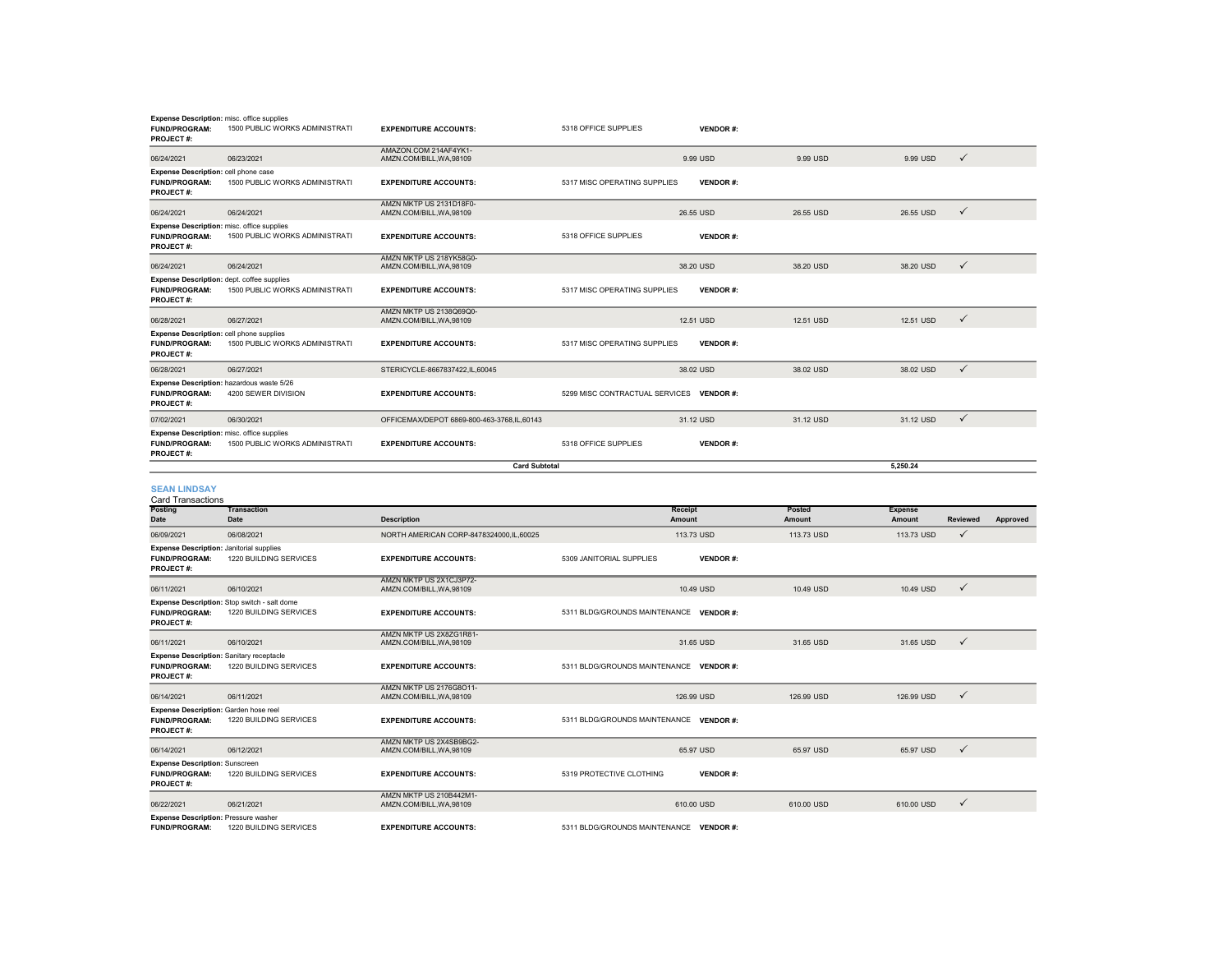| Posting Date | Transaction Date | Description | Receipt Amount | Posted Amount | Expense Amount | Reviewed | Approved |
|---|---|---|---|---|---|---|---|
| **Expense Description:** misc. office supplies | | | | | | | |
| **FUND/PROGRAM:** 1500 PUBLIC WORKS ADMINISTRATI | | **EXPENDITURE ACCOUNTS:** | 5318 OFFICE SUPPLIES **VENDOR #:** | | | | |
| **PROJECT #:** | | | | | | | |
| 06/24/2021 | 06/23/2021 | AMAZON.COM 214AF4YK1-AMZN.COM/BILL,WA,98109 | 9.99 USD | 9.99 USD | 9.99 USD | ✓ | |
| **Expense Description:** cell phone case | | | | | | | |
| **FUND/PROGRAM:** 1500 PUBLIC WORKS ADMINISTRATI | | **EXPENDITURE ACCOUNTS:** | 5317 MISC OPERATING SUPPLIES **VENDOR #:** | | | | |
| **PROJECT #:** | | | | | | | |
| 06/24/2021 | 06/24/2021 | AMZN MKTP US 2131D18F0-AMZN.COM/BILL,WA,98109 | 26.55 USD | 26.55 USD | 26.55 USD | ✓ | |
| **Expense Description:** misc. office supplies | | | | | | | |
| **FUND/PROGRAM:** 1500 PUBLIC WORKS ADMINISTRATI | | **EXPENDITURE ACCOUNTS:** | 5318 OFFICE SUPPLIES **VENDOR #:** | | | | |
| **PROJECT #:** | | | | | | | |
| 06/24/2021 | 06/24/2021 | AMZN MKTP US 218YK58G0-AMZN.COM/BILL,WA,98109 | 38.20 USD | 38.20 USD | 38.20 USD | ✓ | |
| **Expense Description:** dept. coffee supplies | | | | | | | |
| **FUND/PROGRAM:** 1500 PUBLIC WORKS ADMINISTRATI | | **EXPENDITURE ACCOUNTS:** | 5317 MISC OPERATING SUPPLIES **VENDOR #:** | | | | |
| **PROJECT #:** | | | | | | | |
| 06/28/2021 | 06/27/2021 | AMZN MKTP US 2138Q69Q0-AMZN.COM/BILL,WA,98109 | 12.51 USD | 12.51 USD | 12.51 USD | ✓ | |
| **Expense Description:** cell phone supplies | | | | | | | |
| **FUND/PROGRAM:** 1500 PUBLIC WORKS ADMINISTRATI | | **EXPENDITURE ACCOUNTS:** | 5317 MISC OPERATING SUPPLIES **VENDOR #:** | | | | |
| **PROJECT #:** | | | | | | | |
| 06/28/2021 | 06/27/2021 | STERICYCLE-8667837422,IL,60045 | 38.02 USD | 38.02 USD | 38.02 USD | ✓ | |
| **Expense Description:** hazardous waste 5/26 | | | | | | | |
| **FUND/PROGRAM:** 4200 SEWER DIVISION | | **EXPENDITURE ACCOUNTS:** | 5299 MISC CONTRACTUAL SERVICES **VENDOR #:** | | | | |
| **PROJECT #:** | | | | | | | |
| 07/02/2021 | 06/30/2021 | OFFICEMAX/DEPOT 6869-800-463-3768,IL,60143 | 31.12 USD | 31.12 USD | 31.12 USD | ✓ | |
| **Expense Description:** misc. office supplies | | | | | | | |
| **FUND/PROGRAM:** 1500 PUBLIC WORKS ADMINISTRATI | | **EXPENDITURE ACCOUNTS:** | 5318 OFFICE SUPPLIES **VENDOR #:** | | | | |
| **PROJECT #:** | | | | | | | |
| | | **Card Subtotal** | | | 5,250.24 | | |

## SEAN LINDSAY

Card Transactions

| Posting Date | Transaction Date | Description | Receipt Amount | Posted Amount | Expense Amount | Reviewed | Approved |
|---|---|---|---|---|---|---|---|
| 06/09/2021 | 06/08/2021 | NORTH AMERICAN CORP-8478324000,IL,60025 | 113.73 USD | 113.73 USD | 113.73 USD | ✓ | |
| **Expense Description:** Janitorial supplies | | | | | | | |
| **FUND/PROGRAM:** 1220 BUILDING SERVICES | | **EXPENDITURE ACCOUNTS:** | 5309 JANITORIAL SUPPLIES **VENDOR #:** | | | | |
| **PROJECT #:** | | | | | | | |
| 06/11/2021 | 06/10/2021 | AMZN MKTP US 2X1CJ3P72-AMZN.COM/BILL,WA,98109 | 10.49 USD | 10.49 USD | 10.49 USD | ✓ | |
| **Expense Description:** Stop switch - salt dome | | | | | | | |
| **FUND/PROGRAM:** 1220 BUILDING SERVICES | | **EXPENDITURE ACCOUNTS:** | 5311 BLDG/GROUNDS MAINTENANCE **VENDOR #:** | | | | |
| **PROJECT #:** | | | | | | | |
| 06/11/2021 | 06/10/2021 | AMZN MKTP US 2X8ZG1R81-AMZN.COM/BILL,WA,98109 | 31.65 USD | 31.65 USD | 31.65 USD | ✓ | |
| **Expense Description:** Sanitary receptacle | | | | | | | |
| **FUND/PROGRAM:** 1220 BUILDING SERVICES | | **EXPENDITURE ACCOUNTS:** | 5311 BLDG/GROUNDS MAINTENANCE **VENDOR #:** | | | | |
| **PROJECT #:** | | | | | | | |
| 06/14/2021 | 06/11/2021 | AMZN MKTP US 2176G8O11-AMZN.COM/BILL,WA,98109 | 126.99 USD | 126.99 USD | 126.99 USD | ✓ | |
| **Expense Description:** Garden hose reel | | | | | | | |
| **FUND/PROGRAM:** 1220 BUILDING SERVICES | | **EXPENDITURE ACCOUNTS:** | 5311 BLDG/GROUNDS MAINTENANCE **VENDOR #:** | | | | |
| **PROJECT #:** | | | | | | | |
| 06/14/2021 | 06/12/2021 | AMZN MKTP US 2X4SB9BG2-AMZN.COM/BILL,WA,98109 | 65.97 USD | 65.97 USD | 65.97 USD | ✓ | |
| **Expense Description:** Sunscreen | | | | | | | |
| **FUND/PROGRAM:** 1220 BUILDING SERVICES | | **EXPENDITURE ACCOUNTS:** | 5319 PROTECTIVE CLOTHING **VENDOR #:** | | | | |
| **PROJECT #:** | | | | | | | |
| 06/22/2021 | 06/21/2021 | AMZN MKTP US 210B442M1-AMZN.COM/BILL,WA,98109 | 610.00 USD | 610.00 USD | 610.00 USD | ✓ | |
| **Expense Description:** Pressure washer | | | | | | | |
| **FUND/PROGRAM:** 1220 BUILDING SERVICES | | **EXPENDITURE ACCOUNTS:** | 5311 BLDG/GROUNDS MAINTENANCE **VENDOR #:** | | | | |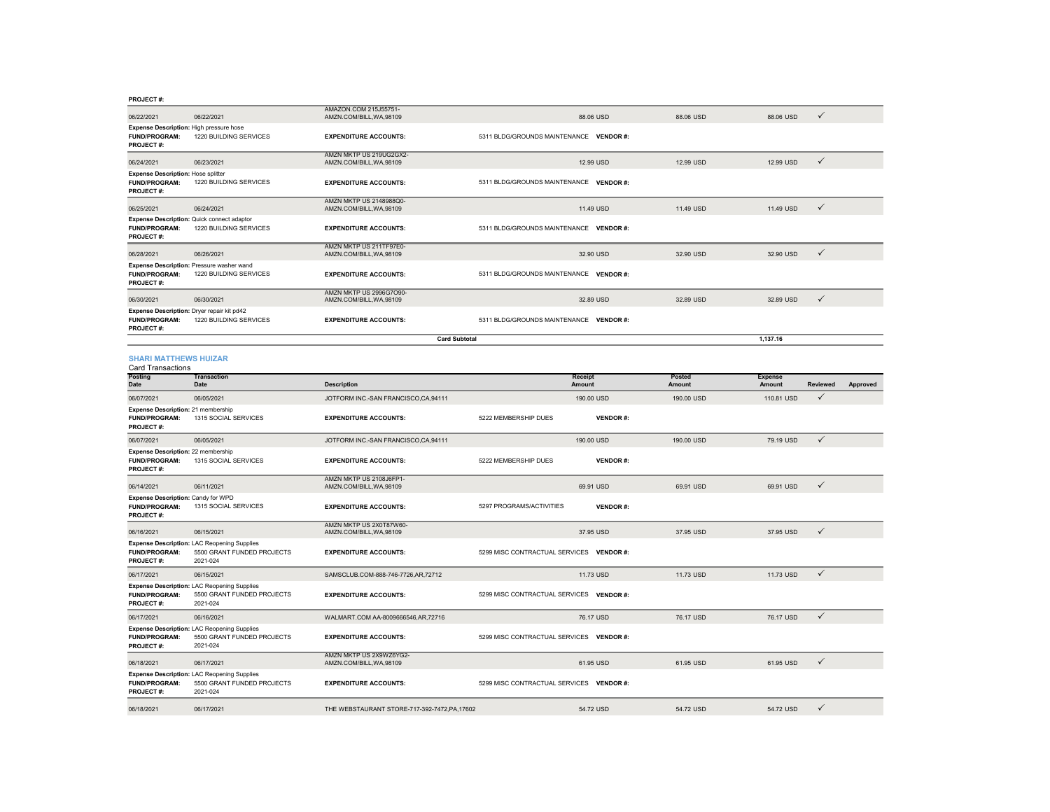**PROJECT #:**

| Posting Date | Transaction Date | Description | Receipt Amount | Posted Amount | Expense Amount | Reviewed | Approved |
|---|---|---|---|---|---|---|---|
| 06/22/2021 | 06/22/2021 | AMAZON.COM 215J55751-AMZN.COM/BILL,WA,98109 | 88.06 USD | 88.06 USD | 88.06 USD | ✓ | |
| **Expense Description:** High pressure hose | | | | | | | |
| **FUND/PROGRAM:** | 1220 BUILDING SERVICES | **EXPENDITURE ACCOUNTS:** | 5311 BLDG/GROUNDS MAINTENANCE **VENDOR #:** | | | | |
| **PROJECT #:** | | | | | | | |
| 06/24/2021 | 06/23/2021 | AMZN MKTP US 219UG2GX2-AMZN.COM/BILL,WA,98109 | 12.99 USD | 12.99 USD | 12.99 USD | ✓ | |
| **Expense Description:** Hose splitter | | | | | | | |
| **FUND/PROGRAM:** | 1220 BUILDING SERVICES | **EXPENDITURE ACCOUNTS:** | 5311 BLDG/GROUNDS MAINTENANCE **VENDOR #:** | | | | |
| **PROJECT #:** | | | | | | | |
| 06/25/2021 | 06/24/2021 | AMZN MKTP US 2148988Q0-AMZN.COM/BILL,WA,98109 | 11.49 USD | 11.49 USD | 11.49 USD | ✓ | |
| **Expense Description:** Quick connect adaptor | | | | | | | |
| **FUND/PROGRAM:** | 1220 BUILDING SERVICES | **EXPENDITURE ACCOUNTS:** | 5311 BLDG/GROUNDS MAINTENANCE **VENDOR #:** | | | | |
| **PROJECT #:** | | | | | | | |
| 06/28/2021 | 06/26/2021 | AMZN MKTP US 211TF97E0-AMZN.COM/BILL,WA,98109 | 32.90 USD | 32.90 USD | 32.90 USD | ✓ | |
| **Expense Description:** Pressure washer wand | | | | | | | |
| **FUND/PROGRAM:** | 1220 BUILDING SERVICES | **EXPENDITURE ACCOUNTS:** | 5311 BLDG/GROUNDS MAINTENANCE **VENDOR #:** | | | | |
| **PROJECT #:** | | | | | | | |
| 06/30/2021 | 06/30/2021 | AMZN MKTP US 2996G7O90-AMZN.COM/BILL,WA,98109 | 32.89 USD | 32.89 USD | 32.89 USD | ✓ | |
| **Expense Description:** Dryer repair kit pd42 | | | | | | | |
| **FUND/PROGRAM:** | 1220 BUILDING SERVICES | **EXPENDITURE ACCOUNTS:** | 5311 BLDG/GROUNDS MAINTENANCE **VENDOR #:** | | | | |
| **PROJECT #:** | | | | | | | |
| | | **Card Subtotal** | | | 1,137.16 | | |

## SHARI MATTHEWS HUIZAR

Card Transactions

| Posting Date | Transaction Date | Description | Receipt Amount | Posted Amount | Expense Amount | Reviewed | Approved |
|---|---|---|---|---|---|---|---|
| 06/07/2021 | 06/05/2021 | JOTFORM INC.-SAN FRANCISCO,CA,94111 | 190.00 USD | 190.00 USD | 110.81 USD | ✓ | |
| **Expense Description:** 21 membership | | | | | | | |
| **FUND/PROGRAM:** | 1315 SOCIAL SERVICES | **EXPENDITURE ACCOUNTS:** | 5222 MEMBERSHIP DUES **VENDOR #:** | | | | |
| **PROJECT #:** | | | | | | | |
| 06/07/2021 | 06/05/2021 | JOTFORM INC.-SAN FRANCISCO,CA,94111 | 190.00 USD | 190.00 USD | 79.19 USD | ✓ | |
| **Expense Description:** 22 membership | | | | | | | |
| **FUND/PROGRAM:** | 1315 SOCIAL SERVICES | **EXPENDITURE ACCOUNTS:** | 5222 MEMBERSHIP DUES **VENDOR #:** | | | | |
| **PROJECT #:** | | | | | | | |
| 06/14/2021 | 06/11/2021 | AMZN MKTP US 2108J6FP1-AMZN.COM/BILL,WA,98109 | 69.91 USD | 69.91 USD | 69.91 USD | ✓ | |
| **Expense Description:** Candy for WPD | | | | | | | |
| **FUND/PROGRAM:** | 1315 SOCIAL SERVICES | **EXPENDITURE ACCOUNTS:** | 5297 PROGRAMS/ACTIVITIES **VENDOR #:** | | | | |
| **PROJECT #:** | | | | | | | |
| 06/16/2021 | 06/15/2021 | AMZN MKTP US 2X0T87W60-AMZN.COM/BILL,WA,98109 | 37.95 USD | 37.95 USD | 37.95 USD | ✓ | |
| **Expense Description:** LAC Reopening Supplies | | | | | | | |
| **FUND/PROGRAM:** | 5500 GRANT FUNDED PROJECTS | **EXPENDITURE ACCOUNTS:** | 5299 MISC CONTRACTUAL SERVICES **VENDOR #:** | | | | |
| **PROJECT #:** | 2021-024 | | | | | | |
| 06/17/2021 | 06/15/2021 | SAMSCLUB.COM-888-746-7726,AR,72712 | 11.73 USD | 11.73 USD | 11.73 USD | ✓ | |
| **Expense Description:** LAC Reopening Supplies | | | | | | | |
| **FUND/PROGRAM:** | 5500 GRANT FUNDED PROJECTS | **EXPENDITURE ACCOUNTS:** | 5299 MISC CONTRACTUAL SERVICES **VENDOR #:** | | | | |
| **PROJECT #:** | 2021-024 | | | | | | |
| 06/17/2021 | 06/16/2021 | WALMART.COM AA-8009666546,AR,72716 | 76.17 USD | 76.17 USD | 76.17 USD | ✓ | |
| **Expense Description:** LAC Reopening Supplies | | | | | | | |
| **FUND/PROGRAM:** | 5500 GRANT FUNDED PROJECTS | **EXPENDITURE ACCOUNTS:** | 5299 MISC CONTRACTUAL SERVICES **VENDOR #:** | | | | |
| **PROJECT #:** | 2021-024 | | | | | | |
| 06/18/2021 | 06/17/2021 | AMZN MKTP US 2X9WZ6YG2-AMZN.COM/BILL,WA,98109 | 61.95 USD | 61.95 USD | 61.95 USD | ✓ | |
| **Expense Description:** LAC Reopening Supplies | | | | | | | |
| **FUND/PROGRAM:** | 5500 GRANT FUNDED PROJECTS | **EXPENDITURE ACCOUNTS:** | 5299 MISC CONTRACTUAL SERVICES **VENDOR #:** | | | | |
| **PROJECT #:** | 2021-024 | | | | | | |
| 06/18/2021 | 06/17/2021 | THE WEBSTAURANT STORE-717-392-7472,PA,17602 | 54.72 USD | 54.72 USD | 54.72 USD | ✓ | |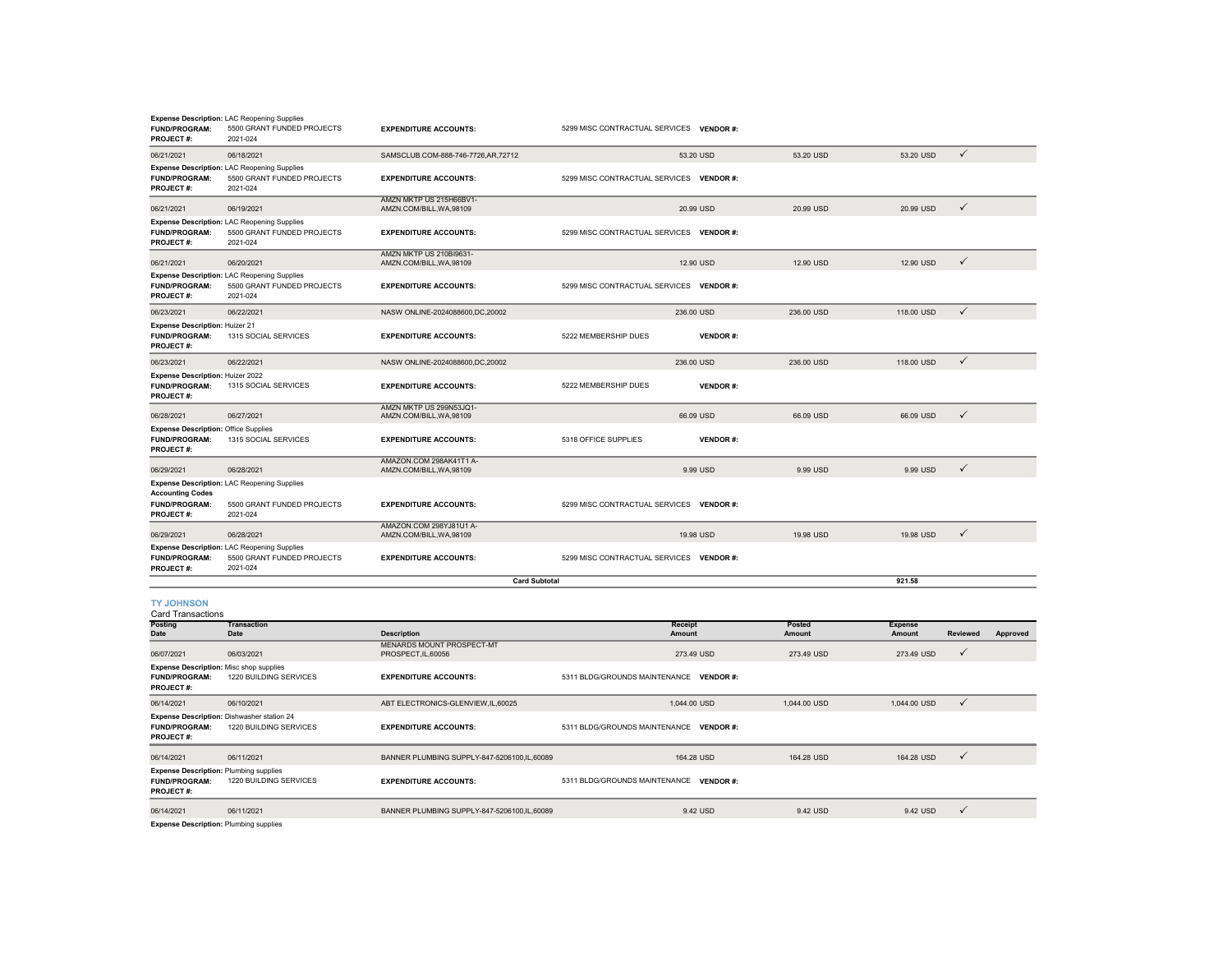**Expense Description:** LAC Reopening Supplies
**FUND/PROGRAM:** 5500 GRANT FUNDED PROJECTS **EXPENDITURE ACCOUNTS:** 5299 MISC CONTRACTUAL SERVICES **VENDOR #:**
**PROJECT #:** 2021-024

| Posting Date | Transaction Date | Description | Receipt Amount | Posted Amount | Expense Amount | Reviewed | Approved |
|---|---|---|---|---|---|---|---|
| 06/21/2021 | 06/18/2021 | SAMSCLUB.COM-888-746-7726,AR,72712 | 53.20 USD | 53.20 USD | 53.20 USD | ✓ | |
| **Expense Description:** LAC Reopening Supplies | | | | | | | |
| **FUND/PROGRAM:** 5500 GRANT FUNDED PROJECTS | | **EXPENDITURE ACCOUNTS:** | 5299 MISC CONTRACTUAL SERVICES **VENDOR #:** | | | | |
| **PROJECT #:** 2021-024 | | | | | | | |
| 06/21/2021 | 06/19/2021 | AMZN MKTP US 215H66BV1-AMZN.COM/BILL,WA,98109 | 20.99 USD | 20.99 USD | 20.99 USD | ✓ | |
| **Expense Description:** LAC Reopening Supplies | | | | | | | |
| **FUND/PROGRAM:** 5500 GRANT FUNDED PROJECTS | | **EXPENDITURE ACCOUNTS:** | 5299 MISC CONTRACTUAL SERVICES **VENDOR #:** | | | | |
| **PROJECT #:** 2021-024 | | | | | | | |
| 06/21/2021 | 06/20/2021 | AMZN MKTP US 210BI9631-AMZN.COM/BILL,WA,98109 | 12.90 USD | 12.90 USD | 12.90 USD | ✓ | |
| **Expense Description:** LAC Reopening Supplies | | | | | | | |
| **FUND/PROGRAM:** 5500 GRANT FUNDED PROJECTS | | **EXPENDITURE ACCOUNTS:** | 5299 MISC CONTRACTUAL SERVICES **VENDOR #:** | | | | |
| **PROJECT #:** 2021-024 | | | | | | | |
| 06/23/2021 | 06/22/2021 | NASW ONLINE-2024088600,DC,20002 | 236.00 USD | 236.00 USD | 118.00 USD | ✓ | |
| **Expense Description:** Huizer 21 | | | | | | | |
| **FUND/PROGRAM:** 1315 SOCIAL SERVICES | | **EXPENDITURE ACCOUNTS:** | 5222 MEMBERSHIP DUES **VENDOR #:** | | | | |
| **PROJECT #:** | | | | | | | |
| 06/23/2021 | 06/22/2021 | NASW ONLINE-2024088600,DC,20002 | 236.00 USD | 236.00 USD | 118.00 USD | ✓ | |
| **Expense Description:** Huizer 2022 | | | | | | | |
| **FUND/PROGRAM:** 1315 SOCIAL SERVICES | | **EXPENDITURE ACCOUNTS:** | 5222 MEMBERSHIP DUES **VENDOR #:** | | | | |
| **PROJECT #:** | | | | | | | |
| 06/28/2021 | 06/27/2021 | AMZN MKTP US 299N53JQ1-AMZN.COM/BILL,WA,98109 | 66.09 USD | 66.09 USD | 66.09 USD | ✓ | |
| **Expense Description:** Office Supplies | | | | | | | |
| **FUND/PROGRAM:** 1315 SOCIAL SERVICES | | **EXPENDITURE ACCOUNTS:** | 5318 OFFICE SUPPLIES **VENDOR #:** | | | | |
| **PROJECT #:** | | | | | | | |
| 06/29/2021 | 06/28/2021 | AMAZON.COM 298AK41T1 A-AMZN.COM/BILL,WA,98109 | 9.99 USD | 9.99 USD | 9.99 USD | ✓ | |
| **Expense Description:** LAC Reopening Supplies | | | | | | | |
| **Accounting Codes** | | | | | | | |
| **FUND/PROGRAM:** 5500 GRANT FUNDED PROJECTS | | **EXPENDITURE ACCOUNTS:** | 5299 MISC CONTRACTUAL SERVICES **VENDOR #:** | | | | |
| **PROJECT #:** 2021-024 | | | | | | | |
| 06/29/2021 | 06/28/2021 | AMAZON.COM 298YJ81U1 A-AMZN.COM/BILL,WA,98109 | 19.98 USD | 19.98 USD | 19.98 USD | ✓ | |
| **Expense Description:** LAC Reopening Supplies | | | | | | | |
| **FUND/PROGRAM:** 5500 GRANT FUNDED PROJECTS | | **EXPENDITURE ACCOUNTS:** | 5299 MISC CONTRACTUAL SERVICES **VENDOR #:** | | | | |
| **PROJECT #:** 2021-024 | | | | | | | |
| | | **Card Subtotal** | | | **921.58** | | |

## TY JOHNSON

Card Transactions

| Posting Date | Transaction Date | Description | Receipt Amount | Posted Amount | Expense Amount | Reviewed | Approved |
|---|---|---|---|---|---|---|---|
| 06/07/2021 | 06/03/2021 | MENARDS MOUNT PROSPECT-MT PROSPECT,IL,60056 | 273.49 USD | 273.49 USD | 273.49 USD | ✓ | |
| **Expense Description:** Misc shop supplies | | | | | | | |
| **FUND/PROGRAM:** 1220 BUILDING SERVICES | | **EXPENDITURE ACCOUNTS:** | 5311 BLDG/GROUNDS MAINTENANCE **VENDOR #:** | | | | |
| **PROJECT #:** | | | | | | | |
| 06/14/2021 | 06/10/2021 | ABT ELECTRONICS-GLENVIEW,IL,60025 | 1,044.00 USD | 1,044.00 USD | 1,044.00 USD | ✓ | |
| **Expense Description:** Dishwasher station 24 | | | | | | | |
| **FUND/PROGRAM:** 1220 BUILDING SERVICES | | **EXPENDITURE ACCOUNTS:** | 5311 BLDG/GROUNDS MAINTENANCE **VENDOR #:** | | | | |
| **PROJECT #:** | | | | | | | |
| 06/14/2021 | 06/11/2021 | BANNER PLUMBING SUPPLY-847-5206100,IL,60089 | 164.28 USD | 164.28 USD | 164.28 USD | ✓ | |
| **Expense Description:** Plumbing supplies | | | | | | | |
| **FUND/PROGRAM:** 1220 BUILDING SERVICES | | **EXPENDITURE ACCOUNTS:** | 5311 BLDG/GROUNDS MAINTENANCE **VENDOR #:** | | | | |
| **PROJECT #:** | | | | | | | |
| 06/14/2021 | 06/11/2021 | BANNER PLUMBING SUPPLY-847-5206100,IL,60089 | 9.42 USD | 9.42 USD | 9.42 USD | ✓ | |
| **Expense Description:** Plumbing supplies | | | | | | | |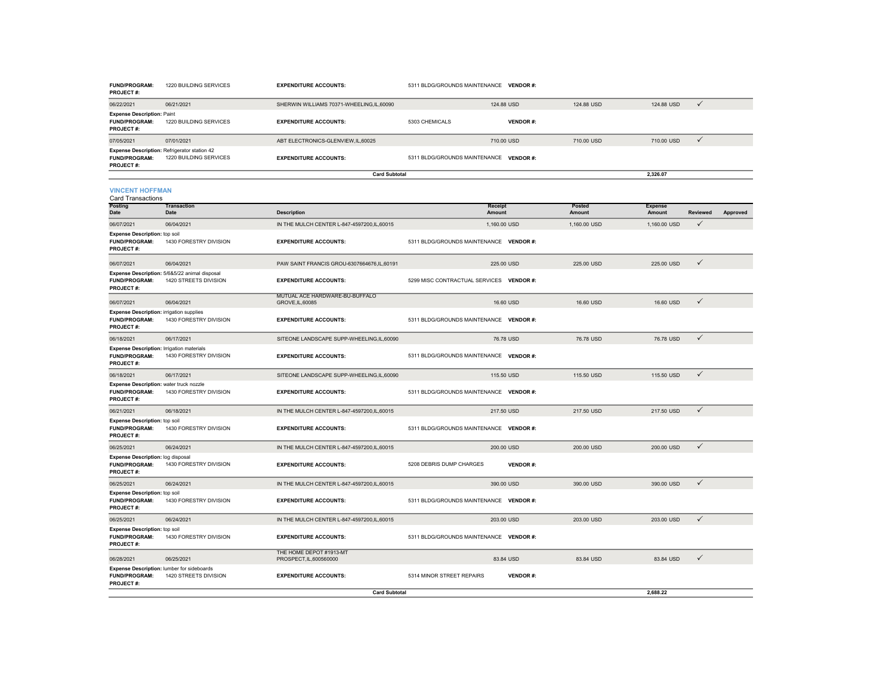| | | | | | | | |
|---|---|---|---|---|---|---|---|
| **FUND/PROGRAM:** 1220 BUILDING SERVICES **PROJECT #:** | | **EXPENDITURE ACCOUNTS:** | 5311 BLDG/GROUNDS MAINTENANCE **VENDOR #:** | | | | |
| 06/22/2021 | 06/21/2021 | SHERWIN WILLIAMS 70371-WHEELING,IL,60090 | 124.88 USD | 124.88 USD | 124.88 USD | ✓ | |
| **Expense Description:** Paint **FUND/PROGRAM:** 1220 BUILDING SERVICES **PROJECT #:** | | **EXPENDITURE ACCOUNTS:** | 5303 CHEMICALS **VENDOR #:** | | | | |
| 07/05/2021 | 07/01/2021 | ABT ELECTRONICS-GLENVIEW,IL,60025 | 710.00 USD | 710.00 USD | 710.00 USD | ✓ | |
| **Expense Description:** Refrigerator station 42 **FUND/PROGRAM:** 1220 BUILDING SERVICES **PROJECT #:** | | **EXPENDITURE ACCOUNTS:** | 5311 BLDG/GROUNDS MAINTENANCE **VENDOR #:** | | | | |
| | | **Card Subtotal** | | | **2,326.07** | | |

## VINCENT HOFFMAN

Card Transactions

| Posting Date | Transaction Date | Description | Receipt Amount | Posted Amount | Expense Amount | Reviewed | Approved |
|---|---|---|---|---|---|---|---|
| 06/07/2021 | 06/04/2021 | IN THE MULCH CENTER L-847-4597200,IL,60015 | 1,160.00 USD | 1,160.00 USD | 1,160.00 USD | ✓ | |
| **Expense Description:** top soil **FUND/PROGRAM:** 1430 FORESTRY DIVISION **PROJECT #:** | | **EXPENDITURE ACCOUNTS:** | 5311 BLDG/GROUNDS MAINTENANCE **VENDOR #:** | | | | |
| 06/07/2021 | 06/04/2021 | PAW SAINT FRANCIS GROU-6307664676,IL,60191 | 225.00 USD | 225.00 USD | 225.00 USD | ✓ | |
| **Expense Description:** 5/6&5/22 animal disposal **FUND/PROGRAM:** 1420 STREETS DIVISION **PROJECT #:** | | **EXPENDITURE ACCOUNTS:** | 5299 MISC CONTRACTUAL SERVICES **VENDOR #:** | | | | |
| 06/07/2021 | 06/04/2021 | MUTUAL ACE HARDWARE-BU-BUFFALO GROVE,IL,60085 | 16.60 USD | 16.60 USD | 16.60 USD | ✓ | |
| **Expense Description:** irrigation supplies **FUND/PROGRAM:** 1430 FORESTRY DIVISION **PROJECT #:** | | **EXPENDITURE ACCOUNTS:** | 5311 BLDG/GROUNDS MAINTENANCE **VENDOR #:** | | | | |
| 06/18/2021 | 06/17/2021 | SITEONE LANDSCAPE SUPP-WHEELING,IL,60090 | 76.78 USD | 76.78 USD | 76.78 USD | ✓ | |
| **Expense Description:** Irrigation materials **FUND/PROGRAM:** 1430 FORESTRY DIVISION **PROJECT #:** | | **EXPENDITURE ACCOUNTS:** | 5311 BLDG/GROUNDS MAINTENANCE **VENDOR #:** | | | | |
| 06/18/2021 | 06/17/2021 | SITEONE LANDSCAPE SUPP-WHEELING,IL,60090 | 115.50 USD | 115.50 USD | 115.50 USD | ✓ | |
| **Expense Description:** water truck nozzle **FUND/PROGRAM:** 1430 FORESTRY DIVISION **PROJECT #:** | | **EXPENDITURE ACCOUNTS:** | 5311 BLDG/GROUNDS MAINTENANCE **VENDOR #:** | | | | |
| 06/21/2021 | 06/18/2021 | IN THE MULCH CENTER L-847-4597200,IL,60015 | 217.50 USD | 217.50 USD | 217.50 USD | ✓ | |
| **Expense Description:** top soil **FUND/PROGRAM:** 1430 FORESTRY DIVISION **PROJECT #:** | | **EXPENDITURE ACCOUNTS:** | 5311 BLDG/GROUNDS MAINTENANCE **VENDOR #:** | | | | |
| 06/25/2021 | 06/24/2021 | IN THE MULCH CENTER L-847-4597200,IL,60015 | 200.00 USD | 200.00 USD | 200.00 USD | ✓ | |
| **Expense Description:** log disposal **FUND/PROGRAM:** 1430 FORESTRY DIVISION **PROJECT #:** | | **EXPENDITURE ACCOUNTS:** | 5208 DEBRIS DUMP CHARGES **VENDOR #:** | | | | |
| 06/25/2021 | 06/24/2021 | IN THE MULCH CENTER L-847-4597200,IL,60015 | 390.00 USD | 390.00 USD | 390.00 USD | ✓ | |
| **Expense Description:** top soil **FUND/PROGRAM:** 1430 FORESTRY DIVISION **PROJECT #:** | | **EXPENDITURE ACCOUNTS:** | 5311 BLDG/GROUNDS MAINTENANCE **VENDOR #:** | | | | |
| 06/25/2021 | 06/24/2021 | IN THE MULCH CENTER L-847-4597200,IL,60015 | 203.00 USD | 203.00 USD | 203.00 USD | ✓ | |
| **Expense Description:** top soil **FUND/PROGRAM:** 1430 FORESTRY DIVISION **PROJECT #:** | | **EXPENDITURE ACCOUNTS:** | 5311 BLDG/GROUNDS MAINTENANCE **VENDOR #:** | | | | |
| 06/28/2021 | 06/25/2021 | THE HOME DEPOT #1913-MT PROSPECT,IL,600560000 | 83.84 USD | 83.84 USD | 83.84 USD | ✓ | |
| **Expense Description:** lumber for sideboards **FUND/PROGRAM:** 1420 STREETS DIVISION **PROJECT #:** | | **EXPENDITURE ACCOUNTS:** | 5314 MINOR STREET REPAIRS **VENDOR #:** | | | | |
| | | **Card Subtotal** | | | **2,688.22** | | |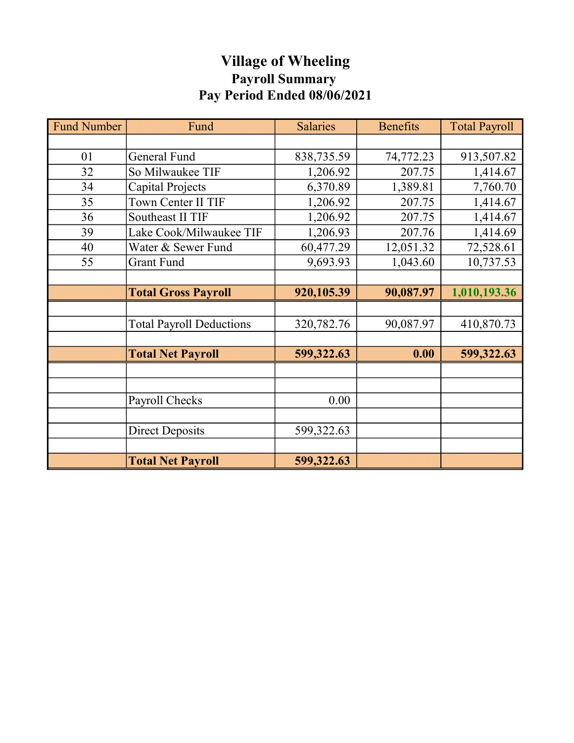# Village of Wheeling

## Payroll Summary

## Pay Period Ended 08/06/2021

| Fund Number | Fund | Salaries | Benefits | Total Payroll |
|---|---|---|---|---|
| | | | | |
| 01 | General Fund | 838,735.59 | 74,772.23 | 913,507.82 |
| 32 | So Milwaukee TIF | 1,206.92 | 207.75 | 1,414.67 |
| 34 | Capital Projects | 6,370.89 | 1,389.81 | 7,760.70 |
| 35 | Town Center II TIF | 1,206.92 | 207.75 | 1,414.67 |
| 36 | Southeast II TIF | 1,206.92 | 207.75 | 1,414.67 |
| 39 | Lake Cook/Milwaukee TIF | 1,206.93 | 207.76 | 1,414.69 |
| 40 | Water & Sewer Fund | 60,477.29 | 12,051.32 | 72,528.61 |
| 55 | Grant Fund | 9,693.93 | 1,043.60 | 10,737.53 |
| | | | | |
| | **Total Gross Payroll** | **920,105.39** | **90,087.97** | **1,010,193.36** |
| | | | | |
| | Total Payroll Deductions | 320,782.76 | 90,087.97 | 410,870.73 |
| | | | | |
| | **Total Net Payroll** | **599,322.63** | **0.00** | **599,322.63** |
| | | | | |
| | | | | |
| | Payroll Checks | 0.00 | | |
| | | | | |
| | Direct Deposits | 599,322.63 | | |
| | | | | |
| | **Total Net Payroll** | **599,322.63** | | |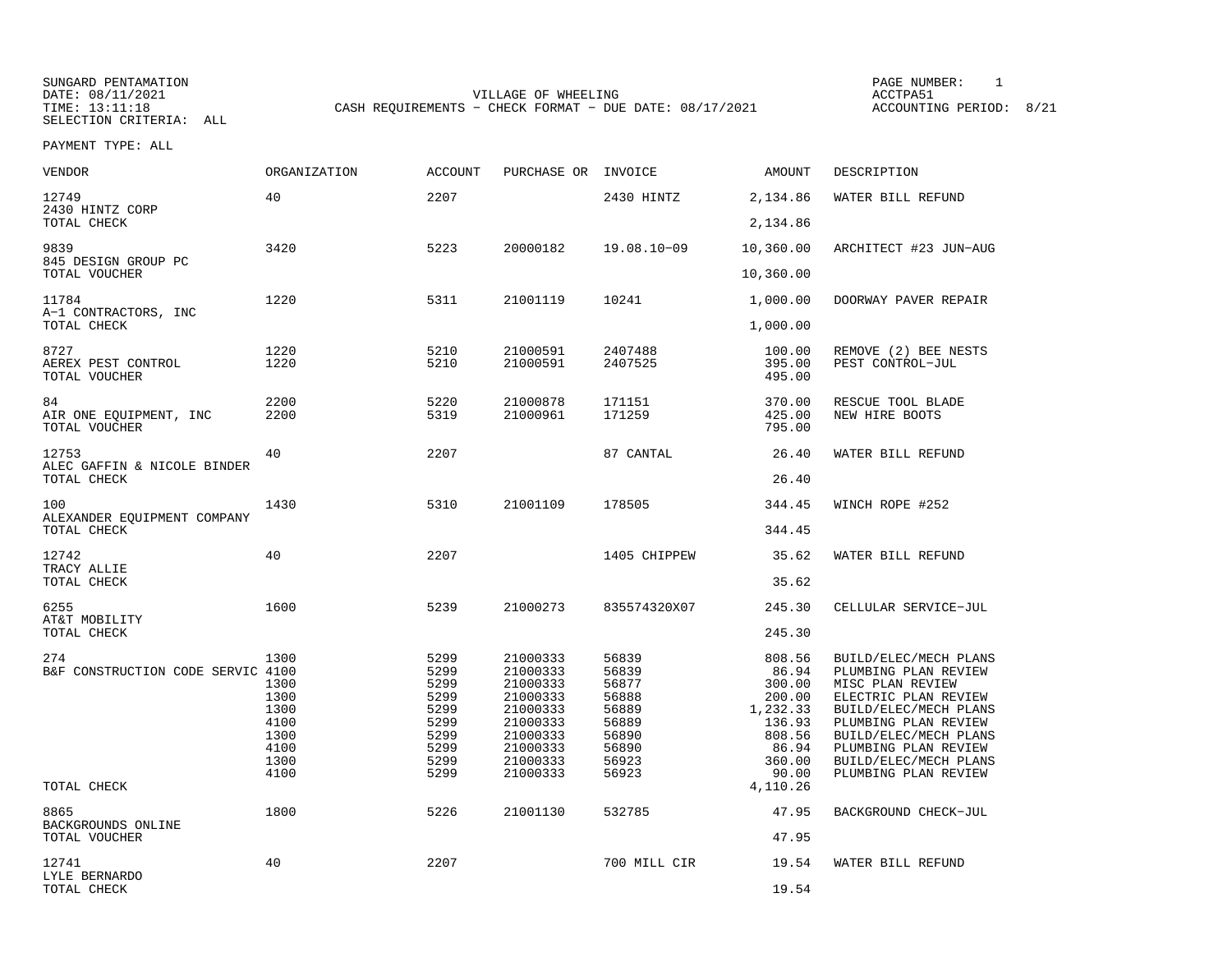SUNGARD PENTAMATION
DATE: 08/11/2021
TIME: 13:11:18
SELECTION CRITERIA: ALL

VILLAGE OF WHEELING
CASH REQUIREMENTS - CHECK FORMAT - DUE DATE: 08/17/2021

PAGE NUMBER: 1
ACCTPA51
ACCOUNTING PERIOD: 8/21

PAYMENT TYPE: ALL

| VENDOR | ORGANIZATION | ACCOUNT | PURCHASE OR | INVOICE | AMOUNT | DESCRIPTION |
|---|---|---|---|---|---|---|
| 12749 | 40 | 2207 | | 2430 HINTZ | 2,134.86 | WATER BILL REFUND |
| 2430 HINTZ CORP | | | | | | |
| TOTAL CHECK | | | | | 2,134.86 | |
| 9839 | 3420 | 5223 | 20000182 | 19.08.10-09 | 10,360.00 | ARCHITECT #23 JUN-AUG |
| 845 DESIGN GROUP PC | | | | | | |
| TOTAL VOUCHER | | | | | 10,360.00 | |
| 11784 | 1220 | 5311 | 21001119 | 10241 | 1,000.00 | DOORWAY PAVER REPAIR |
| A-1 CONTRACTORS, INC | | | | | | |
| TOTAL CHECK | | | | | 1,000.00 | |
| 8727 | 1220 | 5210 | 21000591 | 2407488 | 100.00 | REMOVE (2) BEE NESTS |
| AEREX PEST CONTROL | 1220 | 5210 | 21000591 | 2407525 | 395.00 | PEST CONTROL-JUL |
| TOTAL VOUCHER | | | | | 495.00 | |
| 84 | 2200 | 5220 | 21000878 | 171151 | 370.00 | RESCUE TOOL BLADE |
| AIR ONE EQUIPMENT, INC | 2200 | 5319 | 21000961 | 171259 | 425.00 | NEW HIRE BOOTS |
| TOTAL VOUCHER | | | | | 795.00 | |
| 12753 | 40 | 2207 | | 87 CANTAL | 26.40 | WATER BILL REFUND |
| ALEC GAFFIN & NICOLE BINDER | | | | | | |
| TOTAL CHECK | | | | | 26.40 | |
| 100 | 1430 | 5310 | 21001109 | 178505 | 344.45 | WINCH ROPE #252 |
| ALEXANDER EQUIPMENT COMPANY | | | | | | |
| TOTAL CHECK | | | | | 344.45 | |
| 12742 | 40 | 2207 | | 1405 CHIPPEW | 35.62 | WATER BILL REFUND |
| TRACY ALLIE | | | | | | |
| TOTAL CHECK | | | | | 35.62 | |
| 6255 | 1600 | 5239 | 21000273 | 835574320X07 | 245.30 | CELLULAR SERVICE-JUL |
| AT&T MOBILITY | | | | | | |
| TOTAL CHECK | | | | | 245.30 | |
| 274 | 1300 | 5299 | 21000333 | 56839 | 808.56 | BUILD/ELEC/MECH PLANS |
| B&F CONSTRUCTION CODE SERVIC | 4100 | 5299 | 21000333 | 56839 | 86.94 | PLUMBING PLAN REVIEW |
| | 1300 | 5299 | 21000333 | 56877 | 300.00 | MISC PLAN REVIEW |
| | 1300 | 5299 | 21000333 | 56888 | 200.00 | ELECTRIC PLAN REVIEW |
| | 1300 | 5299 | 21000333 | 56889 | 1,232.33 | BUILD/ELEC/MECH PLANS |
| | 4100 | 5299 | 21000333 | 56889 | 136.93 | PLUMBING PLAN REVIEW |
| | 1300 | 5299 | 21000333 | 56890 | 808.56 | BUILD/ELEC/MECH PLANS |
| | 4100 | 5299 | 21000333 | 56890 | 86.94 | PLUMBING PLAN REVIEW |
| | 1300 | 5299 | 21000333 | 56923 | 360.00 | BUILD/ELEC/MECH PLANS |
| | 4100 | 5299 | 21000333 | 56923 | 90.00 | PLUMBING PLAN REVIEW |
| TOTAL CHECK | | | | | 4,110.26 | |
| 8865 | 1800 | 5226 | 21001130 | 532785 | 47.95 | BACKGROUND CHECK-JUL |
| BACKGROUNDS ONLINE | | | | | | |
| TOTAL VOUCHER | | | | | 47.95 | |
| 12741 | 40 | 2207 | | 700 MILL CIR | 19.54 | WATER BILL REFUND |
| LYLE BERNARDO | | | | | | |
| TOTAL CHECK | | | | | 19.54 | |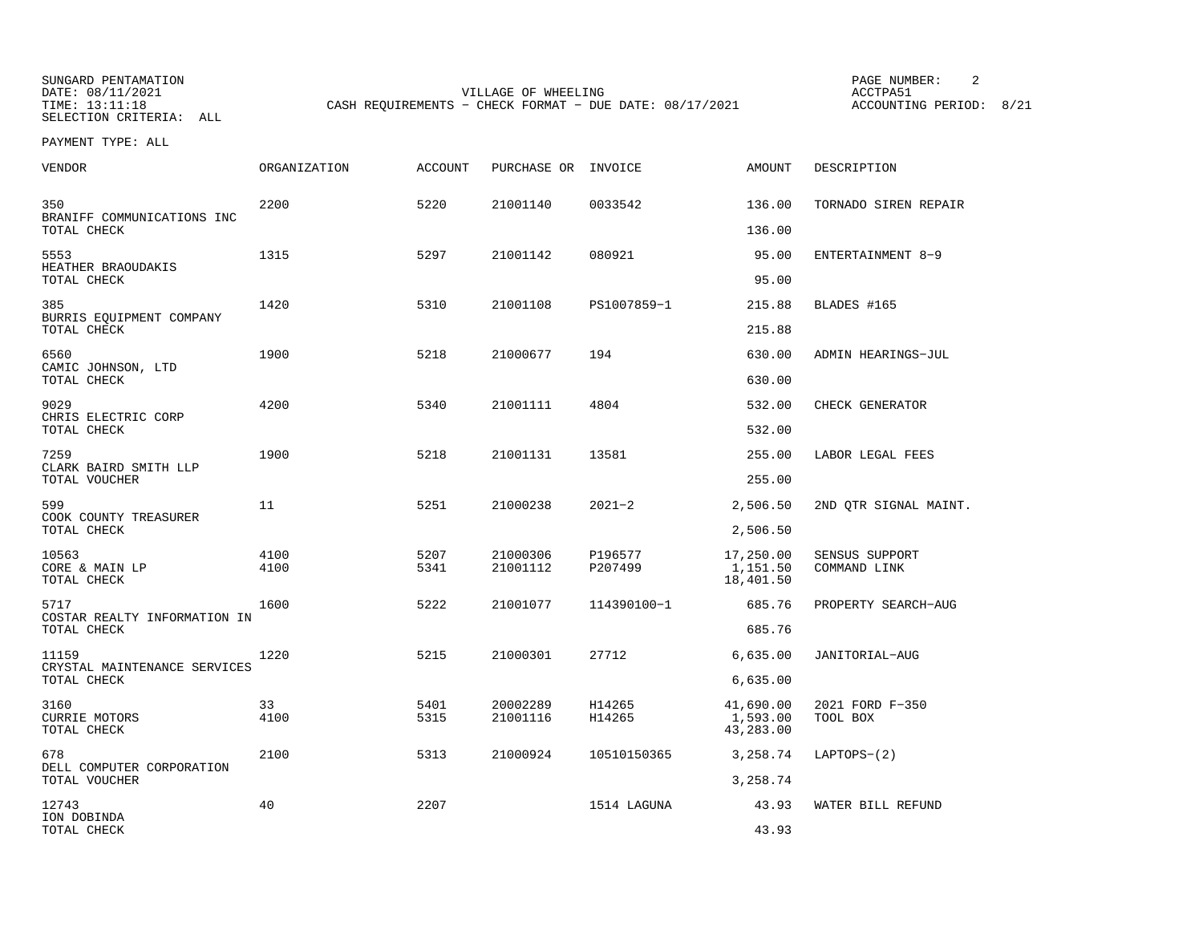SUNGARD PENTAMATION
DATE: 08/11/2021
TIME: 13:11:18
SELECTION CRITERIA: ALL

VILLAGE OF WHEELING
CASH REQUIREMENTS - CHECK FORMAT - DUE DATE: 08/17/2021

PAGE NUMBER: 2
ACCTPA51
ACCOUNTING PERIOD: 8/21

PAYMENT TYPE: ALL

| VENDOR | ORGANIZATION | ACCOUNT | PURCHASE OR | INVOICE | AMOUNT | DESCRIPTION |
|---|---|---|---|---|---|---|
| 350 | 2200 | 5220 | 21001140 | 0033542 | 136.00 | TORNADO SIREN REPAIR |
| BRANIFF COMMUNICATIONS INC | | | | | | |
| TOTAL CHECK | | | | | 136.00 | |
| 5553 | 1315 | 5297 | 21001142 | 080921 | 95.00 | ENTERTAINMENT 8-9 |
| HEATHER BRAOUDAKIS | | | | | | |
| TOTAL CHECK | | | | | 95.00 | |
| 385 | 1420 | 5310 | 21001108 | PS1007859-1 | 215.88 | BLADES #165 |
| BURRIS EQUIPMENT COMPANY | | | | | | |
| TOTAL CHECK | | | | | 215.88 | |
| 6560 | 1900 | 5218 | 21000677 | 194 | 630.00 | ADMIN HEARINGS-JUL |
| CAMIC JOHNSON, LTD | | | | | | |
| TOTAL CHECK | | | | | 630.00 | |
| 9029 | 4200 | 5340 | 21001111 | 4804 | 532.00 | CHECK GENERATOR |
| CHRIS ELECTRIC CORP | | | | | | |
| TOTAL CHECK | | | | | 532.00 | |
| 7259 | 1900 | 5218 | 21001131 | 13581 | 255.00 | LABOR LEGAL FEES |
| CLARK BAIRD SMITH LLP | | | | | | |
| TOTAL VOUCHER | | | | | 255.00 | |
| 599 | 11 | 5251 | 21000238 | 2021-2 | 2,506.50 | 2ND QTR SIGNAL MAINT. |
| COOK COUNTY TREASURER | | | | | | |
| TOTAL CHECK | | | | | 2,506.50 | |
| 10563 | 4100 | 5207 | 21000306 | P196577 | 17,250.00 | SENSUS SUPPORT |
| CORE & MAIN LP | 4100 | 5341 | 21001112 | P207499 | 1,151.50 | COMMAND LINK |
| TOTAL CHECK | | | | | 18,401.50 | |
| 5717 | 1600 | 5222 | 21001077 | 114390100-1 | 685.76 | PROPERTY SEARCH-AUG |
| COSTAR REALTY INFORMATION IN | | | | | | |
| TOTAL CHECK | | | | | 685.76 | |
| 11159 | 1220 | 5215 | 21000301 | 27712 | 6,635.00 | JANITORIAL-AUG |
| CRYSTAL MAINTENANCE SERVICES | | | | | | |
| TOTAL CHECK | | | | | 6,635.00 | |
| 3160 | 33 | 5401 | 20002289 | H14265 | 41,690.00 | 2021 FORD F-350 |
| CURRIE MOTORS | 4100 | 5315 | 21001116 | H14265 | 1,593.00 | TOOL BOX |
| TOTAL CHECK | | | | | 43,283.00 | |
| 678 | 2100 | 5313 | 21000924 | 10510150365 | 3,258.74 | LAPTOPS-(2) |
| DELL COMPUTER CORPORATION | | | | | | |
| TOTAL VOUCHER | | | | | 3,258.74 | |
| 12743 | 40 | 2207 | | 1514 LAGUNA | 43.93 | WATER BILL REFUND |
| ION DOBINDA | | | | | | |
| TOTAL CHECK | | | | | 43.93 | |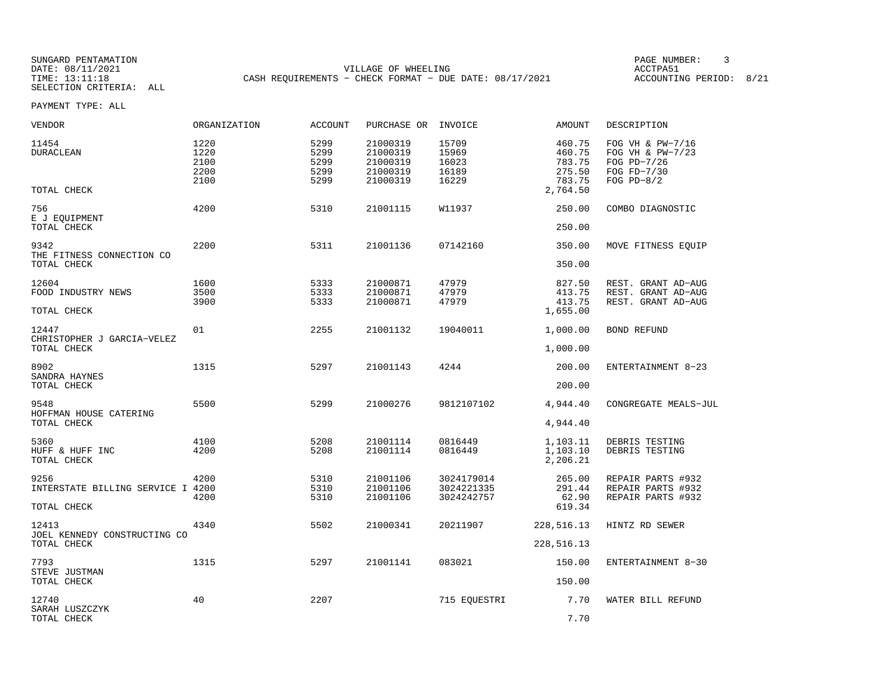SUNGARD PENTAMATION
DATE: 08/11/2021
TIME: 13:11:18
SELECTION CRITERIA: ALL

VILLAGE OF WHEELING
CASH REQUIREMENTS - CHECK FORMAT - DUE DATE: 08/17/2021

ACCTPA51
ACCOUNTING PERIOD: 8/21

PAYMENT TYPE: ALL

| VENDOR | ORGANIZATION | ACCOUNT | PURCHASE OR | INVOICE | AMOUNT | DESCRIPTION |
|---|---|---|---|---|---|---|
| 11454 | 1220 | 5299 | 21000319 | 15709 | 460.75 | FOG VH & PW-7/16 |
| DURACLEAN | 1220 | 5299 | 21000319 | 15969 | 460.75 | FOG VH & PW-7/23 |
| | 2100 | 5299 | 21000319 | 16023 | 783.75 | FOG PD-7/26 |
| | 2200 | 5299 | 21000319 | 16189 | 275.50 | FOG FD-7/30 |
| | 2100 | 5299 | 21000319 | 16229 | 783.75 | FOG PD-8/2 |
| TOTAL CHECK | | | | | 2,764.50 | |
| 756 | 4200 | 5310 | 21001115 | W11937 | 250.00 | COMBO DIAGNOSTIC |
| E J EQUIPMENT | | | | | | |
| TOTAL CHECK | | | | | 250.00 | |
| 9342 | 2200 | 5311 | 21001136 | 07142160 | 350.00 | MOVE FITNESS EQUIP |
| THE FITNESS CONNECTION CO | | | | | | |
| TOTAL CHECK | | | | | 350.00 | |
| 12604 | 1600 | 5333 | 21000871 | 47979 | 827.50 | REST. GRANT AD-AUG |
| FOOD INDUSTRY NEWS | 3500 | 5333 | 21000871 | 47979 | 413.75 | REST. GRANT AD-AUG |
| | 3900 | 5333 | 21000871 | 47979 | 413.75 | REST. GRANT AD-AUG |
| TOTAL CHECK | | | | | 1,655.00 | |
| 12447 | 01 | 2255 | 21001132 | 19040011 | 1,000.00 | BOND REFUND |
| CHRISTOPHER J GARCIA-VELEZ | | | | | | |
| TOTAL CHECK | | | | | 1,000.00 | |
| 8902 | 1315 | 5297 | 21001143 | 4244 | 200.00 | ENTERTAINMENT 8-23 |
| SANDRA HAYNES | | | | | | |
| TOTAL CHECK | | | | | 200.00 | |
| 9548 | 5500 | 5299 | 21000276 | 9812107102 | 4,944.40 | CONGREGATE MEALS-JUL |
| HOFFMAN HOUSE CATERING | | | | | | |
| TOTAL CHECK | | | | | 4,944.40 | |
| 5360 | 4100 | 5208 | 21001114 | 0816449 | 1,103.11 | DEBRIS TESTING |
| HUFF & HUFF INC | 4200 | 5208 | 21001114 | 0816449 | 1,103.10 | DEBRIS TESTING |
| TOTAL CHECK | | | | | 2,206.21 | |
| 9256 | 4200 | 5310 | 21001106 | 3024179014 | 265.00 | REPAIR PARTS #932 |
| INTERSTATE BILLING SERVICE I | 4200 | 5310 | 21001106 | 3024221335 | 291.44 | REPAIR PARTS #932 |
| | 4200 | 5310 | 21001106 | 3024242757 | 62.90 | REPAIR PARTS #932 |
| TOTAL CHECK | | | | | 619.34 | |
| 12413 | 4340 | 5502 | 21000341 | 20211907 | 228,516.13 | HINTZ RD SEWER |
| JOEL KENNEDY CONSTRUCTING CO | | | | | | |
| TOTAL CHECK | | | | | 228,516.13 | |
| 7793 | 1315 | 5297 | 21001141 | 083021 | 150.00 | ENTERTAINMENT 8-30 |
| STEVE JUSTMAN | | | | | | |
| TOTAL CHECK | | | | | 150.00 | |
| 12740 | 40 | 2207 | | 715 EQUESTRI | 7.70 | WATER BILL REFUND |
| SARAH LUSZCZYK | | | | | | |
| TOTAL CHECK | | | | | 7.70 | |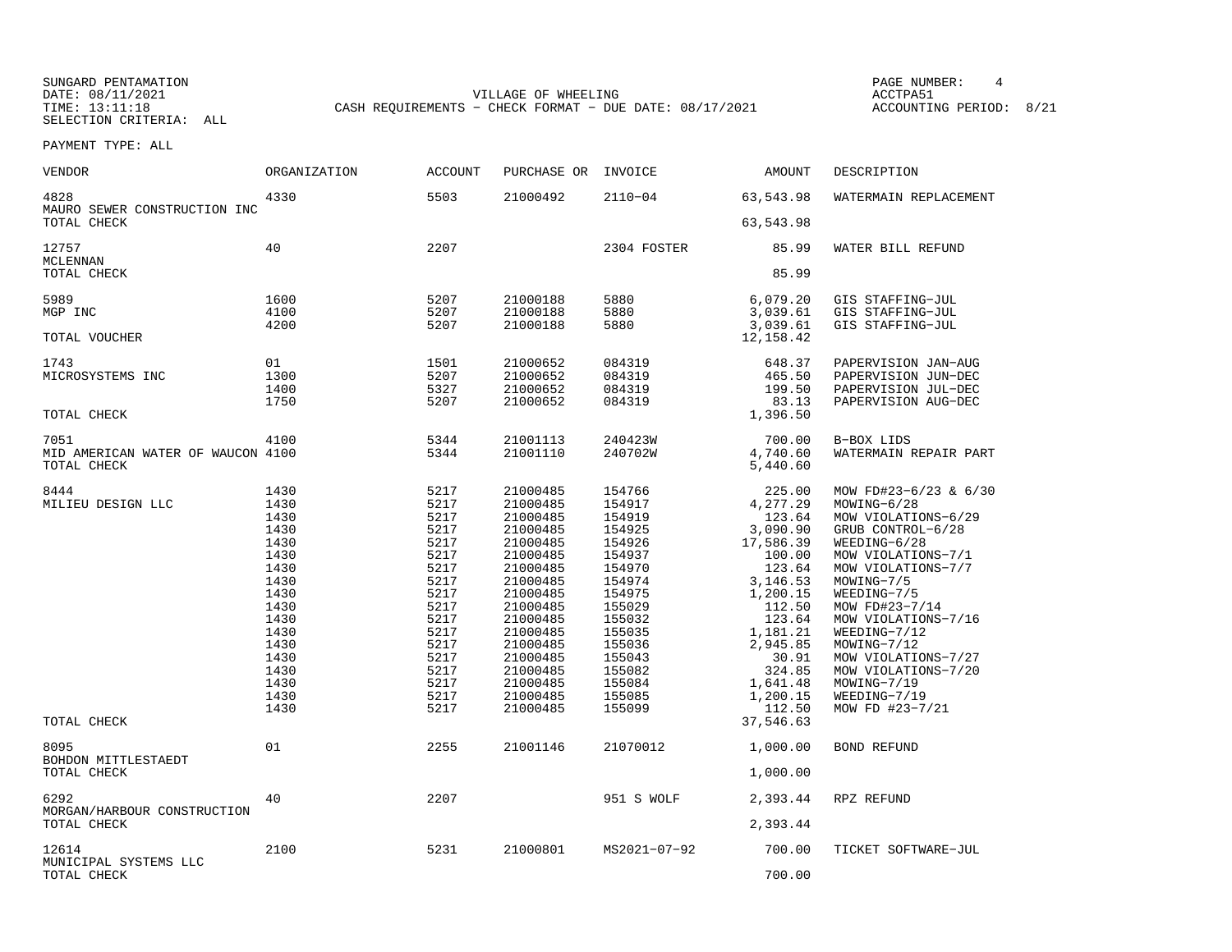SUNGARD PENTAMATION
DATE: 08/11/2021
TIME: 13:11:18
SELECTION CRITERIA: ALL

VILLAGE OF WHEELING
CASH REQUIREMENTS - CHECK FORMAT - DUE DATE: 08/17/2021

ACCTPA51
ACCOUNTING PERIOD: 8/21

PAYMENT TYPE: ALL

| VENDOR | ORGANIZATION | ACCOUNT | PURCHASE OR | INVOICE | AMOUNT | DESCRIPTION |
|---|---|---|---|---|---|---|
| 4828 | 4330 | 5503 | 21000492 | 2110-04 | 63,543.98 | WATERMAIN REPLACEMENT |
| MAURO SEWER CONSTRUCTION INC | | | | | | |
| TOTAL CHECK | | | | | 63,543.98 | |
| 12757 | 40 | 2207 | | 2304 FOSTER | 85.99 | WATER BILL REFUND |
| MCLENNAN | | | | | | |
| TOTAL CHECK | | | | | 85.99 | |
| 5989 | 1600 | 5207 | 21000188 | 5880 | 6,079.20 | GIS STAFFING-JUL |
| MGP INC | 4100 | 5207 | 21000188 | 5880 | 3,039.61 | GIS STAFFING-JUL |
| | 4200 | 5207 | 21000188 | 5880 | 3,039.61 | GIS STAFFING-JUL |
| TOTAL VOUCHER | | | | | 12,158.42 | |
| 1743 | 01 | 1501 | 21000652 | 084319 | 648.37 | PAPERVISION JAN-AUG |
| MICROSYSTEMS INC | 1300 | 5207 | 21000652 | 084319 | 465.50 | PAPERVISION JUN-DEC |
| | 1400 | 5327 | 21000652 | 084319 | 199.50 | PAPERVISION JUL-DEC |
| | 1750 | 5207 | 21000652 | 084319 | 83.13 | PAPERVISION AUG-DEC |
| TOTAL CHECK | | | | | 1,396.50 | |
| 7051 | 4100 | 5344 | 21001113 | 240423W | 700.00 | B-BOX LIDS |
| MID AMERICAN WATER OF WAUCON | 4100 | 5344 | 21001110 | 240702W | 4,740.60 | WATERMAIN REPAIR PART |
| TOTAL CHECK | | | | | 5,440.60 | |
| 8444 | 1430 | 5217 | 21000485 | 154766 | 225.00 | MOW FD#23-6/23 & 6/30 |
| MILIEU DESIGN LLC | 1430 | 5217 | 21000485 | 154917 | 4,277.29 | MOWING-6/28 |
| | 1430 | 5217 | 21000485 | 154919 | 123.64 | MOW VIOLATIONS-6/29 |
| | 1430 | 5217 | 21000485 | 154925 | 3,090.90 | GRUB CONTROL-6/28 |
| | 1430 | 5217 | 21000485 | 154926 | 17,586.39 | WEEDING-6/28 |
| | 1430 | 5217 | 21000485 | 154937 | 100.00 | MOW VIOLATIONS-7/1 |
| | 1430 | 5217 | 21000485 | 154970 | 123.64 | MOW VIOLATIONS-7/7 |
| | 1430 | 5217 | 21000485 | 154974 | 3,146.53 | MOWING-7/5 |
| | 1430 | 5217 | 21000485 | 154975 | 1,200.15 | WEEDING-7/5 |
| | 1430 | 5217 | 21000485 | 155029 | 112.50 | MOW FD#23-7/14 |
| | 1430 | 5217 | 21000485 | 155032 | 123.64 | MOW VIOLATIONS-7/16 |
| | 1430 | 5217 | 21000485 | 155035 | 1,181.21 | WEEDING-7/12 |
| | 1430 | 5217 | 21000485 | 155036 | 2,945.85 | MOWING-7/12 |
| | 1430 | 5217 | 21000485 | 155043 | 30.91 | MOW VIOLATIONS-7/27 |
| | 1430 | 5217 | 21000485 | 155082 | 324.85 | MOW VIOLATIONS-7/20 |
| | 1430 | 5217 | 21000485 | 155084 | 1,641.48 | MOWING-7/19 |
| | 1430 | 5217 | 21000485 | 155085 | 1,200.15 | WEEDING-7/19 |
| | 1430 | 5217 | 21000485 | 155099 | 112.50 | MOW FD #23-7/21 |
| TOTAL CHECK | | | | | 37,546.63 | |
| 8095 | 01 | 2255 | 21001146 | 21070012 | 1,000.00 | BOND REFUND |
| BOHDON MITTLESTAEDT | | | | | | |
| TOTAL CHECK | | | | | 1,000.00 | |
| 6292 | 40 | 2207 | | 951 S WOLF | 2,393.44 | RPZ REFUND |
| MORGAN/HARBOUR CONSTRUCTION | | | | | | |
| TOTAL CHECK | | | | | 2,393.44 | |
| 12614 | 2100 | 5231 | 21000801 | MS2021-07-92 | 700.00 | TICKET SOFTWARE-JUL |
| MUNICIPAL SYSTEMS LLC | | | | | | |
| TOTAL CHECK | | | | | 700.00 | |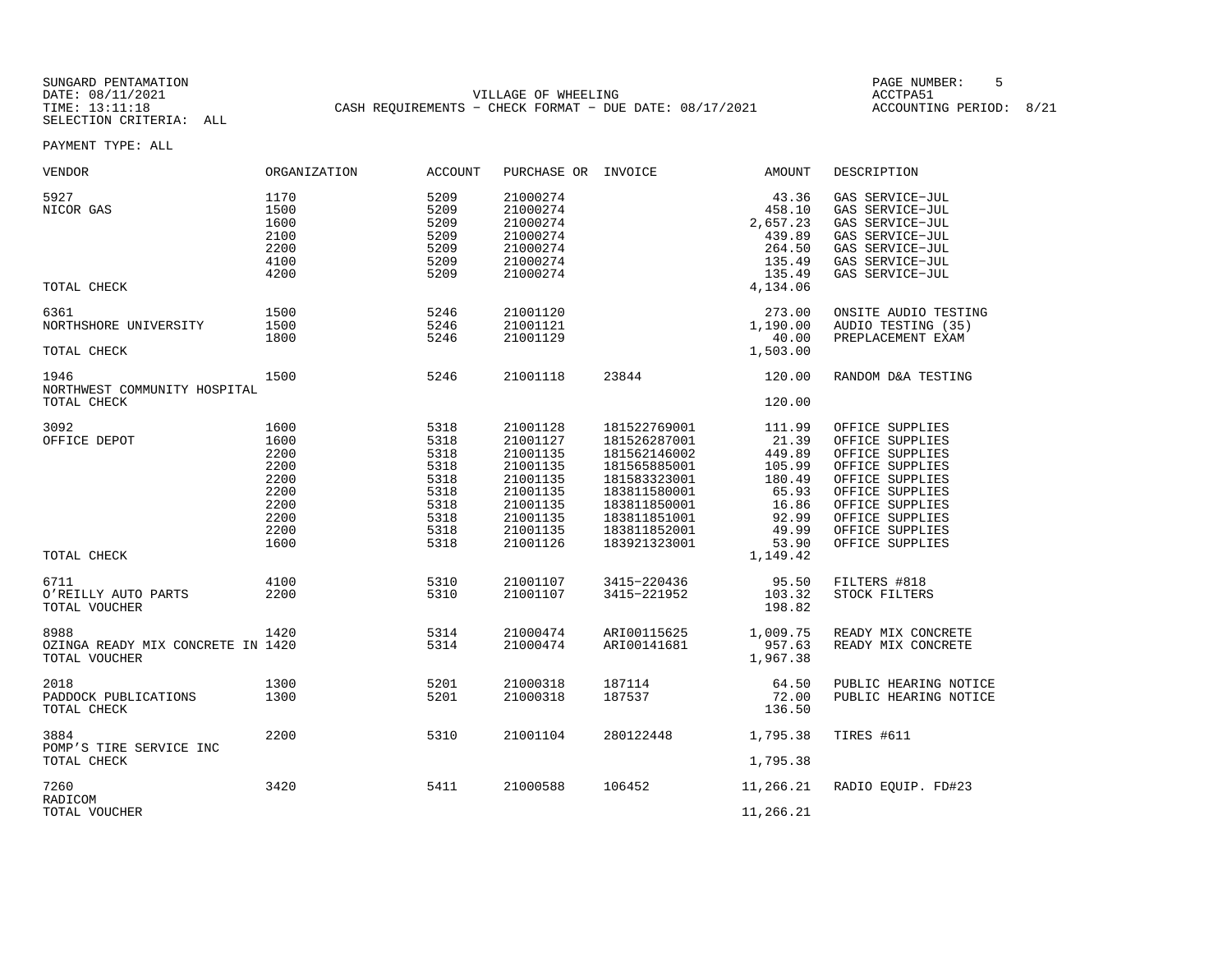SUNGARD PENTAMATION
DATE: 08/11/2021
TIME: 13:11:18
SELECTION CRITERIA: ALL

VILLAGE OF WHEELING
CASH REQUIREMENTS - CHECK FORMAT - DUE DATE: 08/17/2021

PAGE NUMBER: 5
ACCTPA51
ACCOUNTING PERIOD: 8/21

PAYMENT TYPE: ALL

| VENDOR | ORGANIZATION | ACCOUNT | PURCHASE OR | INVOICE | AMOUNT | DESCRIPTION |
|---|---|---|---|---|---|---|
| 5927 | 1170 | 5209 | 21000274 | | 43.36 | GAS SERVICE-JUL |
| NICOR GAS | 1500 | 5209 | 21000274 | | 458.10 | GAS SERVICE-JUL |
| | 1600 | 5209 | 21000274 | | 2,657.23 | GAS SERVICE-JUL |
| | 2100 | 5209 | 21000274 | | 439.89 | GAS SERVICE-JUL |
| | 2200 | 5209 | 21000274 | | 264.50 | GAS SERVICE-JUL |
| | 4100 | 5209 | 21000274 | | 135.49 | GAS SERVICE-JUL |
| | 4200 | 5209 | 21000274 | | 135.49 | GAS SERVICE-JUL |
| TOTAL CHECK | | | | | 4,134.06 | |
| 6361 | 1500 | 5246 | 21001120 | | 273.00 | ONSITE AUDIO TESTING |
| NORTHSHORE UNIVERSITY | 1500 | 5246 | 21001121 | | 1,190.00 | AUDIO TESTING (35) |
| | 1800 | 5246 | 21001129 | | 40.00 | PREPLACEMENT EXAM |
| TOTAL CHECK | | | | | 1,503.00 | |
| 1946 | 1500 | 5246 | 21001118 | 23844 | 120.00 | RANDOM D&A TESTING |
| NORTHWEST COMMUNITY HOSPITAL | | | | | | |
| TOTAL CHECK | | | | | 120.00 | |
| 3092 | 1600 | 5318 | 21001128 | 181522769001 | 111.99 | OFFICE SUPPLIES |
| OFFICE DEPOT | 1600 | 5318 | 21001127 | 181526287001 | 21.39 | OFFICE SUPPLIES |
| | 2200 | 5318 | 21001135 | 181562146002 | 449.89 | OFFICE SUPPLIES |
| | 2200 | 5318 | 21001135 | 181565885001 | 105.99 | OFFICE SUPPLIES |
| | 2200 | 5318 | 21001135 | 181583323001 | 180.49 | OFFICE SUPPLIES |
| | 2200 | 5318 | 21001135 | 183811580001 | 65.93 | OFFICE SUPPLIES |
| | 2200 | 5318 | 21001135 | 183811850001 | 16.86 | OFFICE SUPPLIES |
| | 2200 | 5318 | 21001135 | 183811851001 | 92.99 | OFFICE SUPPLIES |
| | 2200 | 5318 | 21001135 | 183811852001 | 49.99 | OFFICE SUPPLIES |
| | 1600 | 5318 | 21001126 | 183921323001 | 53.90 | OFFICE SUPPLIES |
| TOTAL CHECK | | | | | 1,149.42 | |
| 6711 | 4100 | 5310 | 21001107 | 3415-220436 | 95.50 | FILTERS #818 |
| O'REILLY AUTO PARTS | 2200 | 5310 | 21001107 | 3415-221952 | 103.32 | STOCK FILTERS |
| TOTAL VOUCHER | | | | | 198.82 | |
| 8988 | 1420 | 5314 | 21000474 | ARI00115625 | 1,009.75 | READY MIX CONCRETE |
| OZINGA READY MIX CONCRETE IN | 1420 | 5314 | 21000474 | ARI00141681 | 957.63 | READY MIX CONCRETE |
| TOTAL VOUCHER | | | | | 1,967.38 | |
| 2018 | 1300 | 5201 | 21000318 | 187114 | 64.50 | PUBLIC HEARING NOTICE |
| PADDOCK PUBLICATIONS | 1300 | 5201 | 21000318 | 187537 | 72.00 | PUBLIC HEARING NOTICE |
| TOTAL CHECK | | | | | 136.50 | |
| 3884 | 2200 | 5310 | 21001104 | 280122448 | 1,795.38 | TIRES #611 |
| POMP'S TIRE SERVICE INC | | | | | | |
| TOTAL CHECK | | | | | 1,795.38 | |
| 7260 | 3420 | 5411 | 21000588 | 106452 | 11,266.21 | RADIO EQUIP. FD#23 |
| RADICOM | | | | | | |
| TOTAL VOUCHER | | | | | 11,266.21 | |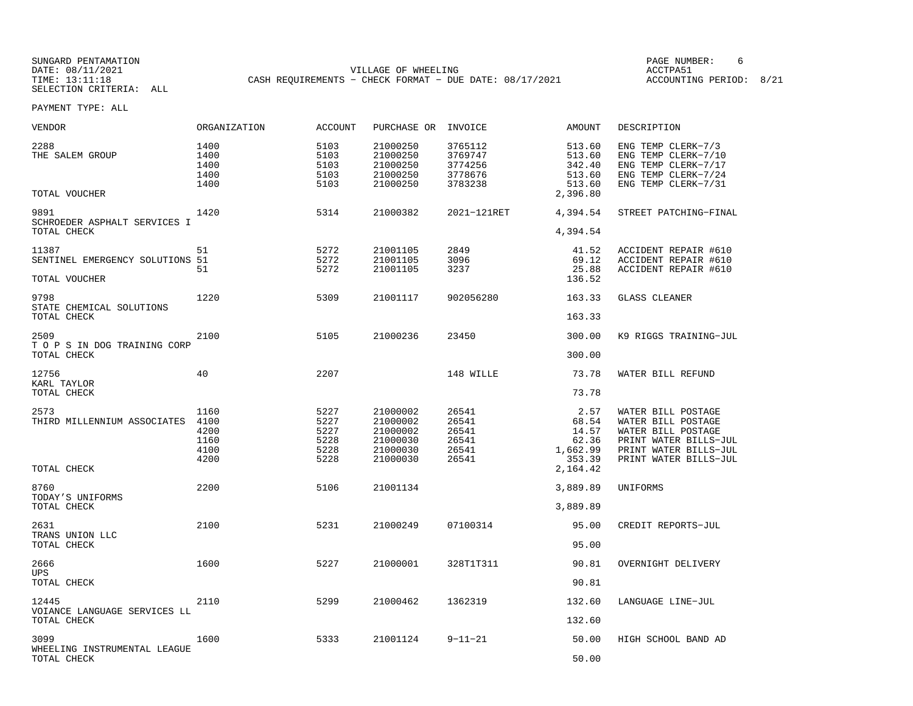SUNGARD PENTAMATION
DATE: 08/11/2021
TIME: 13:11:18
SELECTION CRITERIA: ALL

VILLAGE OF WHEELING
CASH REQUIREMENTS - CHECK FORMAT - DUE DATE: 08/17/2021

PAGE NUMBER: 6
ACCTPA51
ACCOUNTING PERIOD: 8/21

PAYMENT TYPE: ALL

| VENDOR | ORGANIZATION | ACCOUNT | PURCHASE OR | INVOICE | AMOUNT | DESCRIPTION |
|---|---|---|---|---|---|---|
| 2288 | 1400 | 5103 | 21000250 | 3765112 | 513.60 | ENG TEMP CLERK-7/3 |
| THE SALEM GROUP | 1400 | 5103 | 21000250 | 3769747 | 513.60 | ENG TEMP CLERK-7/10 |
| | 1400 | 5103 | 21000250 | 3774256 | 342.40 | ENG TEMP CLERK-7/17 |
| | 1400 | 5103 | 21000250 | 3778676 | 513.60 | ENG TEMP CLERK-7/24 |
| | 1400 | 5103 | 21000250 | 3783238 | 513.60 | ENG TEMP CLERK-7/31 |
| TOTAL VOUCHER | | | | | 2,396.80 | |
| 9891 | 1420 | 5314 | 21000382 | 2021-121RET | 4,394.54 | STREET PATCHING-FINAL |
| SCHROEDER ASPHALT SERVICES I | | | | | | |
| TOTAL CHECK | | | | | 4,394.54 | |
| 11387 | 51 | 5272 | 21001105 | 2849 | 41.52 | ACCIDENT REPAIR #610 |
| SENTINEL EMERGECY SOLUTIONS | 51 | 5272 | 21001105 | 3096 | 69.12 | ACCIDENT REPAIR #610 |
| | 51 | 5272 | 21001105 | 3237 | 25.88 | ACCIDENT REPAIR #610 |
| TOTAL VOUCHER | | | | | 136.52 | |
| 9798 | 1220 | 5309 | 21001117 | 902056280 | 163.33 | GLASS CLEANER |
| STATE CHEMICAL SOLUTIONS | | | | | | |
| TOTAL CHECK | | | | | 163.33 | |
| 2509 | 2100 | 5105 | 21000236 | 23450 | 300.00 | K9 RIGGS TRAINING-JUL |
| T O P S IN DOG TRAINING CORP | | | | | | |
| TOTAL CHECK | | | | | 300.00 | |
| 12756 | 40 | 2207 | | 148 WILLE | 73.78 | WATER BILL REFUND |
| KARL TAYLOR | | | | | | |
| TOTAL CHECK | | | | | 73.78 | |
| 2573 | 1160 | 5227 | 21000002 | 26541 | 2.57 | WATER BILL POSTAGE |
| THIRD MILLENNIUM ASSOCIATES | 4100 | 5227 | 21000002 | 26541 | 68.54 | WATER BILL POSTAGE |
| | 4200 | 5227 | 21000002 | 26541 | 14.57 | WATER BILL POSTAGE |
| | 1160 | 5228 | 21000030 | 26541 | 62.36 | PRINT WATER BILLS-JUL |
| | 4100 | 5228 | 21000030 | 26541 | 1,662.99 | PRINT WATER BILLS-JUL |
| | 4200 | 5228 | 21000030 | 26541 | 353.39 | PRINT WATER BILLS-JUL |
| TOTAL CHECK | | | | | 2,164.42 | |
| 8760 | 2200 | 5106 | 21001134 | | 3,889.89 | UNIFORMS |
| TODAY'S UNIFORMS | | | | | | |
| TOTAL CHECK | | | | | 3,889.89 | |
| 2631 | 2100 | 5231 | 21000249 | 07100314 | 95.00 | CREDIT REPORTS-JUL |
| TRANS UNION LLC | | | | | | |
| TOTAL CHECK | | | | | 95.00 | |
| 2666 | 1600 | 5227 | 21000001 | 328T1T311 | 90.81 | OVERNIGHT DELIVERY |
| UPS | | | | | | |
| TOTAL CHECK | | | | | 90.81 | |
| 12445 | 2110 | 5299 | 21000462 | 1362319 | 132.60 | LANGUAGE LINE-JUL |
| VOIANCE LANGUAGE SERVICES LL | | | | | | |
| TOTAL CHECK | | | | | 132.60 | |
| 3099 | 1600 | 5333 | 21001124 | 9-11-21 | 50.00 | HIGH SCHOOL BAND AD |
| WHEELING INSTRUMENTAL LEAGUE | | | | | | |
| TOTAL CHECK | | | | | 50.00 | |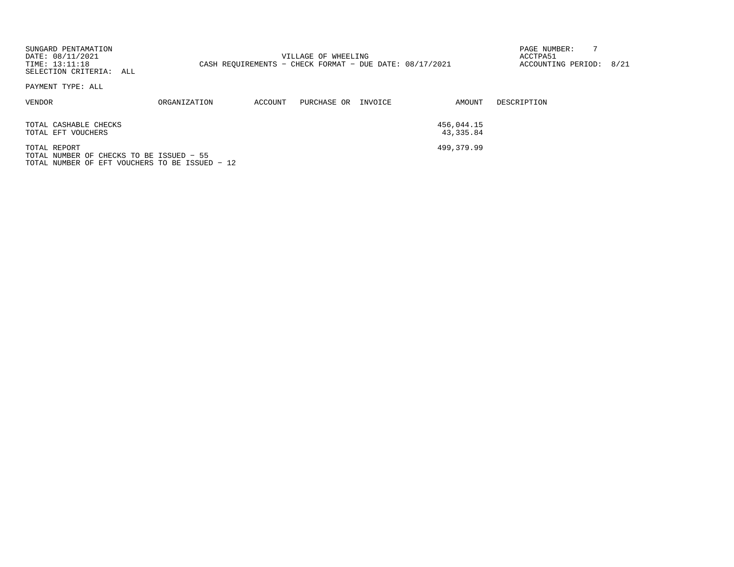SUNGARD PENTAMATION
DATE: 08/11/2021
TIME: 13:11:18
SELECTION CRITERIA: ALL

VILLAGE OF WHEELING
CASH REQUIREMENTS - CHECK FORMAT - DUE DATE: 08/17/2021

ACCTPA51
ACCOUNTING PERIOD: 8/21

PAYMENT TYPE: ALL

| VENDOR | ORGANIZATION | ACCOUNT | PURCHASE OR | INVOICE | AMOUNT | DESCRIPTION |
|---|---|---|---|---|---|---|
| TOTAL CASHABLE CHECKS | | | | | 456,044.15 | |
| TOTAL EFT VOUCHERS | | | | | 43,335.84 | |
| TOTAL REPORT | | | | | 499,379.99 | |

TOTAL NUMBER OF CHECKS TO BE ISSUED - 55
TOTAL NUMBER OF EFT VOUCHERS TO BE ISSUED - 12